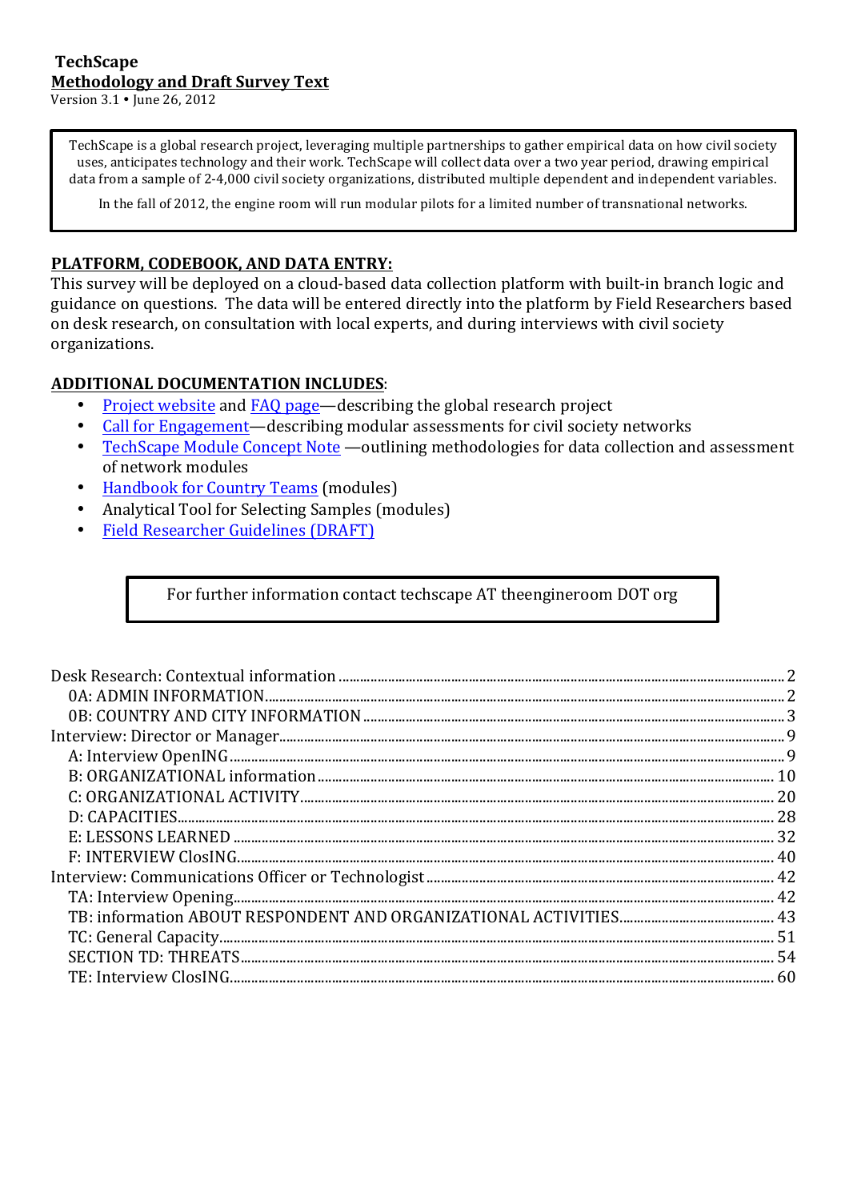**TechScape**
**Methodology and Draft Survey Text**
Version 3.1 • June 26, 2012

TechScape is a global research project, leveraging multiple partnerships to gather empirical data on how civil society uses, anticipates technology and their work. TechScape will collect data over a two year period, drawing empirical data from a sample of 2-4,000 civil society organizations, distributed multiple dependent and independent variables.

In the fall of 2012, the engine room will run modular pilots for a limited number of transnational networks.

**PLATFORM, CODEBOOK, AND DATA ENTRY:**
This survey will be deployed on a cloud-based data collection platform with built-in branch logic and guidance on questions. The data will be entered directly into the platform by Field Researchers based on desk research, on consultation with local experts, and during interviews with civil society organizations.

**ADDITIONAL DOCUMENTATION INCLUDES**:

- Project website and FAQ page—describing the global research project
- Call for Engagement—describing modular assessments for civil society networks
- TechScape Module Concept Note —outlining methodologies for data collection and assessment of network modules
- Handbook for Country Teams (modules)
- Analytical Tool for Selecting Samples (modules)
- Field Researcher Guidelines (DRAFT)

For further information contact techscape AT theengineroom DOT org

Desk Research: Contextual information ..... 2
- 0A: ADMIN INFORMATION ..... 2
- 0B: COUNTRY AND CITY INFORMATION ..... 3

Interview: Director or Manager ..... 9
- A: Interview OpenING ..... 9
- B: ORGANIZATIONAL information ..... 10
- C: ORGANIZATIONAL ACTIVITY ..... 20
- D: CAPACITIES ..... 28
- E: LESSONS LEARNED ..... 32
- F: INTERVIEW ClosING ..... 40

Interview: Communications Officer or Technologist ..... 42
- TA: Interview Opening ..... 42
- TB: information ABOUT RESPONDENT AND ORGANIZATIONAL ACTIVITIES ..... 43
- TC: General Capacity ..... 51
- SECTION TD: THREATS ..... 54
- TE: Interview ClosING ..... 60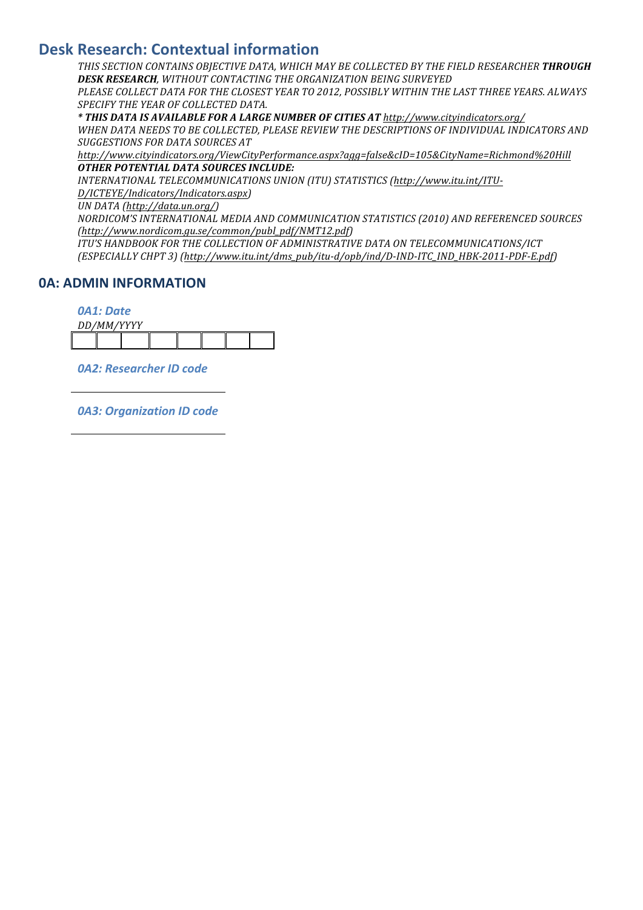# Desk Research: Contextual information

*THIS SECTION CONTAINS OBJECTIVE DATA, WHICH MAY BE COLLECTED BY THE FIELD RESEARCHER **THROUGH DESK RESEARCH**, WITHOUT CONTACTING THE ORGANIZATION BEING SURVEYED*

*PLEASE COLLECT DATA FOR THE CLOSEST YEAR TO 2012, POSSIBLY WITHIN THE LAST THREE YEARS. ALWAYS SPECIFY THE YEAR OF COLLECTED DATA.*

***\* THIS DATA IS AVAILABLE FOR A LARGE NUMBER OF CITIES AT** http://www.cityindicators.org/*

*WHEN DATA NEEDS TO BE COLLECTED, PLEASE REVIEW THE DESCRIPTIONS OF INDIVIDUAL INDICATORS AND SUGGESTIONS FOR DATA SOURCES AT*

*http://www.cityindicators.org/ViewCityPerformance.aspx?agg=false&cID=105&CityName=Richmond%20Hill*

***OTHER POTENTIAL DATA SOURCES INCLUDE:***

*INTERNATIONAL TELECOMMUNICATIONS UNION (ITU) STATISTICS (http://www.itu.int/ITU-D/ICTEYE/Indicators/Indicators.aspx)*

*UN DATA (http://data.un.org/)*

*NORDICOM'S INTERNATIONAL MEDIA AND COMMUNICATION STATISTICS (2010) AND REFERENCED SOURCES (http://www.nordicom.gu.se/common/publ_pdf/NMT12.pdf)*

*ITU'S HANDBOOK FOR THE COLLECTION OF ADMINISTRATIVE DATA ON TELECOMMUNICATIONS/ICT (ESPECIALLY CHPT 3) (http://www.itu.int/dms_pub/itu-d/opb/ind/D-IND-ITC_IND_HBK-2011-PDF-E.pdf)*

## 0A: ADMIN INFORMATION

### *0A1: Date*

*DD/MM/YYYY*

| | | | | | | | |
|---|---|---|---|---|---|---|---|
| | | | | | | | |

### *0A2: Researcher ID code*

\_\_\_\_\_\_\_\_\_\_\_\_\_\_\_\_\_\_\_\_

### *0A3: Organization ID code*

\_\_\_\_\_\_\_\_\_\_\_\_\_\_\_\_\_\_\_\_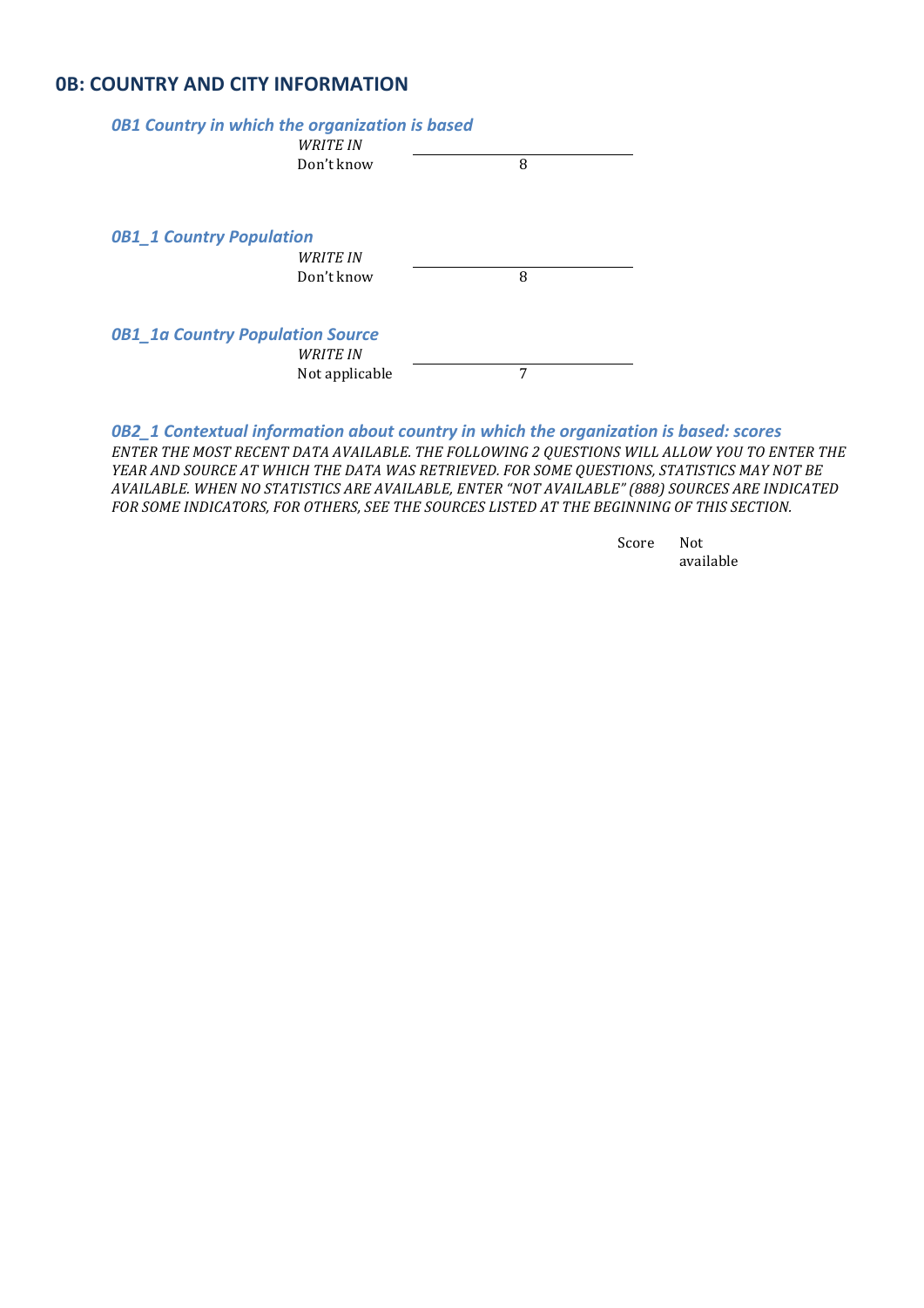## 0B: COUNTRY AND CITY INFORMATION

### *0B1 Country in which the organization is based*

| | |
|---|---|
| *WRITE IN* | \_\_\_\_\_\_\_\_\_\_\_\_\_\_\_\_ |
| Don't know | 8 |

### *0B1_1 Country Population*

| | |
|---|---|
| *WRITE IN* | \_\_\_\_\_\_\_\_\_\_\_\_\_\_\_\_ |
| Don't know | 8 |

### *0B1_1a Country Population Source*

| | |
|---|---|
| *WRITE IN* | \_\_\_\_\_\_\_\_\_\_\_\_\_\_\_\_ |
| Not applicable | 7 |

### *0B2_1 Contextual information about country in which the organization is based: scores*

*ENTER THE MOST RECENT DATA AVAILABLE. THE FOLLOWING 2 QUESTIONS WILL ALLOW YOU TO ENTER THE YEAR AND SOURCE AT WHICH THE DATA WAS RETRIEVED. FOR SOME QUESTIONS, STATISTICS MAY NOT BE AVAILABLE. WHEN NO STATISTICS ARE AVAILABLE, ENTER "NOT AVAILABLE" (888) SOURCES ARE INDICATED FOR SOME INDICATORS, FOR OTHERS, SEE THE SOURCES LISTED AT THE BEGINNING OF THIS SECTION.*

| Score | Not available |
|---|---|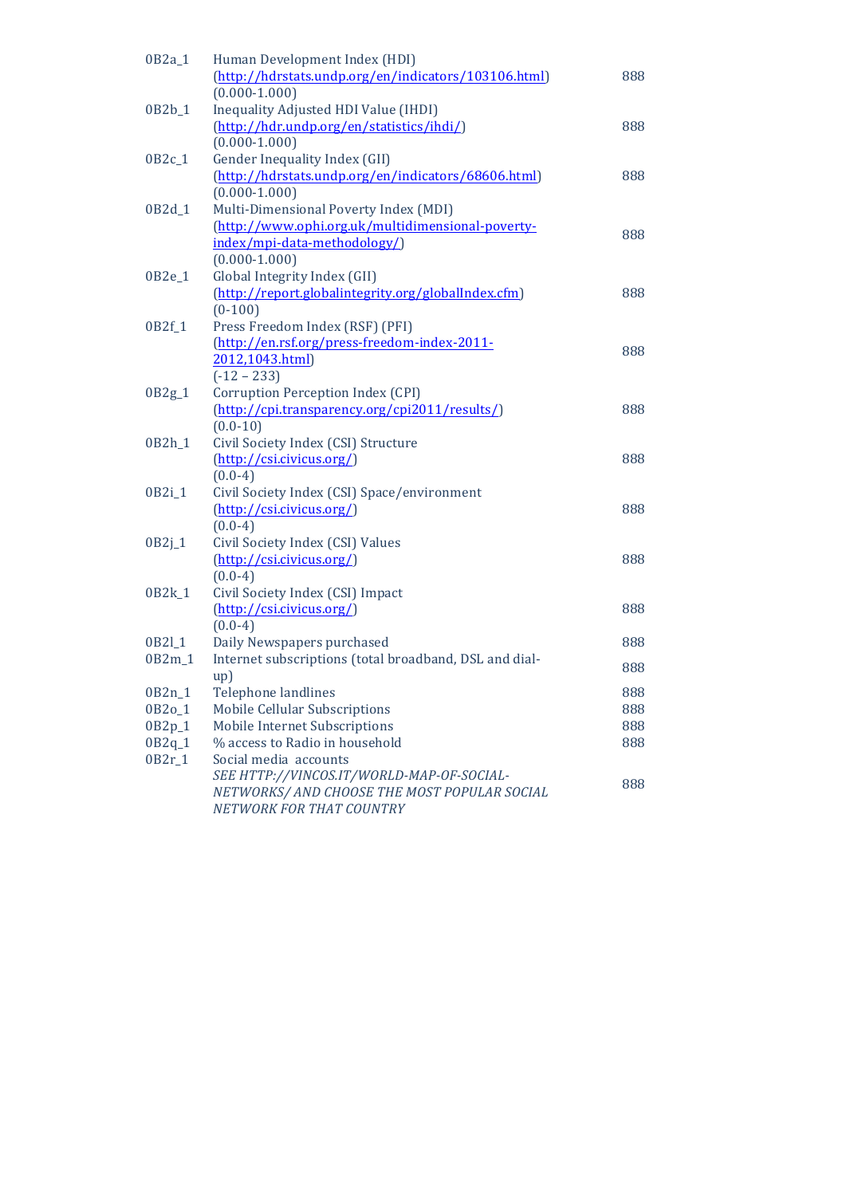| | | |
|---|---|---|
| 0B2a_1 | Human Development Index (HDI) (http://hdrstats.undp.org/en/indicators/103106.html) (0.000-1.000) | 888 |
| 0B2b_1 | Inequality Adjusted HDI Value (IHDI) (http://hdr.undp.org/en/statistics/ihdi/) (0.000-1.000) | 888 |
| 0B2c_1 | Gender Inequality Index (GII) (http://hdrstats.undp.org/en/indicators/68606.html) (0.000-1.000) | 888 |
| 0B2d_1 | Multi-Dimensional Poverty Index (MDI) (http://www.ophi.org.uk/multidimensional-poverty-index/mpi-data-methodology/) (0.000-1.000) | 888 |
| 0B2e_1 | Global Integrity Index (GII) (http://report.globalintegrity.org/globalIndex.cfm) (0-100) | 888 |
| 0B2f_1 | Press Freedom Index (RSF) (PFI) (http://en.rsf.org/press-freedom-index-2011-2012,1043.html) (-12 – 233) | 888 |
| 0B2g_1 | Corruption Perception Index (CPI) (http://cpi.transparency.org/cpi2011/results/) (0.0-10) | 888 |
| 0B2h_1 | Civil Society Index (CSI) Structure (http://csi.civicus.org/) (0.0-4) | 888 |
| 0B2i_1 | Civil Society Index (CSI) Space/environment (http://csi.civicus.org/) (0.0-4) | 888 |
| 0B2j_1 | Civil Society Index (CSI) Values (http://csi.civicus.org/) (0.0-4) | 888 |
| 0B2k_1 | Civil Society Index (CSI) Impact (http://csi.civicus.org/) (0.0-4) | 888 |
| 0B2l_1 | Daily Newspapers purchased | 888 |
| 0B2m_1 | Internet subscriptions (total broadband, DSL and dial-up) | 888 |
| 0B2n_1 | Telephone landlines | 888 |
| 0B2o_1 | Mobile Cellular Subscriptions | 888 |
| 0B2p_1 | Mobile Internet Subscriptions | 888 |
| 0B2q_1 | % access to Radio in household | 888 |
| 0B2r_1 | Social media accounts *SEE HTTP://VINCOS.IT/WORLD-MAP-OF-SOCIAL-NETWORKS/ AND CHOOSE THE MOST POPULAR SOCIAL NETWORK FOR THAT COUNTRY* | 888 |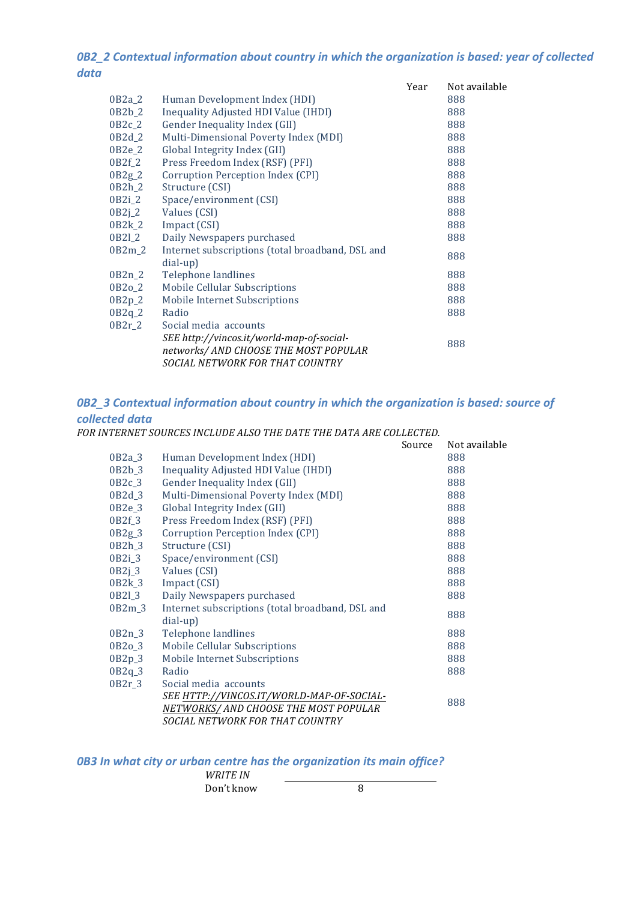### *0B2_2 Contextual information about country in which the organization is based: year of collected data*

| | | Year | Not available |
|---|---|---|---|
| 0B2a_2 | Human Development Index (HDI) | | 888 |
| 0B2b_2 | Inequality Adjusted HDI Value (IHDI) | | 888 |
| 0B2c_2 | Gender Inequality Index (GII) | | 888 |
| 0B2d_2 | Multi-Dimensional Poverty Index (MDI) | | 888 |
| 0B2e_2 | Global Integrity Index (GII) | | 888 |
| 0B2f_2 | Press Freedom Index (RSF) (PFI) | | 888 |
| 0B2g_2 | Corruption Perception Index (CPI) | | 888 |
| 0B2h_2 | Structure (CSI) | | 888 |
| 0B2i_2 | Space/environment (CSI) | | 888 |
| 0B2j_2 | Values (CSI) | | 888 |
| 0B2k_2 | Impact (CSI) | | 888 |
| 0B2l_2 | Daily Newspapers purchased | | 888 |
| 0B2m_2 | Internet subscriptions (total broadband, DSL and dial-up) | | 888 |
| 0B2n_2 | Telephone landlines | | 888 |
| 0B2o_2 | Mobile Cellular Subscriptions | | 888 |
| 0B2p_2 | Mobile Internet Subscriptions | | 888 |
| 0B2q_2 | Radio | | 888 |
| 0B2r_2 | Social media accounts *SEE http://vincos.it/world-map-of-social-networks/ AND CHOOSE THE MOST POPULAR SOCIAL NETWORK FOR THAT COUNTRY* | | 888 |

### *0B2_3 Contextual information about country in which the organization is based: source of collected data*

*FOR INTERNET SOURCES INCLUDE ALSO THE DATE THE DATA ARE COLLECTED.*

| | | Source | Not available |
|---|---|---|---|
| 0B2a_3 | Human Development Index (HDI) | | 888 |
| 0B2b_3 | Inequality Adjusted HDI Value (IHDI) | | 888 |
| 0B2c_3 | Gender Inequality Index (GII) | | 888 |
| 0B2d_3 | Multi-Dimensional Poverty Index (MDI) | | 888 |
| 0B2e_3 | Global Integrity Index (GII) | | 888 |
| 0B2f_3 | Press Freedom Index (RSF) (PFI) | | 888 |
| 0B2g_3 | Corruption Perception Index (CPI) | | 888 |
| 0B2h_3 | Structure (CSI) | | 888 |
| 0B2i_3 | Space/environment (CSI) | | 888 |
| 0B2j_3 | Values (CSI) | | 888 |
| 0B2k_3 | Impact (CSI) | | 888 |
| 0B2l_3 | Daily Newspapers purchased | | 888 |
| 0B2m_3 | Internet subscriptions (total broadband, DSL and dial-up) | | 888 |
| 0B2n_3 | Telephone landlines | | 888 |
| 0B2o_3 | Mobile Cellular Subscriptions | | 888 |
| 0B2p_3 | Mobile Internet Subscriptions | | 888 |
| 0B2q_3 | Radio | | 888 |
| 0B2r_3 | Social media accounts *SEE HTTP://VINCOS.IT/WORLD-MAP-OF-SOCIAL-NETWORKS/ AND CHOOSE THE MOST POPULAR SOCIAL NETWORK FOR THAT COUNTRY* | | 888 |

### *0B3 In what city or urban centre has the organization its main office?*

*WRITE IN* ______________________

Don't know 8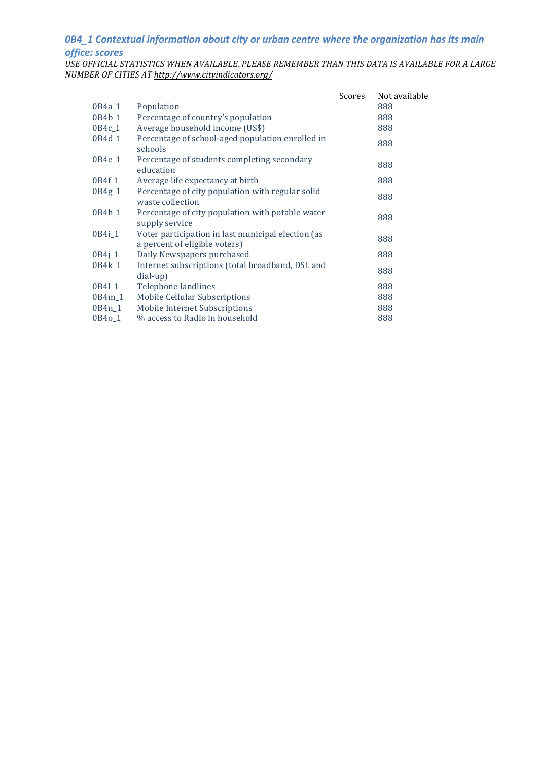## *0B4_1 Contextual information about city or urban centre where the organization has its main office: scores*

*USE OFFICIAL STATISTICS WHEN AVAILABLE. PLEASE REMEMBER THAN THIS DATA IS AVAILABLE FOR A LARGE NUMBER OF CITIES AT* ***[http://www.cityindicators.org/](http://www.cityindicators.org/)***

| | | Scores | Not available |
|---|---|---|---|
| 0B4a_1 | Population | | 888 |
| 0B4b_1 | Percentage of country's population | | 888 |
| 0B4c_1 | Average household income (US$) | | 888 |
| 0B4d_1 | Percentage of school-aged population enrolled in schools | | 888 |
| 0B4e_1 | Percentage of students completing secondary education | | 888 |
| 0B4f_1 | Average life expectancy at birth | | 888 |
| 0B4g_1 | Percentage of city population with regular solid waste collection | | 888 |
| 0B4h_1 | Percentage of city population with potable water supply service | | 888 |
| 0B4i_1 | Voter participation in last municipal election (as a percent of eligible voters) | | 888 |
| 0B4j_1 | Daily Newspapers purchased | | 888 |
| 0B4k_1 | Internet subscriptions (total broadband, DSL and dial-up) | | 888 |
| 0B4l_1 | Telephone landlines | | 888 |
| 0B4m_1 | Mobile Cellular Subscriptions | | 888 |
| 0B4n_1 | Mobile Internet Subscriptions | | 888 |
| 0B4o_1 | % access to Radio in household | | 888 |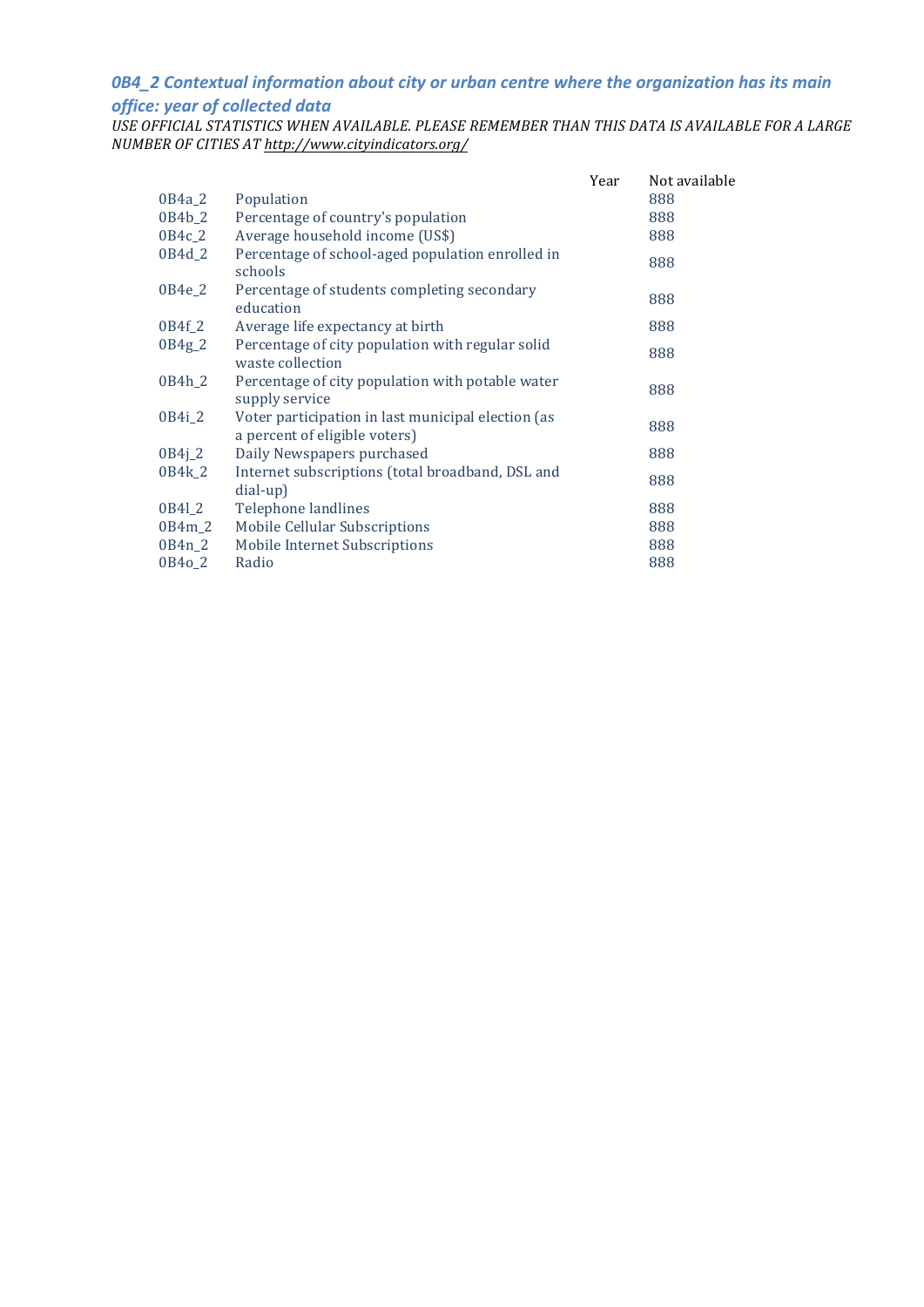## *0B4_2 Contextual information about city or urban centre where the organization has its main office: year of collected data*

*USE OFFICIAL STATISTICS WHEN AVAILABLE. PLEASE REMEMBER THAN THIS DATA IS AVAILABLE FOR A LARGE NUMBER OF CITIES AT* ***http://www.cityindicators.org/***

| | | Year | Not available |
|---|---|---|---|
| 0B4a_2 | Population | | 888 |
| 0B4b_2 | Percentage of country's population | | 888 |
| 0B4c_2 | Average household income (US$) | | 888 |
| 0B4d_2 | Percentage of school-aged population enrolled in schools | | 888 |
| 0B4e_2 | Percentage of students completing secondary education | | 888 |
| 0B4f_2 | Average life expectancy at birth | | 888 |
| 0B4g_2 | Percentage of city population with regular solid waste collection | | 888 |
| 0B4h_2 | Percentage of city population with potable water supply service | | 888 |
| 0B4i_2 | Voter participation in last municipal election (as a percent of eligible voters) | | 888 |
| 0B4j_2 | Daily Newspapers purchased | | 888 |
| 0B4k_2 | Internet subscriptions (total broadband, DSL and dial-up) | | 888 |
| 0B4l_2 | Telephone landlines | | 888 |
| 0B4m_2 | Mobile Cellular Subscriptions | | 888 |
| 0B4n_2 | Mobile Internet Subscriptions | | 888 |
| 0B4o_2 | Radio | | 888 |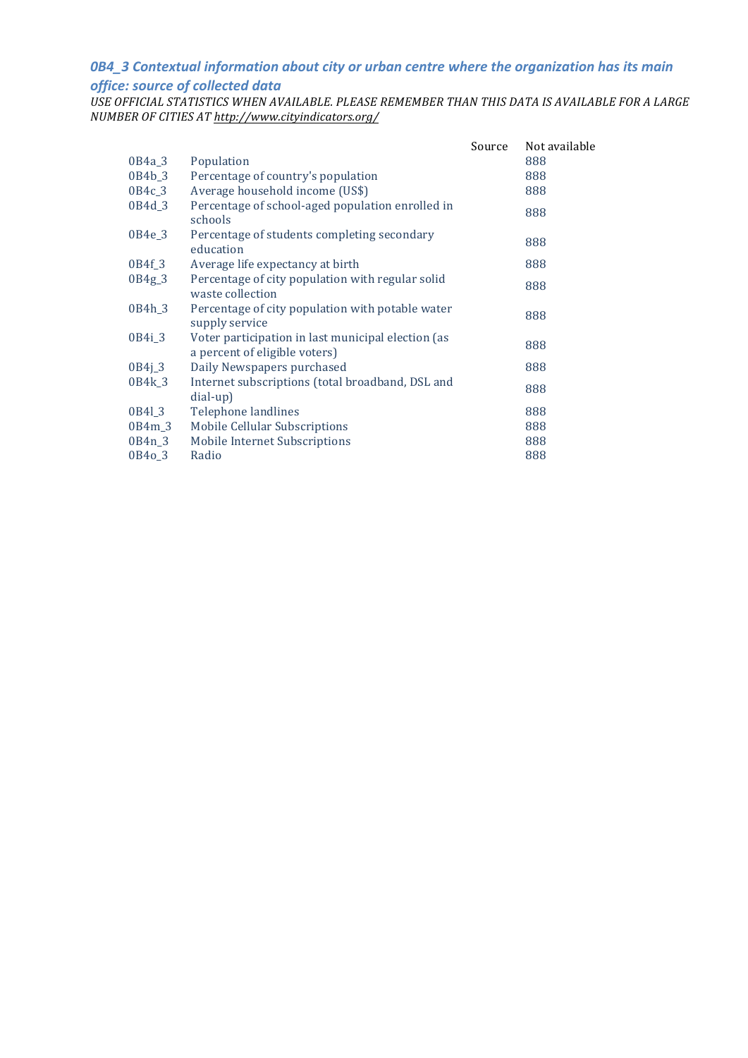## *0B4_3 Contextual information about city or urban centre where the organization has its main office: source of collected data*

*USE OFFICIAL STATISTICS WHEN AVAILABLE. PLEASE REMEMBER THAN THIS DATA IS AVAILABLE FOR A LARGE NUMBER OF CITIES AT [http://www.cityindicators.org/](http://www.cityindicators.org/)*

| | | Source | Not available |
|---|---|---|---|
| 0B4a_3 | Population | | 888 |
| 0B4b_3 | Percentage of country's population | | 888 |
| 0B4c_3 | Average household income (US$) | | 888 |
| 0B4d_3 | Percentage of school-aged population enrolled in schools | | 888 |
| 0B4e_3 | Percentage of students completing secondary education | | 888 |
| 0B4f_3 | Average life expectancy at birth | | 888 |
| 0B4g_3 | Percentage of city population with regular solid waste collection | | 888 |
| 0B4h_3 | Percentage of city population with potable water supply service | | 888 |
| 0B4i_3 | Voter participation in last municipal election (as a percent of eligible voters) | | 888 |
| 0B4j_3 | Daily Newspapers purchased | | 888 |
| 0B4k_3 | Internet subscriptions (total broadband, DSL and dial-up) | | 888 |
| 0B4l_3 | Telephone landlines | | 888 |
| 0B4m_3 | Mobile Cellular Subscriptions | | 888 |
| 0B4n_3 | Mobile Internet Subscriptions | | 888 |
| 0B4o_3 | Radio | | 888 |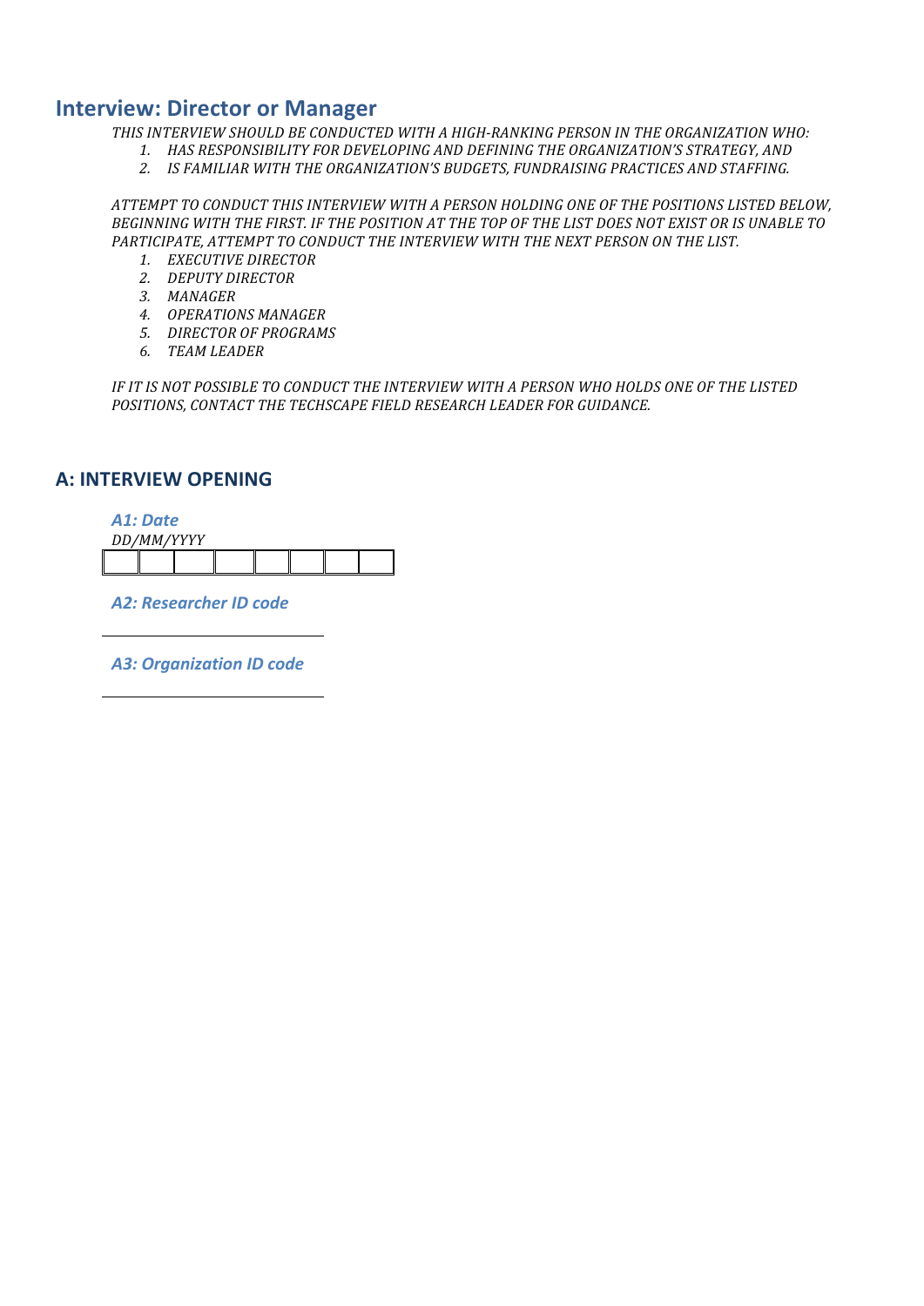## Interview: Director or Manager

*THIS INTERVIEW SHOULD BE CONDUCTED WITH A HIGH-RANKING PERSON IN THE ORGANIZATION WHO:*

1. *HAS RESPONSIBILITY FOR DEVELOPING AND DEFINING THE ORGANIZATION'S STRATEGY, AND*
2. *IS FAMILIAR WITH THE ORGANIZATION'S BUDGETS, FUNDRAISING PRACTICES AND STAFFING.*

*ATTEMPT TO CONDUCT THIS INTERVIEW WITH A PERSON HOLDING ONE OF THE POSITIONS LISTED BELOW, BEGINNING WITH THE FIRST. IF THE POSITION AT THE TOP OF THE LIST DOES NOT EXIST OR IS UNABLE TO PARTICIPATE, ATTEMPT TO CONDUCT THE INTERVIEW WITH THE NEXT PERSON ON THE LIST.*

1. *EXECUTIVE DIRECTOR*
2. *DEPUTY DIRECTOR*
3. *MANAGER*
4. *OPERATIONS MANAGER*
5. *DIRECTOR OF PROGRAMS*
6. *TEAM LEADER*

*IF IT IS NOT POSSIBLE TO CONDUCT THE INTERVIEW WITH A PERSON WHO HOLDS ONE OF THE LISTED POSITIONS, CONTACT THE TECHSCAPE FIELD RESEARCH LEADER FOR GUIDANCE.*

## A: INTERVIEW OPENING

***A1: Date***

*DD/MM/YYYY*

| | | | | | | | |
|---|---|---|---|---|---|---|---|
| | | | | | | | |

***A2: Researcher ID code***

______________________

***A3: Organization ID code***

______________________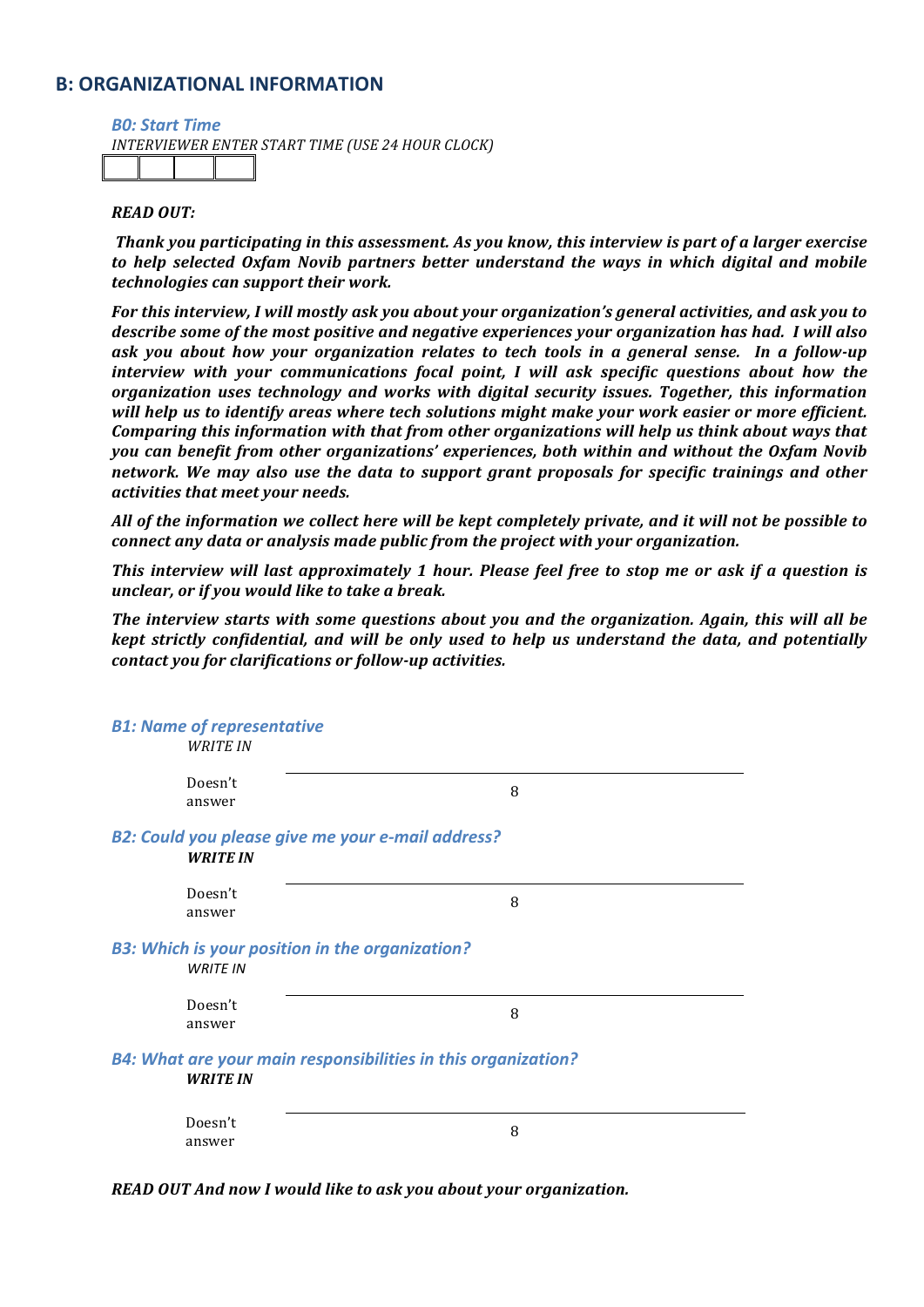## B: ORGANIZATIONAL INFORMATION

***B0: Start Time***

*INTERVIEWER ENTER START TIME (USE 24 HOUR CLOCK)*

| | | | |
|---|---|---|---|
| | | | |

***READ OUT:***

***Thank you participating in this assessment. As you know, this interview is part of a larger exercise to help selected Oxfam Novib partners better understand the ways in which digital and mobile technologies can support their work.***

***For this interview, I will mostly ask you about your organization's general activities, and ask you to describe some of the most positive and negative experiences your organization has had. I will also ask you about how your organization relates to tech tools in a general sense. In a follow-up interview with your communications focal point, I will ask specific questions about how the organization uses technology and works with digital security issues. Together, this information will help us to identify areas where tech solutions might make your work easier or more efficient. Comparing this information with that from other organizations will help us think about ways that you can benefit from other organizations' experiences, both within and without the Oxfam Novib network. We may also use the data to support grant proposals for specific trainings and other activities that meet your needs.***

***All of the information we collect here will be kept completely private, and it will not be possible to connect any data or analysis made public from the project with your organization.***

***This interview will last approximately 1 hour. Please feel free to stop me or ask if a question is unclear, or if you would like to take a break.***

***The interview starts with some questions about you and the organization. Again, this will all be kept strictly confidential, and will be only used to help us understand the data, and potentially contact you for clarifications or follow-up activities.***

***B1: Name of representative***

*WRITE IN*

_______________________________________________

Doesn't answer 8

***B2: Could you please give me your e-mail address?***

***WRITE IN***

_______________________________________________

Doesn't answer 8

***B3: Which is your position in the organization?***

*WRITE IN*

_______________________________________________

Doesn't answer 8

***B4: What are your main responsibilities in this organization?***

***WRITE IN***

_______________________________________________

Doesn't answer 8

***READ OUT And now I would like to ask you about your organization.***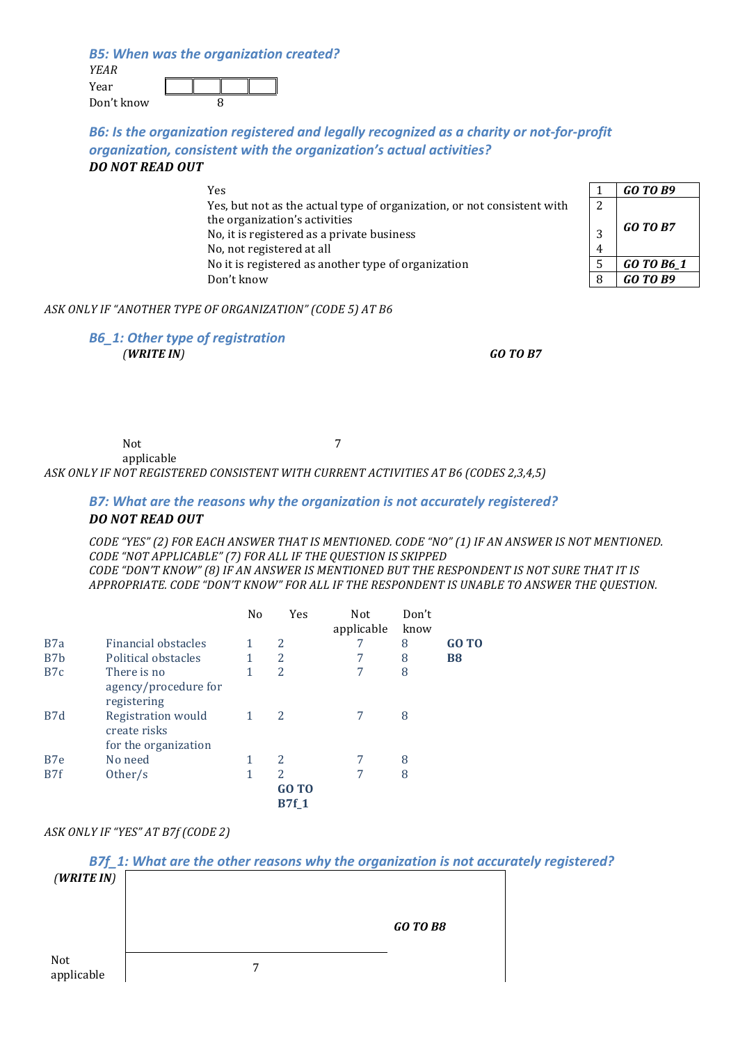### *B5: When was the organization created?*

*YEAR*

| | |
|---|---|
| Year | ☐☐☐☐ |
| Don't know | 8 |

### *B6: Is the organization registered and legally recognized as a charity or not-for-profit organization, consistent with the organization's actual activities?*

***DO NOT READ OUT***

| | | |
|---|---|---|
| Yes | 1 | ***GO TO B9*** |
| Yes, but not as the actual type of organization, or not consistent with the organization's activities | 2 | ***GO TO B7*** |
| No, it is registered as a private business | 3 | |
| No, not registered at all | 4 | |
| No it is registered as another type of organization | 5 | ***GO TO B6_1*** |
| Don't know | 8 | ***GO TO B9*** |

*ASK ONLY IF "ANOTHER TYPE OF ORGANIZATION" (CODE 5) AT B6*

### *B6_1: Other type of registration*

*(WRITE IN)* ***GO TO B7***

Not applicable 7

*ASK ONLY IF NOT REGISTERED CONSISTENT WITH CURRENT ACTIVITIES AT B6 (CODES 2,3,4,5)*

### *B7: What are the reasons why the organization is not accurately registered?*

***DO NOT READ OUT***

*CODE "YES" (2) FOR EACH ANSWER THAT IS MENTIONED. CODE "NO" (1) IF AN ANSWER IS NOT MENTIONED. CODE "NOT APPLICABLE" (7) FOR ALL IF THE QUESTION IS SKIPPED*
*CODE "DON'T KNOW" (8) IF AN ANSWER IS MENTIONED BUT THE RESPONDENT IS NOT SURE THAT IT IS APPROPRIATE. CODE "DON'T KNOW" FOR ALL IF THE RESPONDENT IS UNABLE TO ANSWER THE QUESTION.*

| | | No | Yes | Not applicable | Don't know | |
|---|---|---|---|---|---|---|
| B7a | Financial obstacles | 1 | 2 | 7 | 8 | **GO TO B8** |
| B7b | Political obstacles | 1 | 2 | 7 | 8 | |
| B7c | There is no agency/procedure for registering | 1 | 2 | 7 | 8 | |
| B7d | Registration would create risks for the organization | 1 | 2 | 7 | 8 | |
| B7e | No need | 1 | 2 | 7 | 8 | |
| B7f | Other/s | 1 | 2 **GO TO B7f_1** | 7 | 8 | |

*ASK ONLY IF "YES" AT B7f (CODE 2)*

### *B7f_1: What are the other reasons why the organization is not accurately registered?*

*(WRITE IN)* ***GO TO B8***

Not applicable 7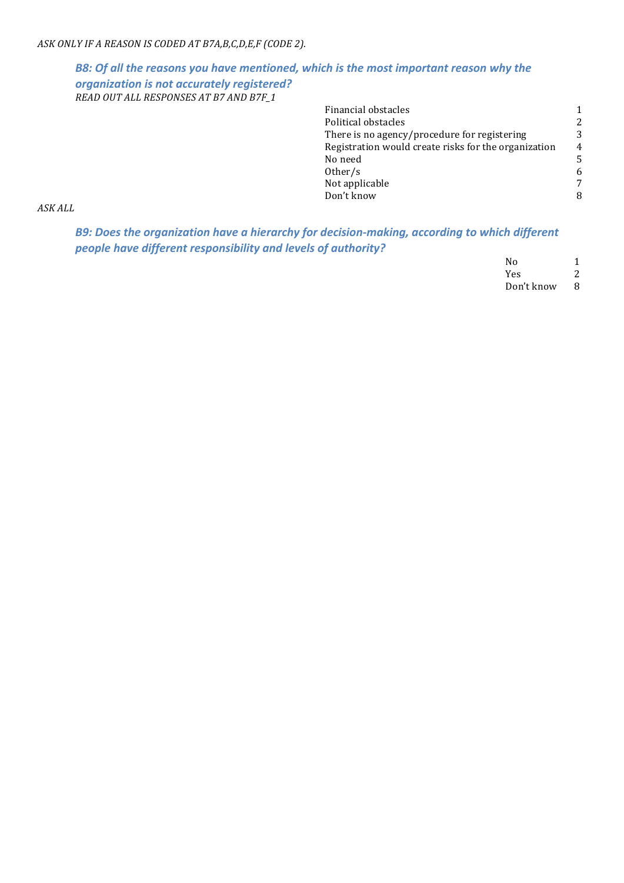*ASK ONLY IF A REASON IS CODED AT B7A,B,C,D,E,F (CODE 2).*

### *B8: Of all the reasons you have mentioned, which is the most important reason why the organization is not accurately registered?*

*READ OUT ALL RESPONSES AT B7 AND B7F_1*

| | |
|---|---|
| Financial obstacles | 1 |
| Political obstacles | 2 |
| There is no agency/procedure for registering | 3 |
| Registration would create risks for the organization | 4 |
| No need | 5 |
| Other/s | 6 |
| Not applicable | 7 |
| Don't know | 8 |

*ASK ALL*

### *B9: Does the organization have a hierarchy for decision-making, according to which different people have different responsibility and levels of authority?*

| | |
|---|---|
| No | 1 |
| Yes | 2 |
| Don't know | 8 |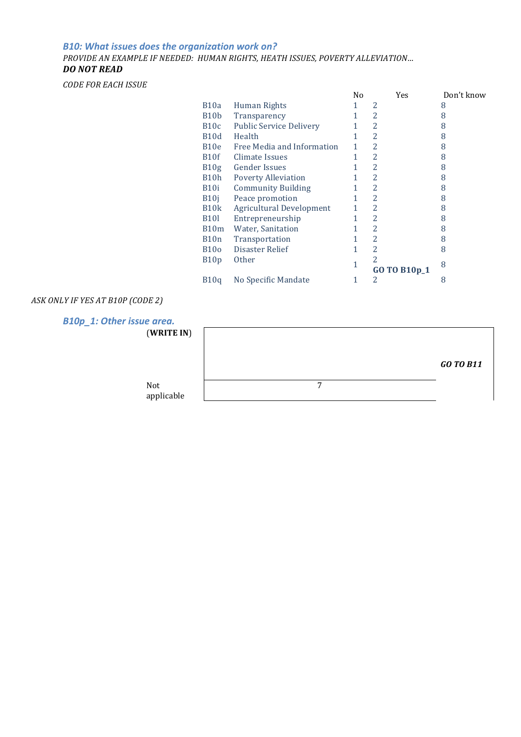### *B10: What issues does the organization work on?*

*PROVIDE AN EXAMPLE IF NEEDED: HUMAN RIGHTS, HEATH ISSUES, POVERTY ALLEVIATION…*
***DO NOT READ***

*CODE FOR EACH ISSUE*

| | | No | Yes | Don't know |
|---|---|---|---|---|
| B10a | Human Rights | 1 | 2 | 8 |
| B10b | Transparency | 1 | 2 | 8 |
| B10c | Public Service Delivery | 1 | 2 | 8 |
| B10d | Health | 1 | 2 | 8 |
| B10e | Free Media and Information | 1 | 2 | 8 |
| B10f | Climate Issues | 1 | 2 | 8 |
| B10g | Gender Issues | 1 | 2 | 8 |
| B10h | Poverty Alleviation | 1 | 2 | 8 |
| B10i | Community Building | 1 | 2 | 8 |
| B10j | Peace promotion | 1 | 2 | 8 |
| B10k | Agricultural Development | 1 | 2 | 8 |
| B10l | Entrepreneurship | 1 | 2 | 8 |
| B10m | Water, Sanitation | 1 | 2 | 8 |
| B10n | Transportation | 1 | 2 | 8 |
| B10o | Disaster Relief | 1 | 2 | 8 |
| B10p | Other | 1 | 2 **GO TO B10p_1** | 8 |
| B10q | No Specific Mandate | 1 | 2 | 8 |

*ASK ONLY IF YES AT B10P (CODE 2)*

### *B10p_1: Other issue area.*

| | | |
|---|---|---|
| (**WRITE IN**) | | ***GO TO B11*** |
| Not applicable | 7 | |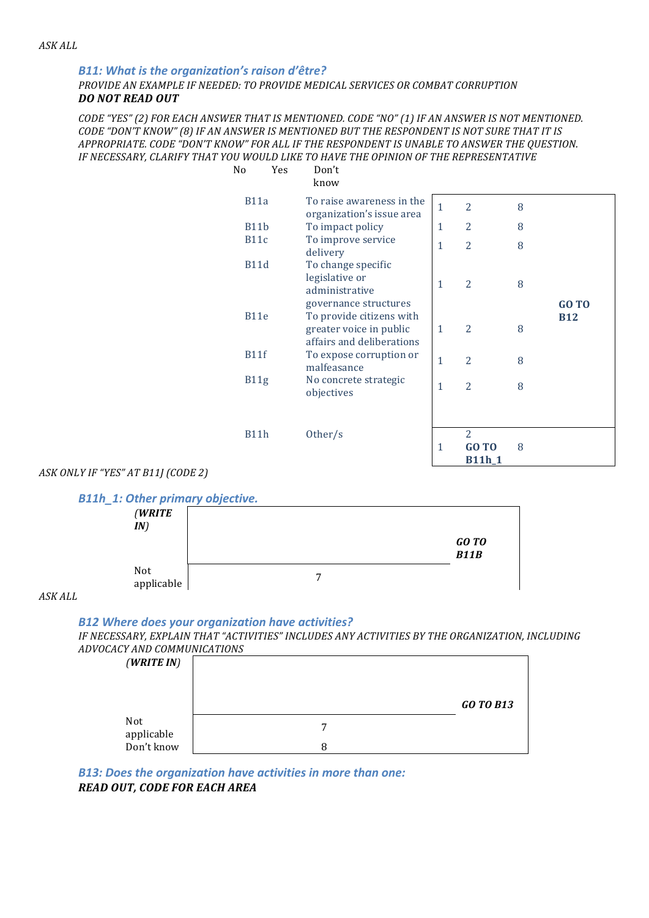*ASK ALL*

### *B11: What is the organization's raison d'être?*

*PROVIDE AN EXAMPLE IF NEEDED: TO PROVIDE MEDICAL SERVICES OR COMBAT CORRUPTION*
***DO NOT READ OUT***

*CODE "YES" (2) FOR EACH ANSWER THAT IS MENTIONED. CODE "NO" (1) IF AN ANSWER IS NOT MENTIONED. CODE "DON'T KNOW" (8) IF AN ANSWER IS MENTIONED BUT THE RESPONDENT IS NOT SURE THAT IT IS APPROPRIATE. CODE "DON'T KNOW" FOR ALL IF THE RESPONDENT IS UNABLE TO ANSWER THE QUESTION. IF NECESSARY, CLARIFY THAT YOU WOULD LIKE TO HAVE THE OPINION OF THE REPRESENTATIVE*

| | | No | Yes | Don't know | |
|---|---|---|---|---|---|
| B11a | To raise awareness in the organization's issue area | 1 | 2 | 8 | **GO TO B12** |
| B11b | To impact policy | 1 | 2 | 8 | |
| B11c | To improve service delivery | 1 | 2 | 8 | |
| B11d | To change specific legislative or administrative governance structures | 1 | 2 | 8 | |
| B11e | To provide citizens with greater voice in public affairs and deliberations | 1 | 2 | 8 | |
| B11f | To expose corruption or malfeasance | 1 | 2 | 8 | |
| B11g | No concrete strategic objectives | 1 | 2 | 8 | |
| B11h | Other/s | 1 | 2 **GO TO B11h_1** | 8 | |

*ASK ONLY IF "YES" AT B11J (CODE 2)*

### *B11h_1: Other primary objective.*

| | | |
|---|---|---|
| ***(WRITE IN)*** | | ***GO TO B11B*** |
| Not applicable | 7 | |

*ASK ALL*

### *B12 Where does your organization have activities?*

*IF NECESSARY, EXPLAIN THAT "ACTIVITIES" INCLUDES ANY ACTIVITIES BY THE ORGANIZATION, INCLUDING ADVOCACY AND COMMUNICATIONS*

| | | |
|---|---|---|
| ***(WRITE IN)*** | | ***GO TO B13*** |
| Not applicable | 7 | |
| Don't know | 8 | |

### *B13: Does the organization have activities in more than one:*

***READ OUT, CODE FOR EACH AREA***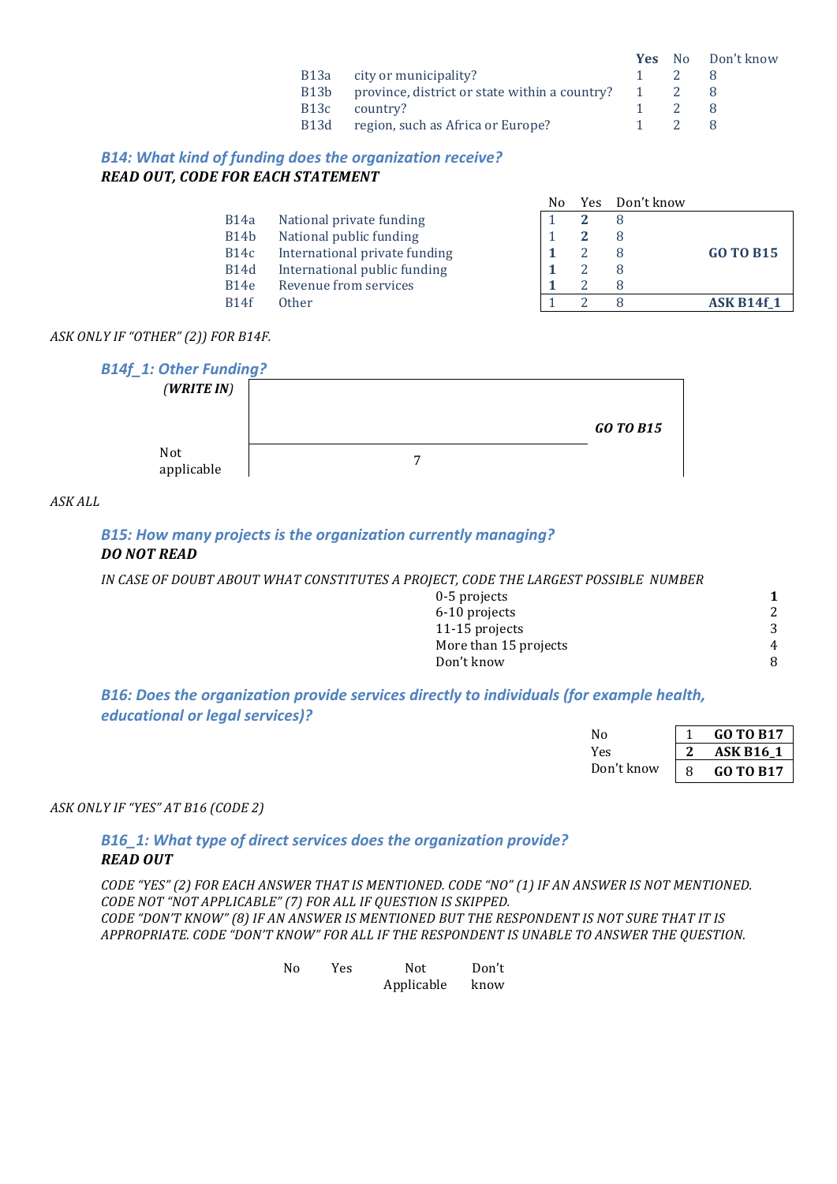| | | Yes | No | Don't know |
|---|---|---|---|---|
| B13a | city or municipality? | 1 | 2 | 8 |
| B13b | province, district or state within a country? | 1 | 2 | 8 |
| B13c | country? | 1 | 2 | 8 |
| B13d | region, such as Africa or Europe? | 1 | 2 | 8 |

### B14: What kind of funding does the organization receive?

***READ OUT, CODE FOR EACH STATEMENT***

| | | No | Yes | Don't know | |
|---|---|---|---|---|---|
| B14a | National private funding | 1 | **2** | 8 | |
| B14b | National public funding | 1 | **2** | 8 | |
| B14c | International private funding | **1** | 2 | 8 | **GO TO B15** |
| B14d | International public funding | **1** | 2 | 8 | |
| B14e | Revenue from services | **1** | 2 | 8 | |
| B14f | Other | 1 | 2 | 8 | **ASK B14f_1** |

*ASK ONLY IF "OTHER" (2)) FOR B14F.*

### B14f_1: Other Funding?

| | | |
|---|---|---|
| ***(WRITE IN)*** | | ***GO TO B15*** |
| Not applicable | 7 | |

*ASK ALL*

### B15: How many projects is the organization currently managing?

***DO NOT READ***

*IN CASE OF DOUBT ABOUT WHAT CONSTITUTES A PROJECT, CODE THE LARGEST POSSIBLE NUMBER*

| | |
|---|---|
| 0-5 projects | **1** |
| 6-10 projects | 2 |
| 11-15 projects | 3 |
| More than 15 projects | 4 |
| Don't know | 8 |

### B16: Does the organization provide services directly to individuals (for example health, educational or legal services)?

| | | |
|---|---|---|
| No | 1 | **GO TO B17** |
| Yes | **2** | **ASK B16_1** |
| Don't know | 8 | **GO TO B17** |

*ASK ONLY IF "YES" AT B16 (CODE 2)*

### B16_1: What type of direct services does the organization provide?

***READ OUT***

*CODE "YES" (2) FOR EACH ANSWER THAT IS MENTIONED. CODE "NO" (1) IF AN ANSWER IS NOT MENTIONED. CODE NOT "NOT APPLICABLE" (7) FOR ALL IF QUESTION IS SKIPPED.*
*CODE "DON'T KNOW" (8) IF AN ANSWER IS MENTIONED BUT THE RESPONDENT IS NOT SURE THAT IT IS APPROPRIATE. CODE "DON'T KNOW" FOR ALL IF THE RESPONDENT IS UNABLE TO ANSWER THE QUESTION.*

| No | Yes | Not Applicable | Don't know |
|---|---|---|---|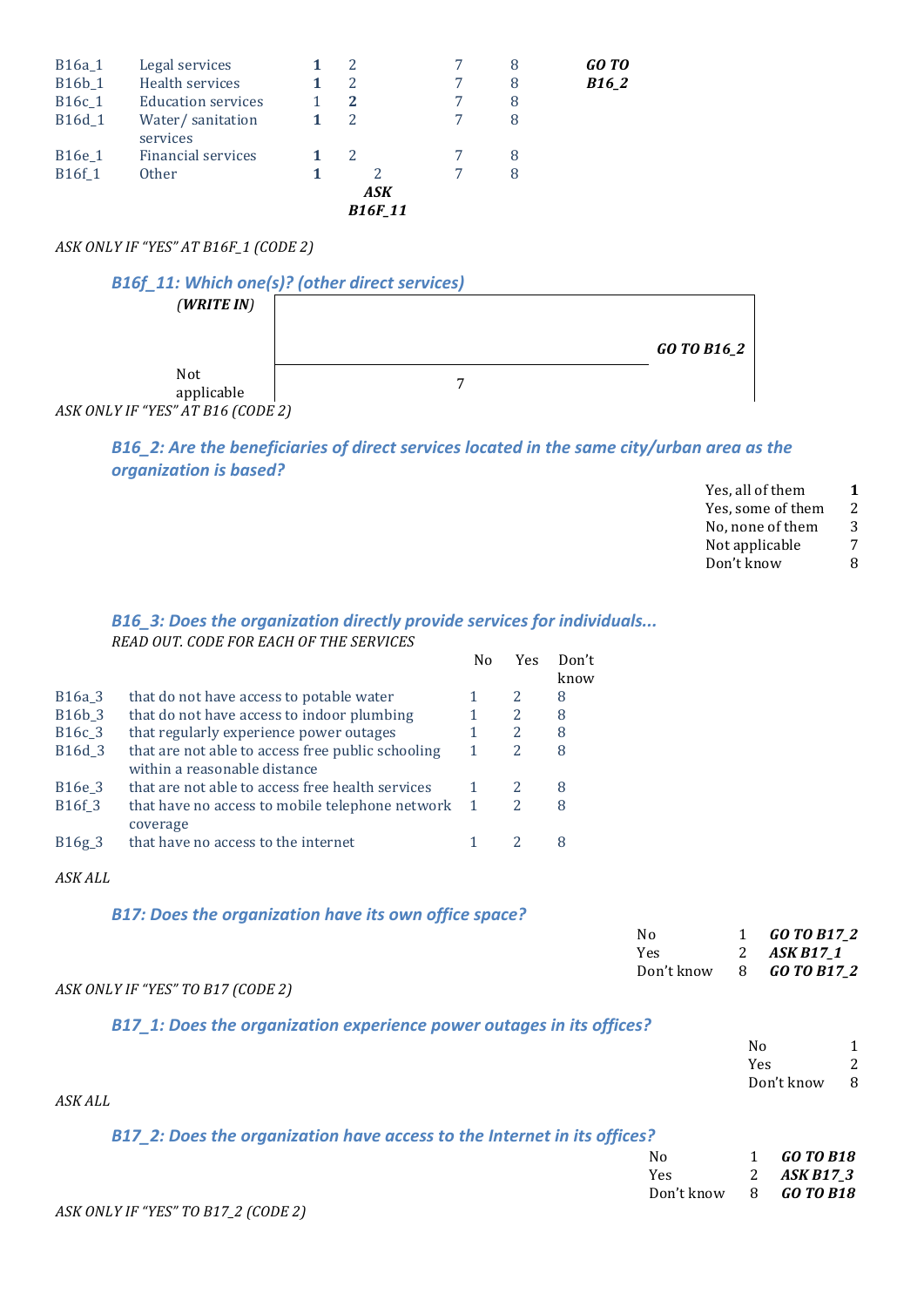| | | | | | | |
|---|---|---|---|---|---|---|
| B16a_1 | Legal services | **1** | 2 | 7 | 8 | ***GO TO B16_2*** |
| B16b_1 | Health services | **1** | 2 | 7 | 8 | |
| B16c_1 | Education services | 1 | **2** | 7 | 8 | |
| B16d_1 | Water/ sanitation services | **1** | 2 | 7 | 8 | |
| B16e_1 | Financial services | **1** | 2 | 7 | 8 | |
| B16f_1 | Other | **1** | 2 ***ASK B16F_11*** | 7 | 8 | |

*ASK ONLY IF "YES" AT B16F_1 (CODE 2)*

### B16f_11: Which one(s)? (other direct services)

***(WRITE IN)*** ______ ***GO TO B16_2***

Not applicable 7

*ASK ONLY IF "YES" AT B16 (CODE 2)*

### B16_2: Are the beneficiaries of direct services located in the same city/urban area as the organization is based?

| | |
|---|---|
| Yes, all of them | **1** |
| Yes, some of them | 2 |
| No, none of them | 3 |
| Not applicable | 7 |
| Don't know | 8 |

### B16_3: Does the organization directly provide services for individuals...

*READ OUT. CODE FOR EACH OF THE SERVICES*

| | | No | Yes | Don't know |
|---|---|---|---|---|
| B16a_3 | that do not have access to potable water | 1 | 2 | 8 |
| B16b_3 | that do not have access to indoor plumbing | 1 | 2 | 8 |
| B16c_3 | that regularly experience power outages | 1 | 2 | 8 |
| B16d_3 | that are not able to access free public schooling within a reasonable distance | 1 | 2 | 8 |
| B16e_3 | that are not able to access free health services | 1 | 2 | 8 |
| B16f_3 | that have no access to mobile telephone network coverage | 1 | 2 | 8 |
| B16g_3 | that have no access to the internet | 1 | 2 | 8 |

*ASK ALL*

### B17: Does the organization have its own office space?

| | | |
|---|---|---|
| No | 1 | ***GO TO B17_2*** |
| Yes | 2 | ***ASK B17_1*** |
| Don't know | 8 | ***GO TO B17_2*** |

*ASK ONLY IF "YES" TO B17 (CODE 2)*

### B17_1: Does the organization experience power outages in its offices?

| | |
|---|---|
| No | 1 |
| Yes | 2 |
| Don't know | 8 |

*ASK ALL*

### B17_2: Does the organization have access to the Internet in its offices?

| | | |
|---|---|---|
| No | 1 | ***GO TO B18*** |
| Yes | 2 | ***ASK B17_3*** |
| Don't know | 8 | ***GO TO B18*** |

*ASK ONLY IF "YES" TO B17_2 (CODE 2)*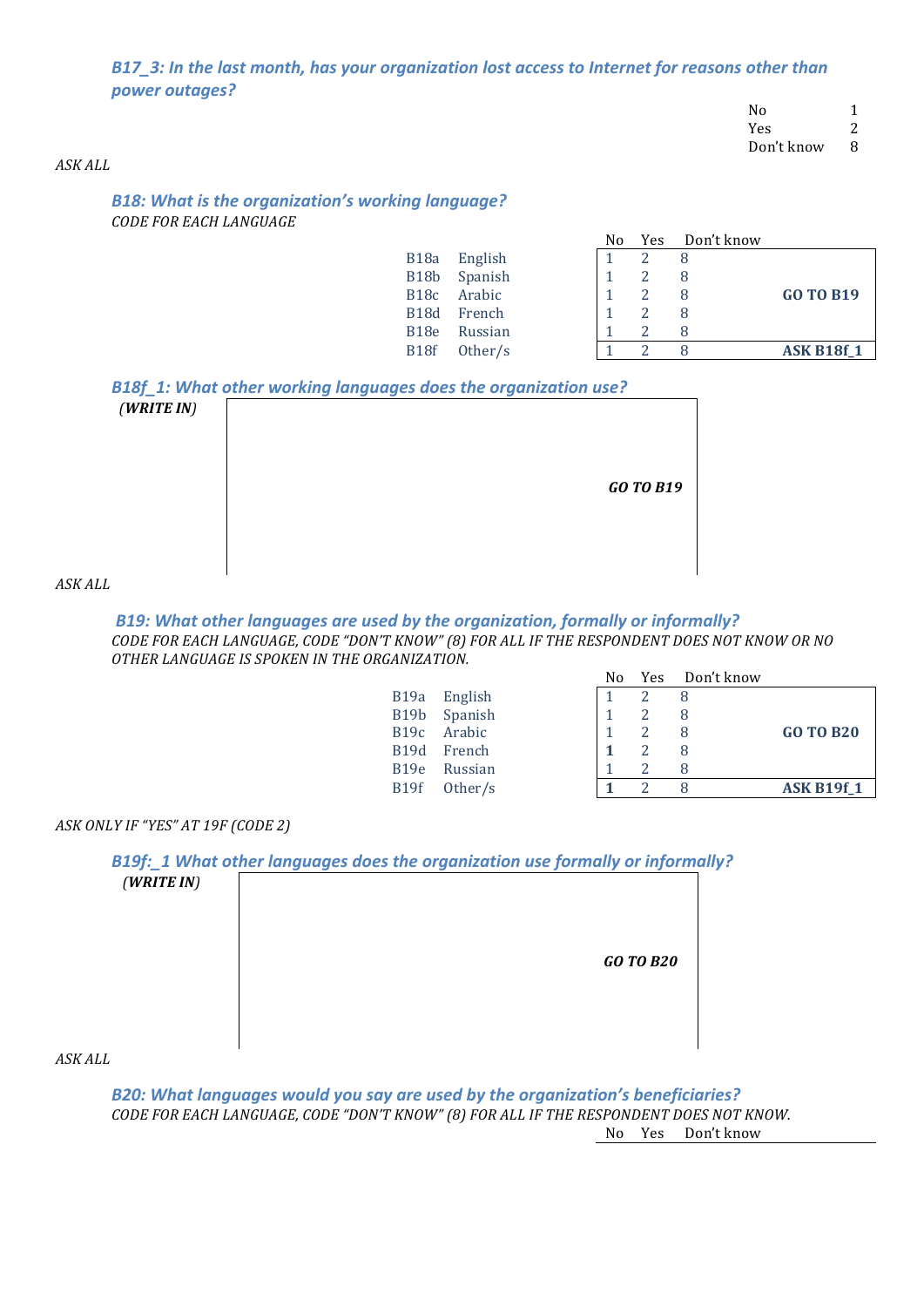### *B17_3: In the last month, has your organization lost access to Internet for reasons other than power outages?*

| | |
|---|---|
| No | 1 |
| Yes | 2 |
| Don't know | 8 |

*ASK ALL*

### *B18: What is the organization's working language?*

*CODE FOR EACH LANGUAGE*

| | | No | Yes | Don't know | |
|---|---|---|---|---|---|
| B18a | English | 1 | 2 | 8 | |
| B18b | Spanish | 1 | 2 | 8 | |
| B18c | Arabic | 1 | 2 | 8 | **GO TO B19** |
| B18d | French | 1 | 2 | 8 | |
| B18e | Russian | 1 | 2 | 8 | |
| B18f | Other/s | 1 | 2 | 8 | **ASK B18f_1** |

### *B18f_1: What other working languages does the organization use?*

***(WRITE IN)***

***GO TO B19***

*ASK ALL*

### *B19: What other languages are used by the organization, formally or informally?*

*CODE FOR EACH LANGUAGE, CODE "DON'T KNOW" (8) FOR ALL IF THE RESPONDENT DOES NOT KNOW OR NO OTHER LANGUAGE IS SPOKEN IN THE ORGANIZATION.*

| | | No | Yes | Don't know | |
|---|---|---|---|---|---|
| B19a | English | 1 | 2 | 8 | |
| B19b | Spanish | 1 | 2 | 8 | |
| B19c | Arabic | 1 | 2 | 8 | **GO TO B20** |
| B19d | French | **1** | 2 | 8 | |
| B19e | Russian | 1 | 2 | 8 | |
| B19f | Other/s | **1** | 2 | 8 | **ASK B19f_1** |

*ASK ONLY IF "YES" AT 19F (CODE 2)*

### *B19f:_1 What other languages does the organization use formally or informally?*

***(WRITE IN)***

***GO TO B20***

*ASK ALL*

### *B20: What languages would you say are used by the organization's beneficiaries?*

*CODE FOR EACH LANGUAGE, CODE "DON'T KNOW" (8) FOR ALL IF THE RESPONDENT DOES NOT KNOW.*

| No | Yes | Don't know |
|---|---|---|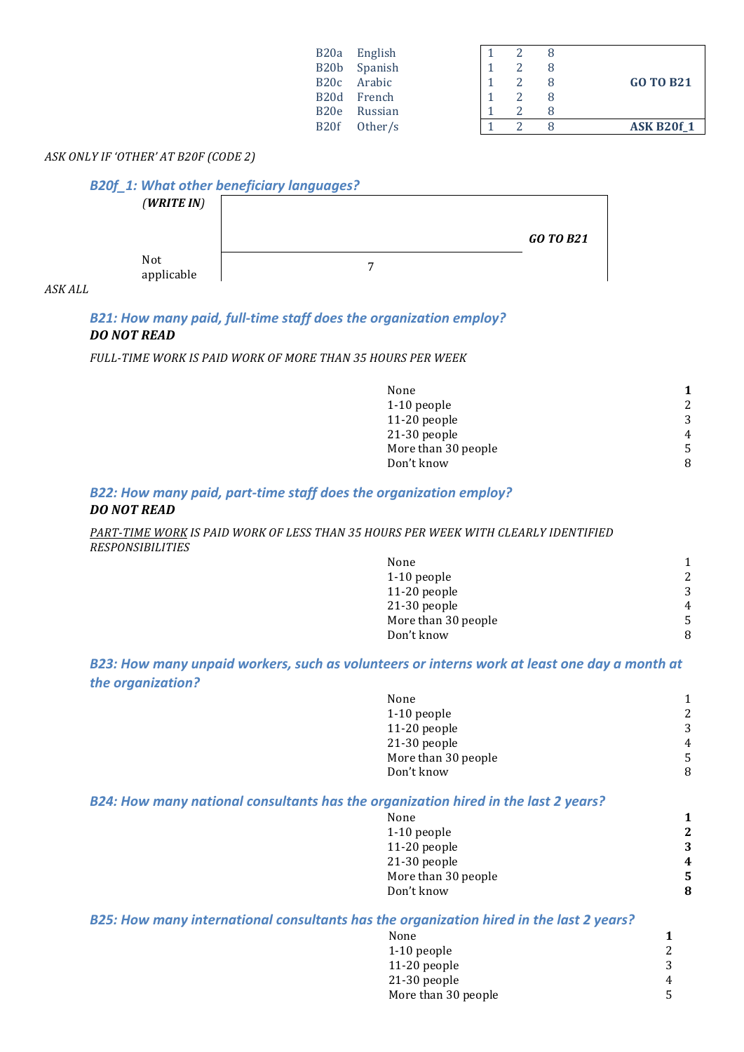| | | | | | |
|---|---|---|---|---|---|
| B20a | English | 1 | 2 | 8 | GO TO B21 |
| B20b | Spanish | 1 | 2 | 8 | |
| B20c | Arabic | 1 | 2 | 8 | |
| B20d | French | 1 | 2 | 8 | |
| B20e | Russian | 1 | 2 | 8 | |
| B20f | Other/s | 1 | 2 | 8 | **ASK B20f_1** |

*ASK ONLY IF 'OTHER' AT B20F (CODE 2)*

### *B20f_1: What other beneficiary languages?*

| | | |
|---|---|---|
| *(WRITE IN)* | | ***GO TO B21*** |
| Not applicable | 7 | |

*ASK ALL*

### *B21: How many paid, full-time staff does the organization employ?*

***DO NOT READ***

*FULL-TIME WORK IS PAID WORK OF MORE THAN 35 HOURS PER WEEK*

| | |
|---|---|
| None | **1** |
| 1-10 people | 2 |
| 11-20 people | 3 |
| 21-30 people | 4 |
| More than 30 people | 5 |
| Don't know | 8 |

### *B22: How many paid, part-time staff does the organization employ?*

***DO NOT READ***

*PART-TIME WORK IS PAID WORK OF LESS THAN 35 HOURS PER WEEK WITH CLEARLY IDENTIFIED RESPONSIBILITIES*

| | |
|---|---|
| None | 1 |
| 1-10 people | 2 |
| 11-20 people | 3 |
| 21-30 people | 4 |
| More than 30 people | 5 |
| Don't know | 8 |

### *B23: How many unpaid workers, such as volunteers or interns work at least one day a month at the organization?*

| | |
|---|---|
| None | 1 |
| 1-10 people | 2 |
| 11-20 people | 3 |
| 21-30 people | 4 |
| More than 30 people | 5 |
| Don't know | 8 |

### *B24: How many national consultants has the organization hired in the last 2 years?*

| | |
|---|---|
| None | **1** |
| 1-10 people | **2** |
| 11-20 people | **3** |
| 21-30 people | **4** |
| More than 30 people | **5** |
| Don't know | **8** |

### *B25: How many international consultants has the organization hired in the last 2 years?*

| | |
|---|---|
| None | **1** |
| 1-10 people | 2 |
| 11-20 people | 3 |
| 21-30 people | 4 |
| More than 30 people | 5 |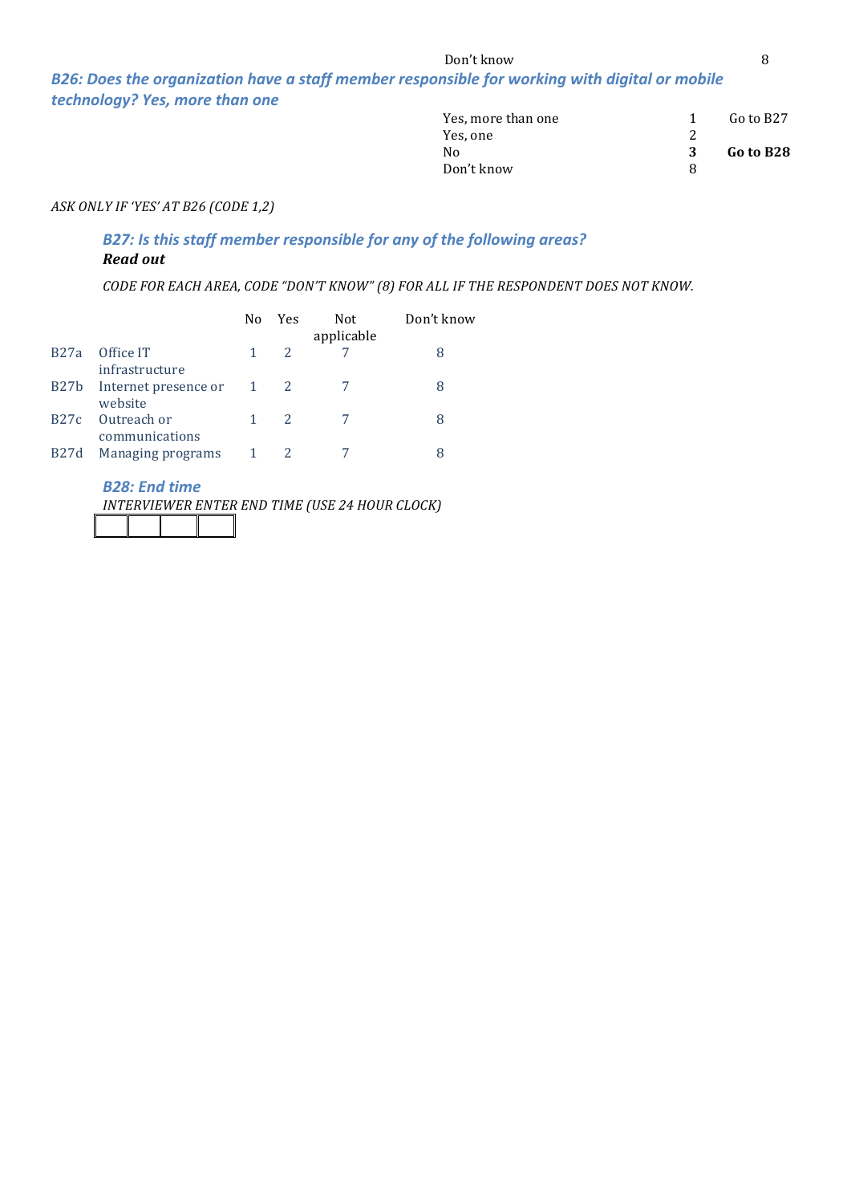| | | |
|---|---|---|
| Don't know | 8 | |

***B26: Does the organization have a staff member responsible for working with digital or mobile technology? Yes, more than one***

| | | |
|---|---|---|
| Yes, more than one | 1 | Go to B27 |
| Yes, one | 2 | |
| No | **3** | **Go to B28** |
| Don't know | 8 | |

*ASK ONLY IF 'YES' AT B26 (CODE 1,2)*

***B27: Is this staff member responsible for any of the following areas?***
***Read out***

*CODE FOR EACH AREA, CODE "DON'T KNOW" (8) FOR ALL IF THE RESPONDENT DOES NOT KNOW.*

| | | No | Yes | Not applicable | Don't know |
|---|---|---|---|---|---|
| B27a | Office IT infrastructure | 1 | 2 | 7 | 8 |
| B27b | Internet presence or website | 1 | 2 | 7 | 8 |
| B27c | Outreach or communications | 1 | 2 | 7 | 8 |
| B27d | Managing programs | 1 | 2 | 7 | 8 |

***B28: End time***

*INTERVIEWER ENTER END TIME (USE 24 HOUR CLOCK)*

| | | | |
|---|---|---|---|
| | | | |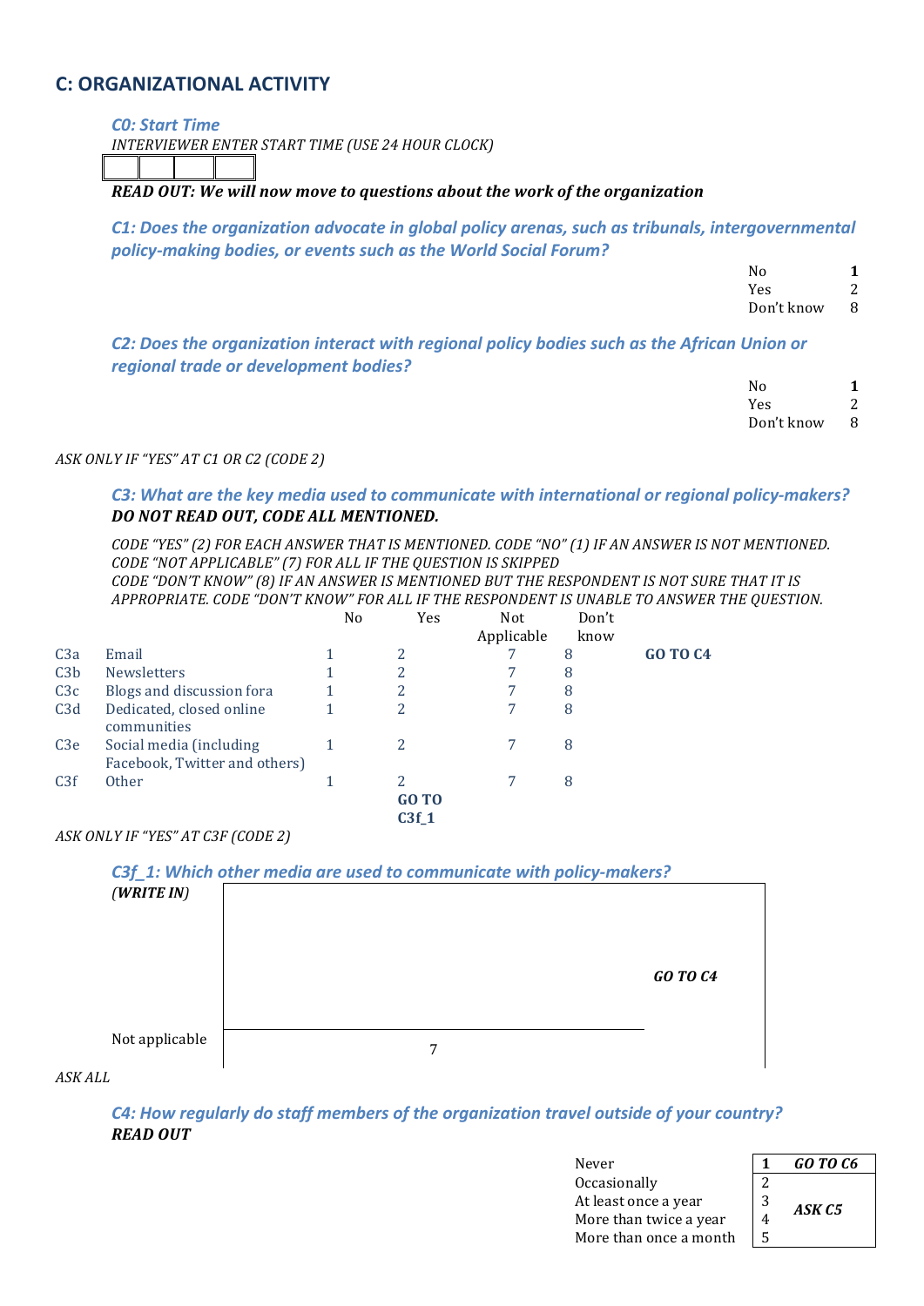## C: ORGANIZATIONAL ACTIVITY

***C0: Start Time***

*INTERVIEWER ENTER START TIME (USE 24 HOUR CLOCK)*

| | | | |
|---|---|---|---|
| | | | |

***READ OUT: We will now move to questions about the work of the organization***

***C1: Does the organization advocate in global policy arenas, such as tribunals, intergovernmental policy-making bodies, or events such as the World Social Forum?***

| | |
|---|---|
| No | **1** |
| Yes | 2 |
| Don't know | 8 |

***C2: Does the organization interact with regional policy bodies such as the African Union or regional trade or development bodies?***

| | |
|---|---|
| No | **1** |
| Yes | 2 |
| Don't know | 8 |

*ASK ONLY IF "YES" AT C1 OR C2 (CODE 2)*

***C3: What are the key media used to communicate with international or regional policy-makers?***
***DO NOT READ OUT, CODE ALL MENTIONED.***

*CODE "YES" (2) FOR EACH ANSWER THAT IS MENTIONED. CODE "NO" (1) IF AN ANSWER IS NOT MENTIONED. CODE "NOT APPLICABLE" (7) FOR ALL IF THE QUESTION IS SKIPPED*
*CODE "DON'T KNOW" (8) IF AN ANSWER IS MENTIONED BUT THE RESPONDENT IS NOT SURE THAT IT IS APPROPRIATE. CODE "DON'T KNOW" FOR ALL IF THE RESPONDENT IS UNABLE TO ANSWER THE QUESTION.*

| | | No | Yes | Not Applicable | Don't know | |
|---|---|---|---|---|---|---|
| C3a | Email | 1 | 2 | 7 | 8 | **GO TO C4** |
| C3b | Newsletters | 1 | 2 | 7 | 8 | |
| C3c | Blogs and discussion fora | 1 | 2 | 7 | 8 | |
| C3d | Dedicated, closed online communities | 1 | 2 | 7 | 8 | |
| C3e | Social media (including Facebook, Twitter and others) | 1 | 2 | 7 | 8 | |
| C3f | Other | 1 | 2 **GO TO C3f_1** | 7 | 8 | |

*ASK ONLY IF "YES" AT C3F (CODE 2)*

***C3f_1: Which other media are used to communicate with policy-makers?***

*(WRITE IN)* ______________________ ***GO TO C4***

Not applicable 7

*ASK ALL*

***C4: How regularly do staff members of the organization travel outside of your country?***
***READ OUT***

| | | |
|---|---|---|
| Never | **1** | ***GO TO C6*** |
| Occasionally | 2 | ***ASK C5*** |
| At least once a year | 3 | |
| More than twice a year | 4 | |
| More than once a month | 5 | |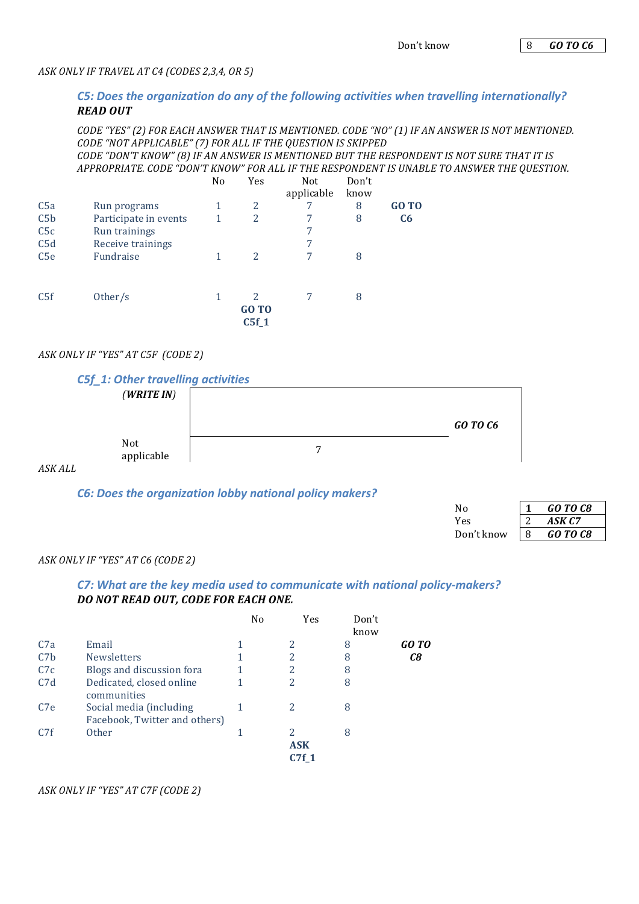| | | |
|---|---|---|
| Don't know | 8 | *GO TO C6* |

*ASK ONLY IF TRAVEL AT C4 (CODES 2,3,4, OR 5)*

### *C5: Does the organization do any of the following activities when travelling internationally?*

***READ OUT***

*CODE "YES" (2) FOR EACH ANSWER THAT IS MENTIONED. CODE "NO" (1) IF AN ANSWER IS NOT MENTIONED. CODE "NOT APPLICABLE" (7) FOR ALL IF THE QUESTION IS SKIPPED*
*CODE "DON'T KNOW" (8) IF AN ANSWER IS MENTIONED BUT THE RESPONDENT IS NOT SURE THAT IT IS APPROPRIATE. CODE "DON'T KNOW" FOR ALL IF THE RESPONDENT IS UNABLE TO ANSWER THE QUESTION.*

| | | No | Yes | Not applicable | Don't know | |
|---|---|---|---|---|---|---|
| C5a | Run programs | 1 | 2 | 7 | 8 | **GO TO C6** |
| C5b | Participate in events | 1 | 2 | 7 | 8 | |
| C5c | Run trainings | | | 7 | | |
| C5d | Receive trainings | | | 7 | | |
| C5e | Fundraise | 1 | 2 | 7 | 8 | |
| C5f | Other/s | 1 | 2 **GO TO C5f_1** | 7 | 8 | |

*ASK ONLY IF "YES" AT C5F (CODE 2)*

### *C5f_1: Other travelling activities*

| | | |
|---|---|---|
| *(WRITE IN)* | | ***GO TO C6*** |
| Not applicable | 7 | |

*ASK ALL*

### *C6: Does the organization lobby national policy makers?*

| | | |
|---|---|---|
| No | 1 | *GO TO C8* |
| Yes | 2 | *ASK C7* |
| Don't know | 8 | *GO TO C8* |

*ASK ONLY IF "YES" AT C6 (CODE 2)*

### *C7: What are the key media used to communicate with national policy-makers?*

***DO NOT READ OUT, CODE FOR EACH ONE.***

| | | No | Yes | Don't know | |
|---|---|---|---|---|---|
| C7a | Email | 1 | 2 | 8 | ***GO TO C8*** |
| C7b | Newsletters | 1 | 2 | 8 | |
| C7c | Blogs and discussion fora | 1 | 2 | 8 | |
| C7d | Dedicated, closed online communities | 1 | 2 | 8 | |
| C7e | Social media (including Facebook, Twitter and others) | 1 | 2 | 8 | |
| C7f | Other | 1 | 2 **ASK C7f_1** | 8 | |

*ASK ONLY IF "YES" AT C7F (CODE 2)*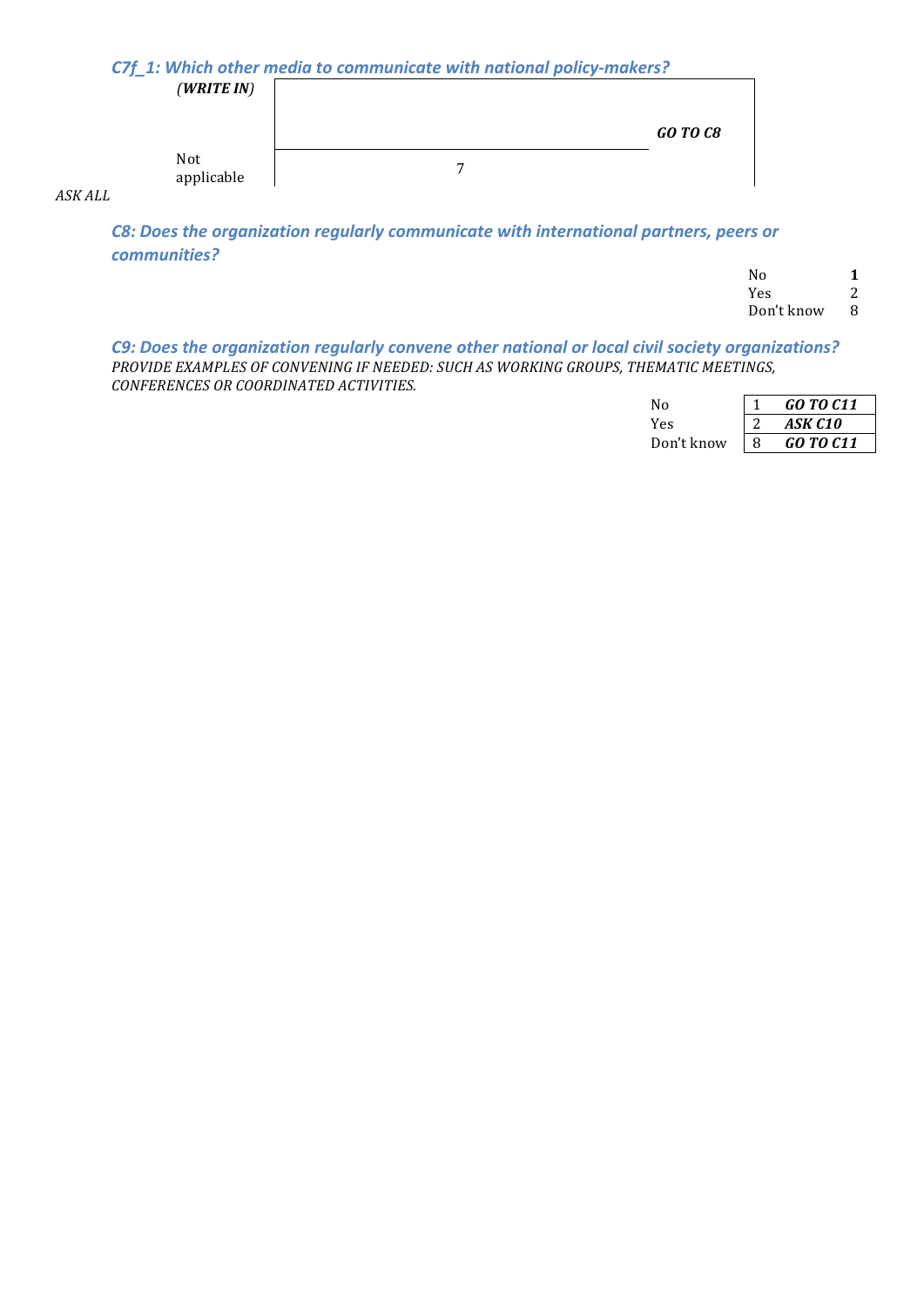### *C7f_1: Which other media to communicate with national policy-makers?*

| | | |
|---|---|---|
| ***(WRITE IN)*** | | ***GO TO C8*** |
| Not applicable | 7 | |

*ASK ALL*

### *C8: Does the organization regularly communicate with international partners, peers or communities?*

| | |
|---|---|
| No | **1** |
| Yes | 2 |
| Don't know | 8 |

### *C9: Does the organization regularly convene other national or local civil society organizations?*

*PROVIDE EXAMPLES OF CONVENING IF NEEDED: SUCH AS WORKING GROUPS, THEMATIC MEETINGS, CONFERENCES OR COORDINATED ACTIVITIES.*

| | | |
|---|---|---|
| No | 1 | ***GO TO C11*** |
| Yes | 2 | ***ASK C10*** |
| Don't know | 8 | ***GO TO C11*** |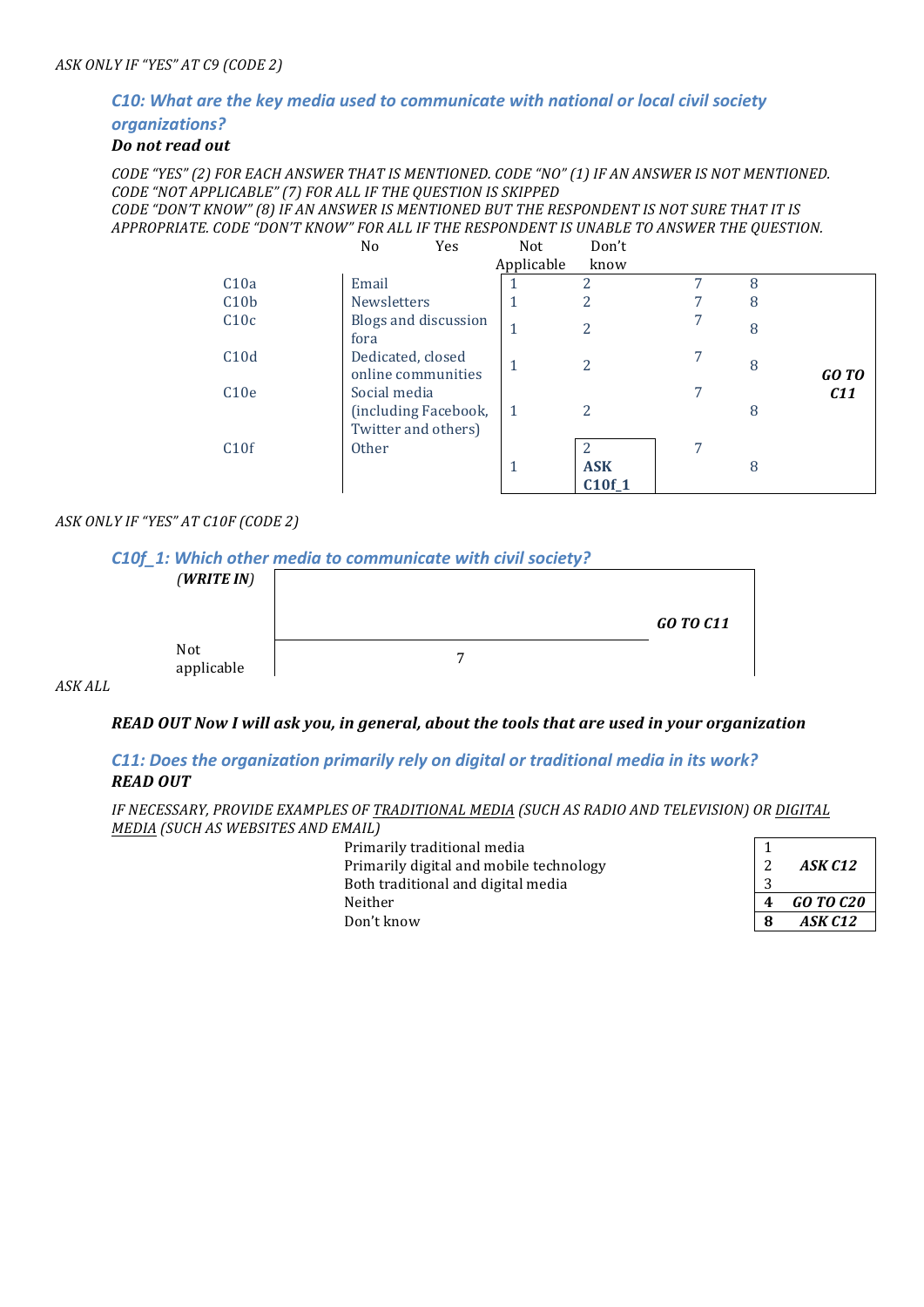*ASK ONLY IF "YES" AT C9 (CODE 2)*

### *C10: What are the key media used to communicate with national or local civil society organizations?*

***Do not read out***

*CODE "YES" (2) FOR EACH ANSWER THAT IS MENTIONED. CODE "NO" (1) IF AN ANSWER IS NOT MENTIONED. CODE "NOT APPLICABLE" (7) FOR ALL IF THE QUESTION IS SKIPPED*
*CODE "DON'T KNOW" (8) IF AN ANSWER IS MENTIONED BUT THE RESPONDENT IS NOT SURE THAT IT IS APPROPRIATE. CODE "DON'T KNOW" FOR ALL IF THE RESPONDENT IS UNABLE TO ANSWER THE QUESTION.*

| | | No | Yes | Not Applicable | Don't know | |
|---|---|---|---|---|---|---|
| C10a | Email | 1 | 2 | 7 | 8 | ***GO TO C11*** |
| C10b | Newsletters | 1 | 2 | 7 | 8 | |
| C10c | Blogs and discussion fora | 1 | 2 | 7 | 8 | |
| C10d | Dedicated, closed online communities | 1 | 2 | 7 | 8 | |
| C10e | Social media (including Facebook, Twitter and others) | 1 | 2 | 7 | 8 | |
| C10f | Other | 1 | 2 **ASK C10f_1** | 7 | 8 | |

*ASK ONLY IF "YES" AT C10F (CODE 2)*

### *C10f_1: Which other media to communicate with civil society?*

| | | |
|---|---|---|
| *(WRITE IN)* | | ***GO TO C11*** |
| Not applicable | 7 | |

*ASK ALL*

***READ OUT Now I will ask you, in general, about the tools that are used in your organization***

### *C11: Does the organization primarily rely on digital or traditional media in its work?*

***READ OUT***

*IF NECESSARY, PROVIDE EXAMPLES OF TRADITIONAL MEDIA (SUCH AS RADIO AND TELEVISION) OR DIGITAL MEDIA (SUCH AS WEBSITES AND EMAIL)*

| | | |
|---|---|---|
| Primarily traditional media | 1 | ***ASK C12*** |
| Primarily digital and mobile technology | 2 | |
| Both traditional and digital media | 3 | |
| Neither | **4** | ***GO TO C20*** |
| Don't know | **8** | ***ASK C12*** |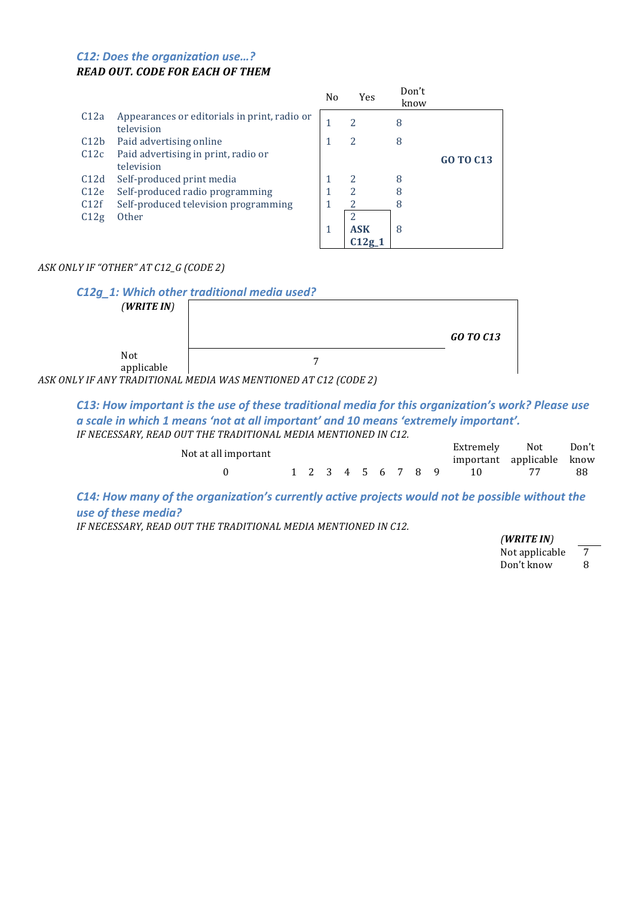### *C12: Does the organization use…?*

***READ OUT. CODE FOR EACH OF THEM***

| | | No | Yes | Don't know | |
|---|---|---|---|---|---|
| C12a | Appearances or editorials in print, radio or television | 1 | 2 | 8 | |
| C12b | Paid advertising online | 1 | 2 | 8 | |
| C12c | Paid advertising in print, radio or television | | | | **GO TO C13** |
| C12d | Self-produced print media | 1 | 2 | 8 | |
| C12e | Self-produced radio programming | 1 | 2 | 8 | |
| C12f | Self-produced television programming | 1 | 2 | 8 | |
| C12g | Other | 1 | 2 **ASK C12g_1** | 8 | |

*ASK ONLY IF "OTHER" AT C12_G (CODE 2)*

### *C12g_1: Which other traditional media used?*

| | | |
|---|---|---|
| *(**WRITE IN**)* | | ***GO TO C13*** |
| Not applicable | 7 | |

*ASK ONLY IF ANY TRADITIONAL MEDIA WAS MENTIONED AT C12 (CODE 2)*

### *C13: How important is the use of these traditional media for this organization's work? Please use a scale in which 1 means 'not at all important' and 10 means 'extremely important'.*

*IF NECESSARY, READ OUT THE TRADITIONAL MEDIA MENTIONED IN C12.*

| Not at all important | | | | | | | | | | Extremely important | Not applicable | Don't know |
|---|---|---|---|---|---|---|---|---|---|---|---|---|
| 0 | 1 | 2 | 3 | 4 | 5 | 6 | 7 | 8 | 9 | 10 | 77 | 88 |

### *C14: How many of the organization's currently active projects would not be possible without the use of these media?*

*IF NECESSARY, READ OUT THE TRADITIONAL MEDIA MENTIONED IN C12.*

| | |
|---|---|
| *(**WRITE IN**)* | ____ |
| Not applicable | 7 |
| Don't know | 8 |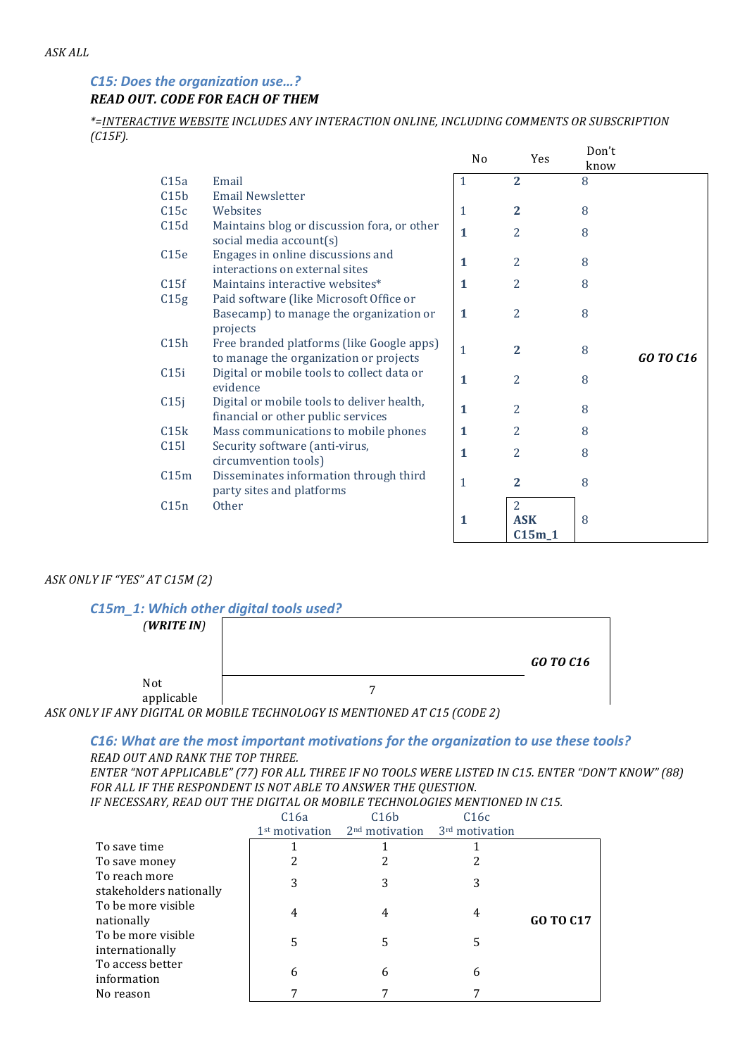*ASK ALL*

### *C15: Does the organization use…?*

***READ OUT. CODE FOR EACH OF THEM***

**=INTERACTIVE WEBSITE INCLUDES ANY INTERACTION ONLINE, INCLUDING COMMENTS OR SUBSCRIPTION (C15F).*

| | | No | Yes | Don't know | |
|---|---|---|---|---|---|
| C15a | Email | 1 | **2** | 8 | |
| C15b | Email Newsletter | | | | |
| C15c | Websites | 1 | **2** | 8 | |
| C15d | Maintains blog or discussion fora, or other social media account(s) | **1** | 2 | 8 | |
| C15e | Engages in online discussions and interactions on external sites | **1** | 2 | 8 | |
| C15f | Maintains interactive websites* | **1** | 2 | 8 | |
| C15g | Paid software (like Microsoft Office or Basecamp) to manage the organization or projects | **1** | 2 | 8 | |
| C15h | Free branded platforms (like Google apps) to manage the organization or projects | 1 | **2** | 8 | ***GO TO C16*** |
| C15i | Digital or mobile tools to collect data or evidence | **1** | 2 | 8 | |
| C15j | Digital or mobile tools to deliver health, financial or other public services | **1** | 2 | 8 | |
| C15k | Mass communications to mobile phones | **1** | 2 | 8 | |
| C15l | Security software (anti-virus, circumvention tools) | **1** | 2 | 8 | |
| C15m | Disseminates information through third party sites and platforms | 1 | **2** | 8 | |
| C15n | Other | **1** | 2 **ASK C15m_1** | 8 | |

*ASK ONLY IF "YES" AT C15M (2)*

### *C15m_1: Which other digital tools used?*

| | | |
|---|---|---|
| ***(WRITE IN)*** | | ***GO TO C16*** |
| Not applicable | 7 | |

*ASK ONLY IF ANY DIGITAL OR MOBILE TECHNOLOGY IS MENTIONED AT C15 (CODE 2)*

### *C16: What are the most important motivations for the organization to use these tools?*

*READ OUT AND RANK THE TOP THREE.*

*ENTER "NOT APPLICABLE" (77) FOR ALL THREE IF NO TOOLS WERE LISTED IN C15. ENTER "DON'T KNOW" (88) FOR ALL IF THE RESPONDENT IS NOT ABLE TO ANSWER THE QUESTION.*

*IF NECESSARY, READ OUT THE DIGITAL OR MOBILE TECHNOLOGIES MENTIONED IN C15.*

| | C16a 1st motivation | C16b 2nd motivation | C16c 3rd motivation | |
|---|---|---|---|---|
| To save time | 1 | 1 | 1 | |
| To save money | 2 | 2 | 2 | |
| To reach more stakeholders nationally | 3 | 3 | 3 | |
| To be more visible nationally | 4 | 4 | 4 | **GO TO C17** |
| To be more visible internationally | 5 | 5 | 5 | |
| To access better information | 6 | 6 | 6 | |
| No reason | 7 | 7 | 7 | |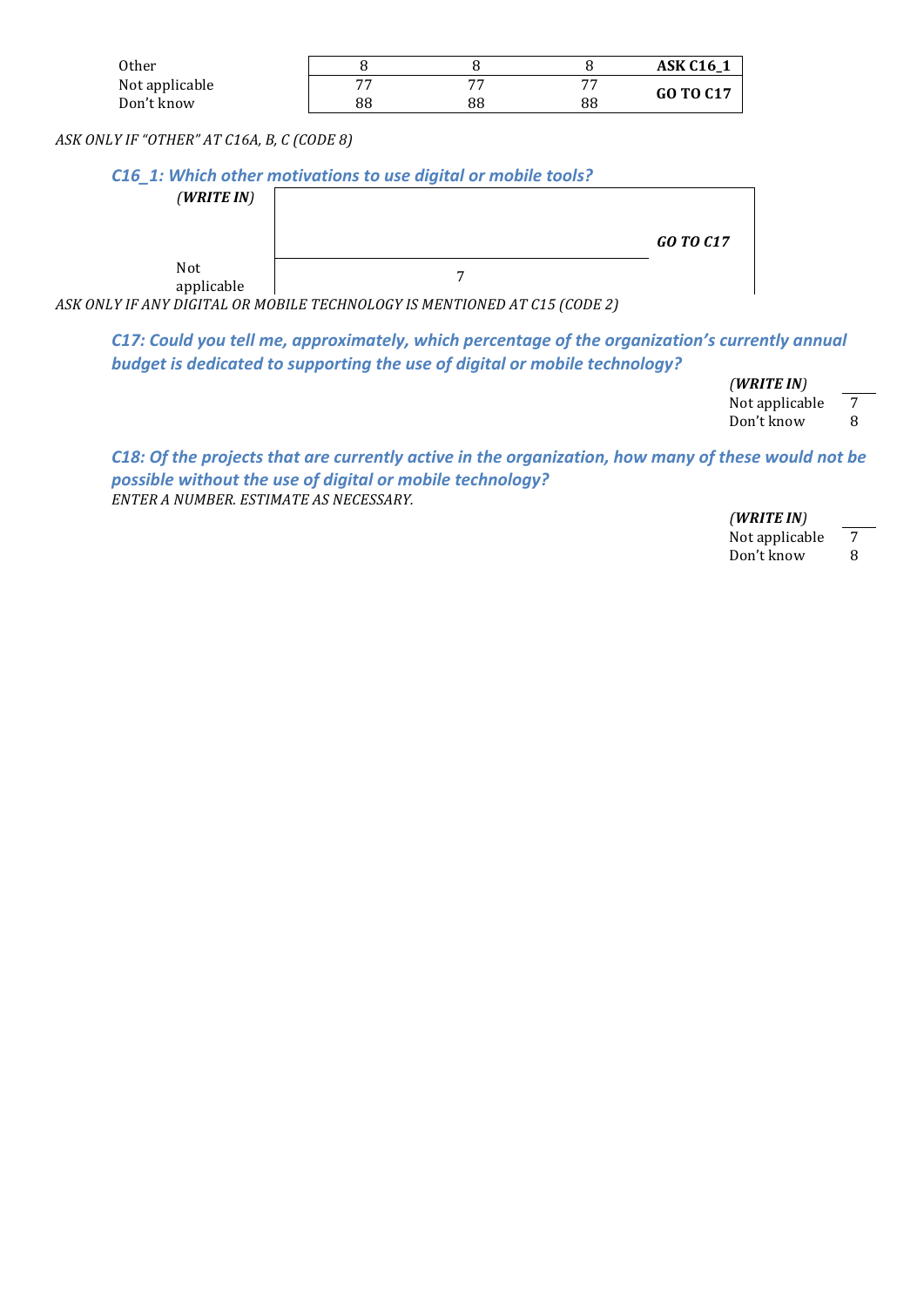| | | | | |
|---|---|---|---|---|
| Other | 8 | 8 | 8 | **ASK C16_1** |
| Not applicable | 77 | 77 | 77 | **GO TO C17** |
| Don't know | 88 | 88 | 88 | |

*ASK ONLY IF "OTHER" AT C16A, B, C (CODE 8)*

### *C16_1: Which other motivations to use digital or mobile tools?*

| | | |
|---|---|---|
| *(**WRITE IN**)* | | ***GO TO C17*** |
| Not applicable | 7 | |

*ASK ONLY IF ANY DIGITAL OR MOBILE TECHNOLOGY IS MENTIONED AT C15 (CODE 2)*

### *C17: Could you tell me, approximately, which percentage of the organization's currently annual budget is dedicated to supporting the use of digital or mobile technology?*

| | |
|---|---|
| *(**WRITE IN**)* | ___ |
| Not applicable | 7 |
| Don't know | 8 |

### *C18: Of the projects that are currently active in the organization, how many of these would not be possible without the use of digital or mobile technology?*

*ENTER A NUMBER. ESTIMATE AS NECESSARY.*

| | |
|---|---|
| *(**WRITE IN**)* | ___ |
| Not applicable | 7 |
| Don't know | 8 |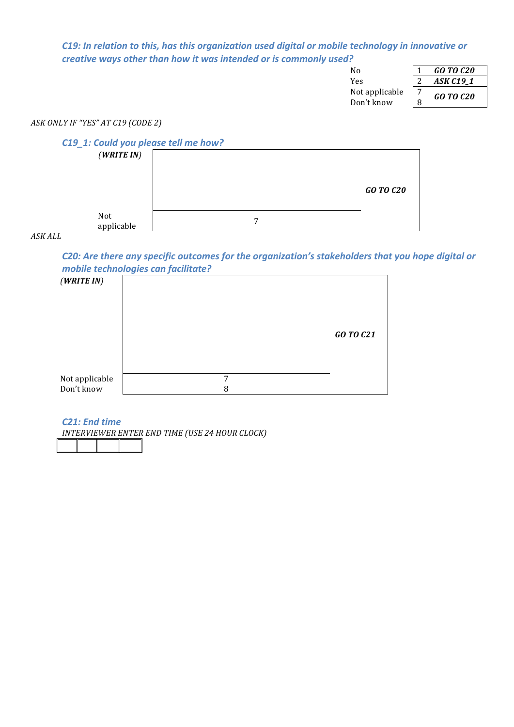***C19: In relation to this, has this organization used digital or mobile technology in innovative or creative ways other than how it was intended or is commonly used?***

| | | |
|---|---|---|
| No | 1 | ***GO TO C20*** |
| Yes | 2 | ***ASK C19_1*** |
| Not applicable | 7 | ***GO TO C20*** |
| Don't know | 8 | |

*ASK ONLY IF "YES" AT C19 (CODE 2)*

***C19_1: Could you please tell me how?***

*(**WRITE IN**)*

***GO TO C20***

| | | |
|---|---|---|
| Not applicable | 7 | |

*ASK ALL*

***C20: Are there any specific outcomes for the organization's stakeholders that you hope digital or mobile technologies can facilitate?***

*(**WRITE IN**)*

***GO TO C21***

| | | |
|---|---|---|
| Not applicable | 7 | |
| Don't know | 8 | |

***C21: End time***

*INTERVIEWER ENTER END TIME (USE 24 HOUR CLOCK)*

| | | | |
|---|---|---|---|
| | | | |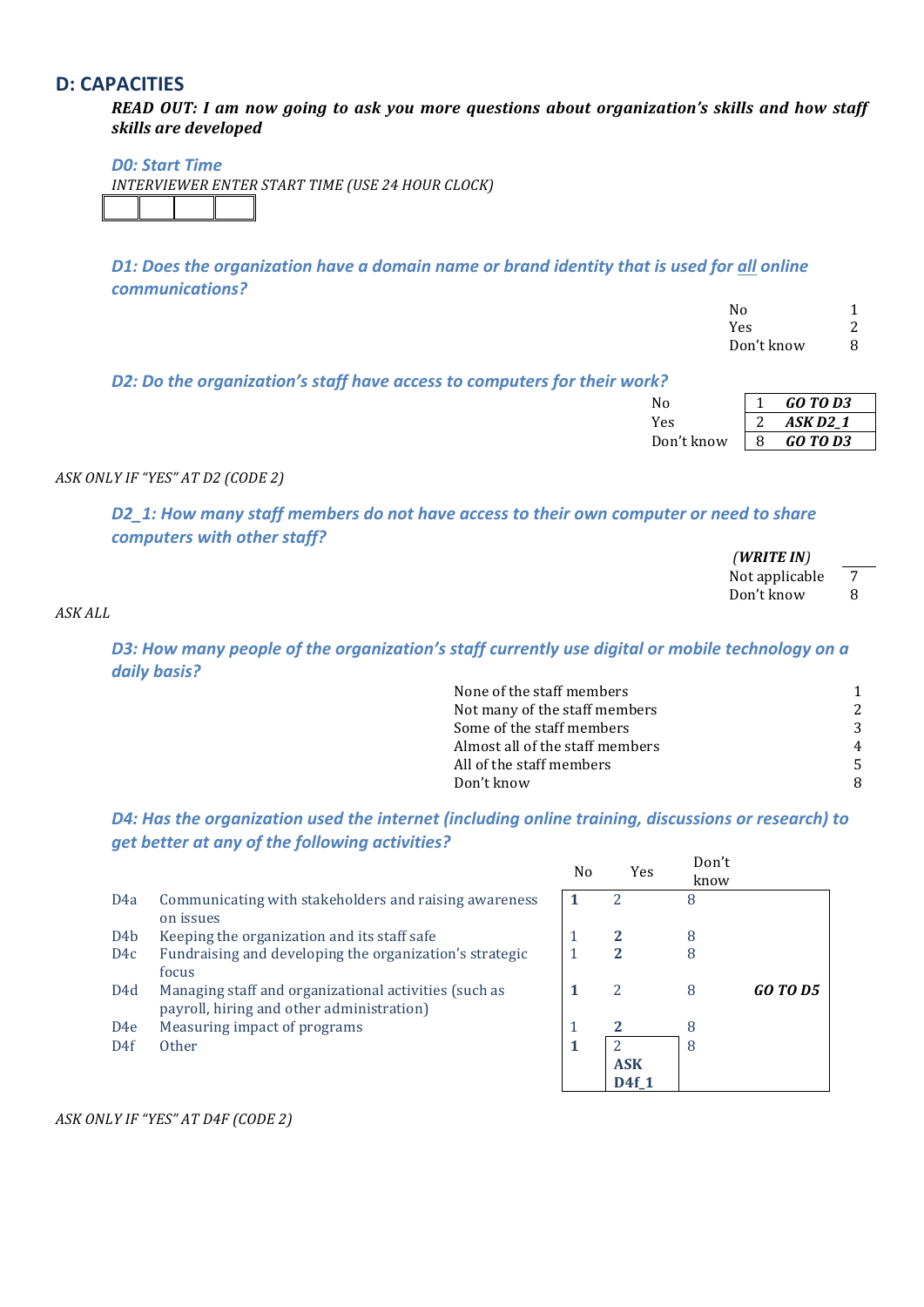## D: CAPACITIES

***READ OUT: I am now going to ask you more questions about organization's skills and how staff skills are developed***

***D0: Start Time***

*INTERVIEWER ENTER START TIME (USE 24 HOUR CLOCK)*

| | | | |
|---|---|---|---|
| | | | |

***D1: Does the organization have a domain name or brand identity that is used for all online communications?***

| | |
|---|---|
| No | 1 |
| Yes | 2 |
| Don't know | 8 |

***D2: Do the organization's staff have access to computers for their work?***

| | | |
|---|---|---|
| No | 1 | ***GO TO D3*** |
| Yes | 2 | ***ASK D2_1*** |
| Don't know | 8 | ***GO TO D3*** |

*ASK ONLY IF "YES" AT D2 (CODE 2)*

***D2_1: How many staff members do not have access to their own computer or need to share computers with other staff?***

| | |
|---|---|
| *(**WRITE IN**)* | ___ |
| Not applicable | 7 |
| Don't know | 8 |

*ASK ALL*

***D3: How many people of the organization's staff currently use digital or mobile technology on a daily basis?***

| | |
|---|---|
| None of the staff members | 1 |
| Not many of the staff members | 2 |
| Some of the staff members | 3 |
| Almost all of the staff members | 4 |
| All of the staff members | 5 |
| Don't know | 8 |

***D4: Has the organization used the internet (including online training, discussions or research) to get better at any of the following activities?***

| | | No | Yes | Don't know | |
|---|---|---|---|---|---|
| D4a | Communicating with stakeholders and raising awareness on issues | **1** | 2 | 8 | |
| D4b | Keeping the organization and its staff safe | 1 | **2** | 8 | |
| D4c | Fundraising and developing the organization's strategic focus | 1 | **2** | 8 | |
| D4d | Managing staff and organizational activities (such as payroll, hiring and other administration) | **1** | 2 | 8 | ***GO TO D5*** |
| D4e | Measuring impact of programs | 1 | **2** | 8 | |
| D4f | Other | **1** | 2 **ASK D4f_1** | 8 | |

*ASK ONLY IF "YES" AT D4F (CODE 2)*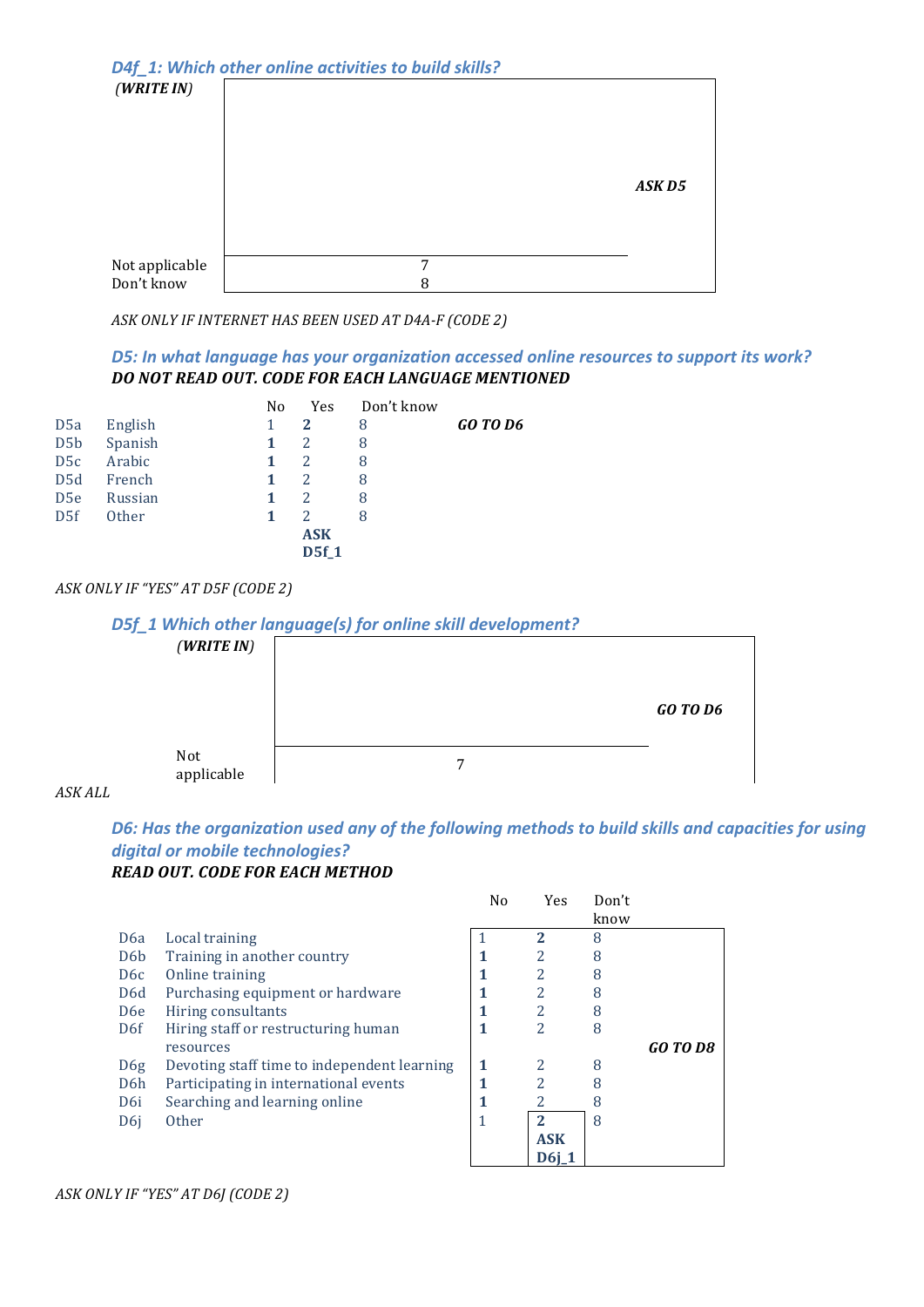### *D4f_1: Which other online activities to build skills?*

| | | |
|---|---|---|
| *(WRITE IN)* | | ***ASK D5*** |
| Not applicable | 7 | |
| Don't know | 8 | |

*ASK ONLY IF INTERNET HAS BEEN USED AT D4A-F (CODE 2)*

### *D5: In what language has your organization accessed online resources to support its work?*

***DO NOT READ OUT. CODE FOR EACH LANGUAGE MENTIONED***

| | | No | Yes | Don't know | |
|---|---|---|---|---|---|
| D5a | English | 1 | **2** | 8 | ***GO TO D6*** |
| D5b | Spanish | **1** | 2 | 8 | |
| D5c | Arabic | **1** | 2 | 8 | |
| D5d | French | **1** | 2 | 8 | |
| D5e | Russian | **1** | 2 | 8 | |
| D5f | Other | **1** | 2 **ASK D5f_1** | 8 | |

*ASK ONLY IF "YES" AT D5F (CODE 2)*

### *D5f_1 Which other language(s) for online skill development?*

| | | |
|---|---|---|
| *(WRITE IN)* | | ***GO TO D6*** |
| Not applicable | 7 | |

*ASK ALL*

### *D6: Has the organization used any of the following methods to build skills and capacities for using digital or mobile technologies?*

***READ OUT. CODE FOR EACH METHOD***

| | | No | Yes | Don't know | |
|---|---|---|---|---|---|
| D6a | Local training | 1 | **2** | 8 | |
| D6b | Training in another country | **1** | 2 | 8 | |
| D6c | Online training | **1** | 2 | 8 | |
| D6d | Purchasing equipment or hardware | **1** | 2 | 8 | |
| D6e | Hiring consultants | **1** | 2 | 8 | |
| D6f | Hiring staff or restructuring human resources | **1** | 2 | 8 | ***GO TO D8*** |
| D6g | Devoting staff time to independent learning | **1** | 2 | 8 | |
| D6h | Participating in international events | **1** | 2 | 8 | |
| D6i | Searching and learning online | **1** | 2 | 8 | |
| D6j | Other | 1 | **2 ASK D6j_1** | 8 | |

*ASK ONLY IF "YES" AT D6J (CODE 2)*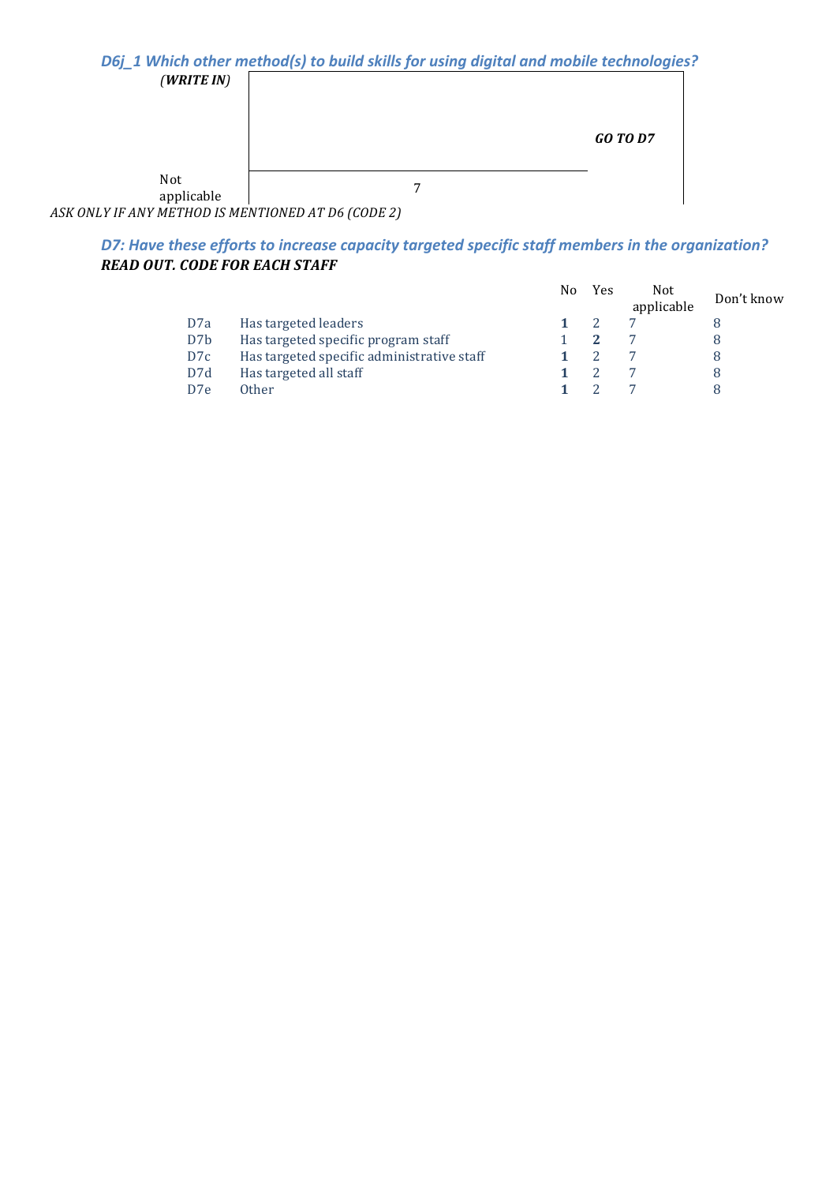### *D6j_1 Which other method(s) to build skills for using digital and mobile technologies?*

| | | |
|---|---|---|
| *(WRITE IN)* | | ***GO TO D7*** |
| Not applicable | 7 | |

*ASK ONLY IF ANY METHOD IS MENTIONED AT D6 (CODE 2)*

### *D7: Have these efforts to increase capacity targeted specific staff members in the organization?*

***READ OUT. CODE FOR EACH STAFF***

| | | No | Yes | Not applicable | Don't know |
|---|---|---|---|---|---|
| D7a | Has targeted leaders | **1** | 2 | 7 | 8 |
| D7b | Has targeted specific program staff | 1 | **2** | 7 | 8 |
| D7c | Has targeted specific administrative staff | **1** | 2 | 7 | 8 |
| D7d | Has targeted all staff | **1** | 2 | 7 | 8 |
| D7e | Other | **1** | 2 | 7 | 8 |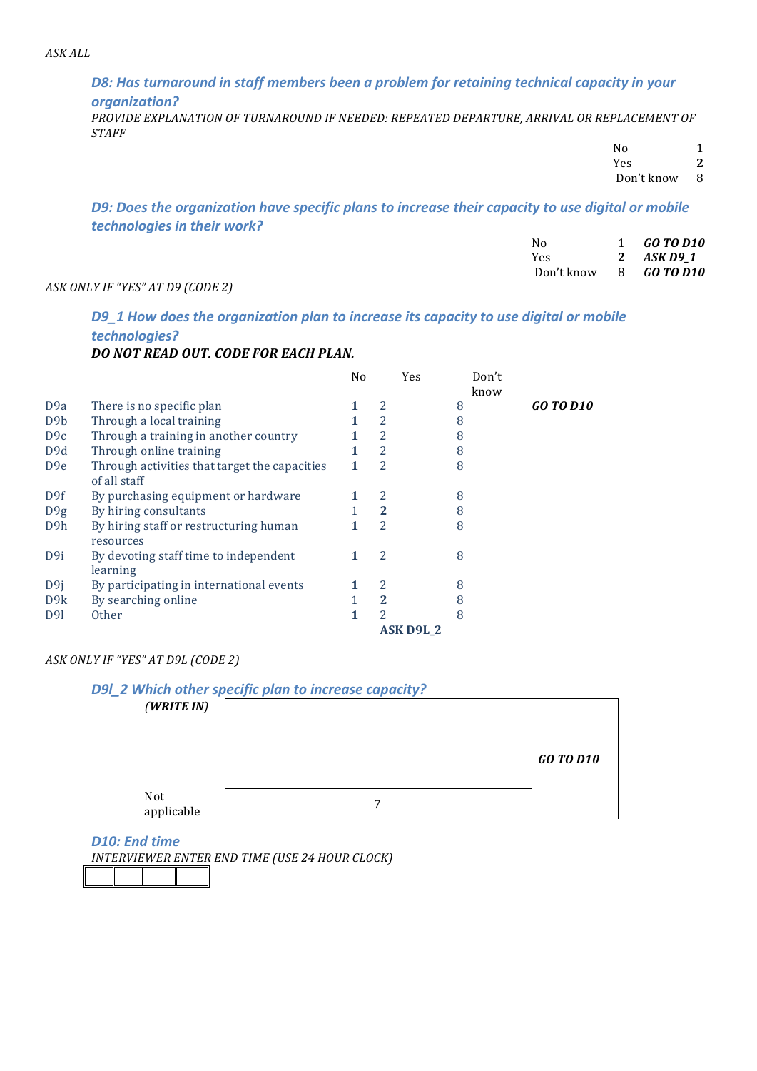*ASK ALL*

### *D8: Has turnaround in staff members been a problem for retaining technical capacity in your organization?*

*PROVIDE EXPLANATION OF TURNAROUND IF NEEDED: REPEATED DEPARTURE, ARRIVAL OR REPLACEMENT OF STAFF*

| | |
|---|---|
| No | 1 |
| Yes | **2** |
| Don't know | 8 |

### *D9: Does the organization have specific plans to increase their capacity to use digital or mobile technologies in their work?*

| | | |
|---|---|---|
| No | 1 | ***GO TO D10*** |
| Yes | **2** | ***ASK D9_1*** |
| Don't know | 8 | ***GO TO D10*** |

*ASK ONLY IF "YES" AT D9 (CODE 2)*

### *D9_1 How does the organization plan to increase its capacity to use digital or mobile technologies?*

***DO NOT READ OUT. CODE FOR EACH PLAN.***

| | | No | Yes | Don't know | |
|---|---|---|---|---|---|
| D9a | There is no specific plan | **1** | 2 | 8 | ***GO TO D10*** |
| D9b | Through a local training | **1** | 2 | 8 | |
| D9c | Through a training in another country | **1** | 2 | 8 | |
| D9d | Through online training | **1** | 2 | 8 | |
| D9e | Through activities that target the capacities of all staff | **1** | 2 | 8 | |
| D9f | By purchasing equipment or hardware | **1** | 2 | 8 | |
| D9g | By hiring consultants | 1 | **2** | 8 | |
| D9h | By hiring staff or restructuring human resources | **1** | 2 | 8 | |
| D9i | By devoting staff time to independent learning | **1** | 2 | 8 | |
| D9j | By participating in international events | **1** | 2 | 8 | |
| D9k | By searching online | 1 | **2** | 8 | |
| D9l | Other | **1** | 2<br>**ASK D9L_2** | 8 | |

*ASK ONLY IF "YES" AT D9L (CODE 2)*

### *D9l_2 Which other specific plan to increase capacity?*

| | | |
|---|---|---|
| *(WRITE IN)* | | ***GO TO D10*** |
| Not applicable | 7 | |

### *D10: End time*

*INTERVIEWER ENTER END TIME (USE 24 HOUR CLOCK)*

| | | | |
|---|---|---|---|
| | | | |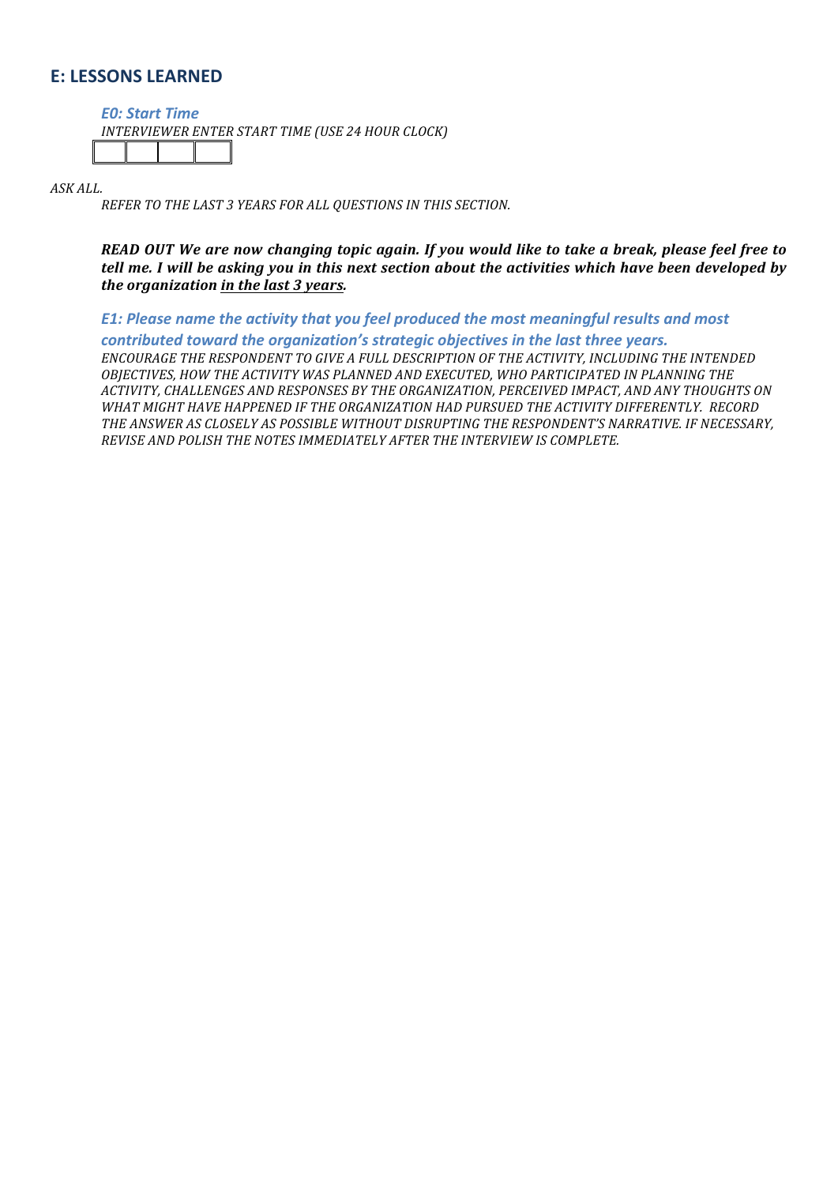## E: LESSONS LEARNED

***E0: Start Time***

*INTERVIEWER ENTER START TIME (USE 24 HOUR CLOCK)*

| | | | |
|---|---|---|---|
| | | | |

*ASK ALL.*

*REFER TO THE LAST 3 YEARS FOR ALL QUESTIONS IN THIS SECTION.*

***READ OUT We are now changing topic again. If you would like to take a break, please feel free to tell me. I will be asking you in this next section about the activities which have been developed by the organization <u>in the last 3 years</u>.***

***E1: Please name the activity that you feel produced the most meaningful results and most contributed toward the organization's strategic objectives in the last three years.***

*ENCOURAGE THE RESPONDENT TO GIVE A FULL DESCRIPTION OF THE ACTIVITY, INCLUDING THE INTENDED OBJECTIVES, HOW THE ACTIVITY WAS PLANNED AND EXECUTED, WHO PARTICIPATED IN PLANNING THE ACTIVITY, CHALLENGES AND RESPONSES BY THE ORGANIZATION, PERCEIVED IMPACT, AND ANY THOUGHTS ON WHAT MIGHT HAVE HAPPENED IF THE ORGANIZATION HAD PURSUED THE ACTIVITY DIFFERENTLY. RECORD THE ANSWER AS CLOSELY AS POSSIBLE WITHOUT DISRUPTING THE RESPONDENT'S NARRATIVE. IF NECESSARY, REVISE AND POLISH THE NOTES IMMEDIATELY AFTER THE INTERVIEW IS COMPLETE.*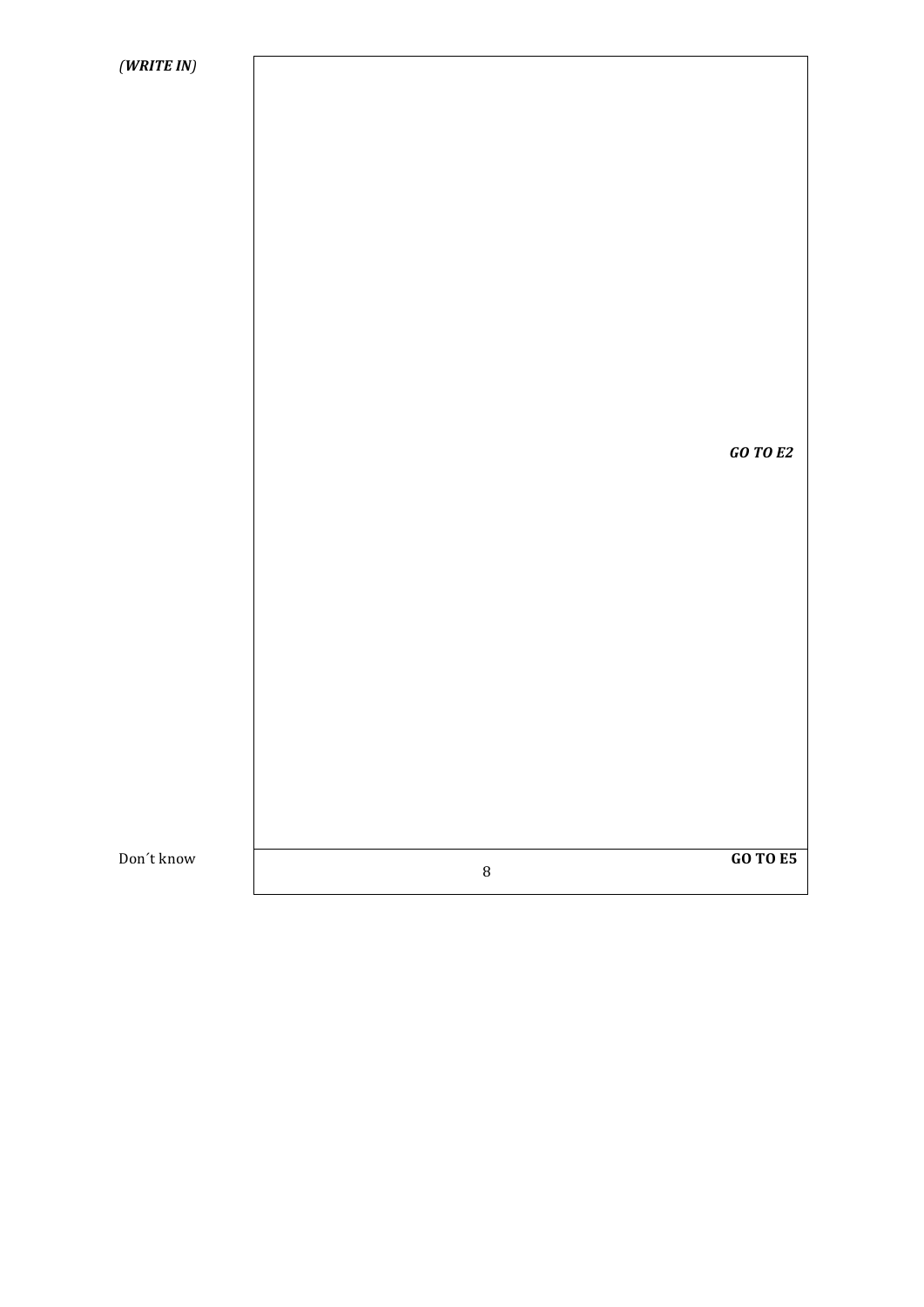| | | |
|---|---|---|
| ***(WRITE IN)*** | | ***GO TO E2*** |
| Don´t know | 8 | **GO TO E5** |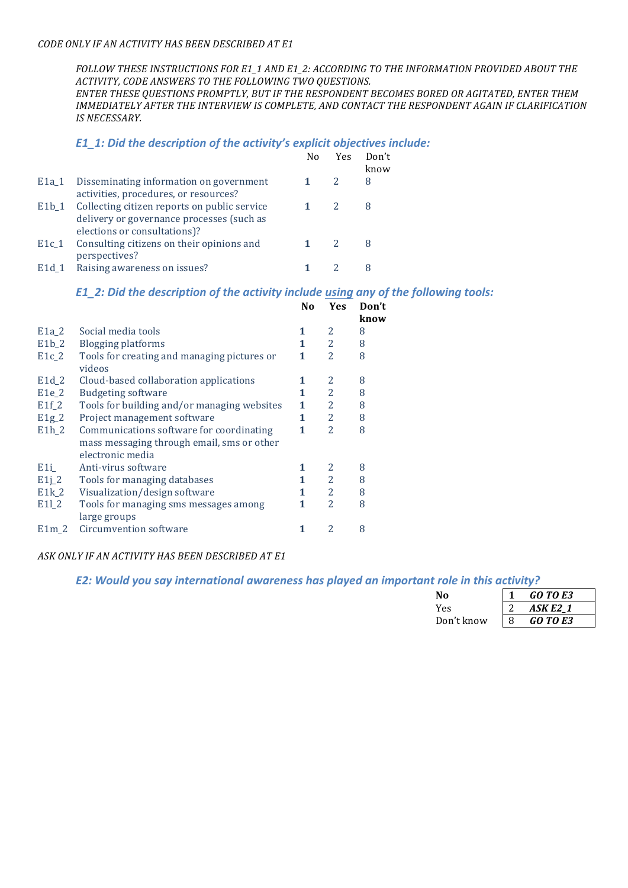*CODE ONLY IF AN ACTIVITY HAS BEEN DESCRIBED AT E1*

*FOLLOW THESE INSTRUCTIONS FOR E1_1 AND E1_2: ACCORDING TO THE INFORMATION PROVIDED ABOUT THE ACTIVITY, CODE ANSWERS TO THE FOLLOWING TWO QUESTIONS.*
*ENTER THESE QUESTIONS PROMPTLY, BUT IF THE RESPONDENT BECOMES BORED OR AGITATED, ENTER THEM IMMEDIATELY AFTER THE INTERVIEW IS COMPLETE, AND CONTACT THE RESPONDENT AGAIN IF CLARIFICATION IS NECESSARY.*

### *E1_1: Did the description of the activity's explicit objectives include:*

| | | No | Yes | Don't know |
|---|---|---|---|---|
| E1a_1 | Disseminating information on government activities, procedures, or resources? | **1** | 2 | 8 |
| E1b_1 | Collecting citizen reports on public service delivery or governance processes (such as elections or consultations)? | **1** | 2 | 8 |
| E1c_1 | Consulting citizens on their opinions and perspectives? | **1** | 2 | 8 |
| E1d_1 | Raising awareness on issues? | **1** | 2 | 8 |

### *E1_2: Did the description of the activity include using any of the following tools:*

| | | **No** | **Yes** | **Don't know** |
|---|---|---|---|---|
| E1a_2 | Social media tools | **1** | 2 | 8 |
| E1b_2 | Blogging platforms | **1** | 2 | 8 |
| E1c_2 | Tools for creating and managing pictures or videos | **1** | 2 | 8 |
| E1d_2 | Cloud-based collaboration applications | **1** | 2 | 8 |
| E1e_2 | Budgeting software | **1** | 2 | 8 |
| E1f_2 | Tools for building and/or managing websites | **1** | 2 | 8 |
| E1g_2 | Project management software | **1** | 2 | 8 |
| E1h_2 | Communications software for coordinating mass messaging through email, sms or other electronic media | **1** | 2 | 8 |
| E1i_ | Anti-virus software | **1** | 2 | 8 |
| E1j_2 | Tools for managing databases | **1** | 2 | 8 |
| E1k_2 | Visualization/design software | **1** | 2 | 8 |
| E1l_2 | Tools for managing sms messages among large groups | **1** | 2 | 8 |
| E1m_2 | Circumvention software | **1** | 2 | 8 |

*ASK ONLY IF AN ACTIVITY HAS BEEN DESCRIBED AT E1*

### *E2: Would you say international awareness has played an important role in this activity?*

| | | |
|---|---|---|
| **No** | **1** | ***GO TO E3*** |
| Yes | 2 | ***ASK E2_1*** |
| Don't know | 8 | ***GO TO E3*** |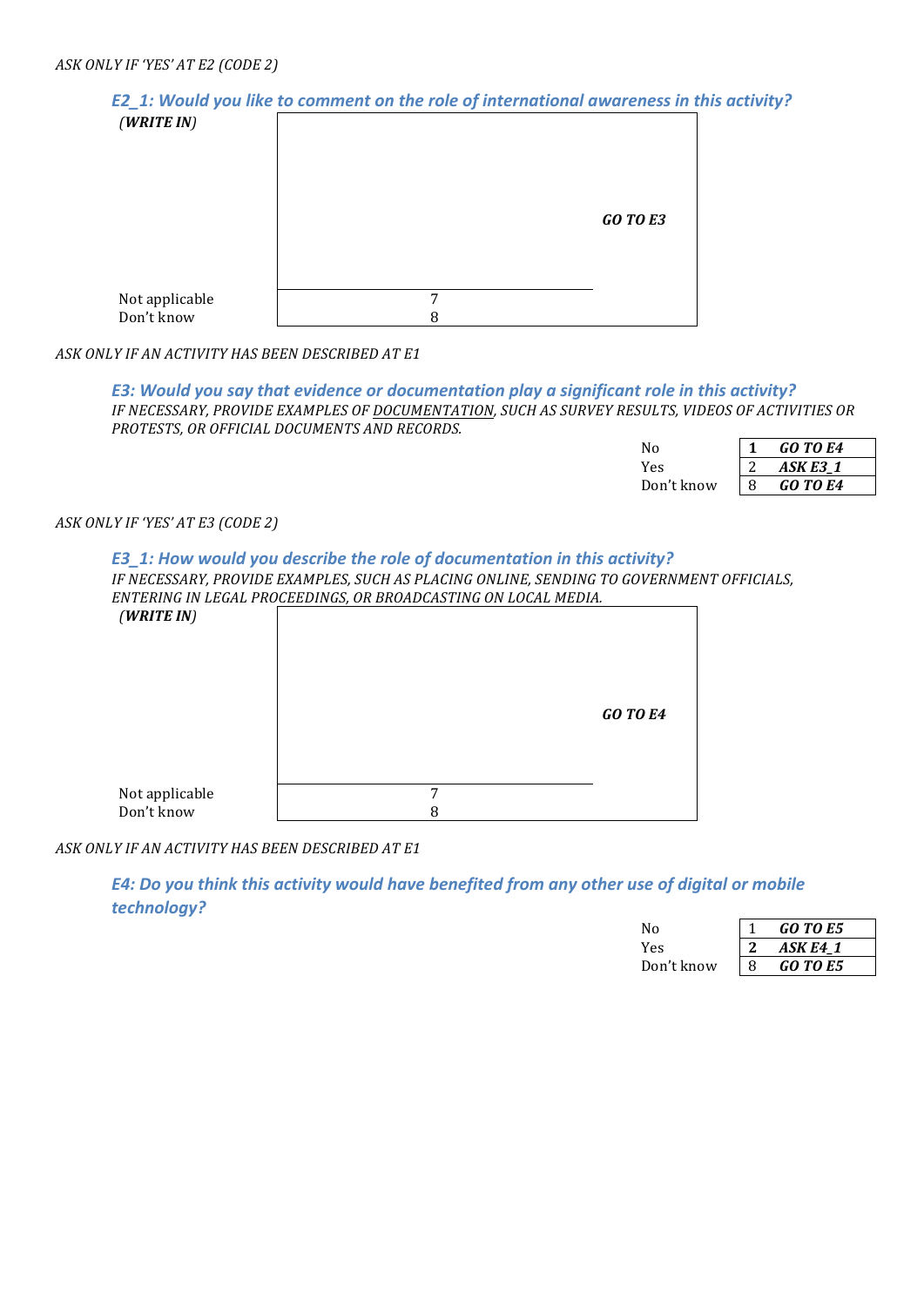*ASK ONLY IF 'YES' AT E2 (CODE 2)*

### *E2_1: Would you like to comment on the role of international awareness in this activity?*

*(WRITE IN)*

| | | |
|---|---|---|
| | | ***GO TO E3*** |
| Not applicable | 7 | |
| Don't know | 8 | |

*ASK ONLY IF AN ACTIVITY HAS BEEN DESCRIBED AT E1*

### *E3: Would you say that evidence or documentation play a significant role in this activity?*

*IF NECESSARY, PROVIDE EXAMPLES OF DOCUMENTATION, SUCH AS SURVEY RESULTS, VIDEOS OF ACTIVITIES OR PROTESTS, OR OFFICIAL DOCUMENTS AND RECORDS.*

| | | |
|---|---|---|
| No | **1** | ***GO TO E4*** |
| Yes | 2 | ***ASK E3_1*** |
| Don't know | 8 | ***GO TO E4*** |

*ASK ONLY IF 'YES' AT E3 (CODE 2)*

### *E3_1: How would you describe the role of documentation in this activity?*

*IF NECESSARY, PROVIDE EXAMPLES, SUCH AS PLACING ONLINE, SENDING TO GOVERNMENT OFFICIALS, ENTERING IN LEGAL PROCEEDINGS, OR BROADCASTING ON LOCAL MEDIA.*

*(WRITE IN)*

| | | |
|---|---|---|
| | | ***GO TO E4*** |
| Not applicable | 7 | |
| Don't know | 8 | |

*ASK ONLY IF AN ACTIVITY HAS BEEN DESCRIBED AT E1*

### *E4: Do you think this activity would have benefited from any other use of digital or mobile technology?*

| | | |
|---|---|---|
| No | 1 | ***GO TO E5*** |
| Yes | **2** | ***ASK E4_1*** |
| Don't know | 8 | ***GO TO E5*** |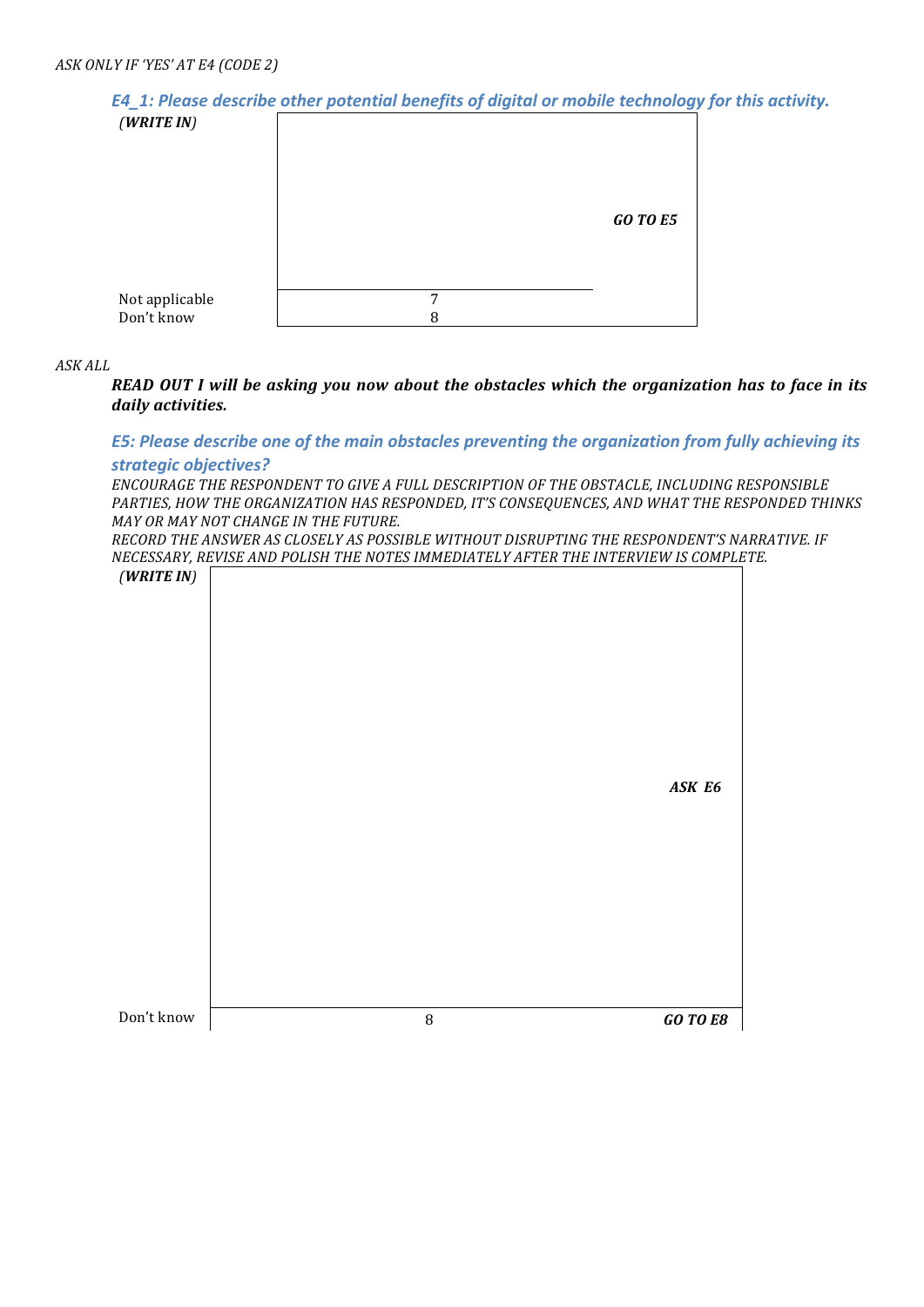*ASK ONLY IF 'YES' AT E4 (CODE 2)*

***E4_1: Please describe other potential benefits of digital or mobile technology for this activity.***

***(WRITE IN)***

| | | |
|---|---|---|
| | | ***GO TO E5*** |
| Not applicable | 7 | |
| Don't know | 8 | |

*ASK ALL*

***READ OUT I will be asking you now about the obstacles which the organization has to face in its daily activities.***

***E5: Please describe one of the main obstacles preventing the organization from fully achieving its strategic objectives?***

*ENCOURAGE THE RESPONDENT TO GIVE A FULL DESCRIPTION OF THE OBSTACLE, INCLUDING RESPONSIBLE PARTIES, HOW THE ORGANIZATION HAS RESPONDED, IT'S CONSEQUENCES, AND WHAT THE RESPONDED THINKS MAY OR MAY NOT CHANGE IN THE FUTURE.*

*RECORD THE ANSWER AS CLOSELY AS POSSIBLE WITHOUT DISRUPTING THE RESPONDENT'S NARRATIVE. IF NECESSARY, REVISE AND POLISH THE NOTES IMMEDIATELY AFTER THE INTERVIEW IS COMPLETE.*

***(WRITE IN)***

| | | |
|---|---|---|
| | | ***ASK E6*** |
| Don't know | 8 | ***GO TO E8*** |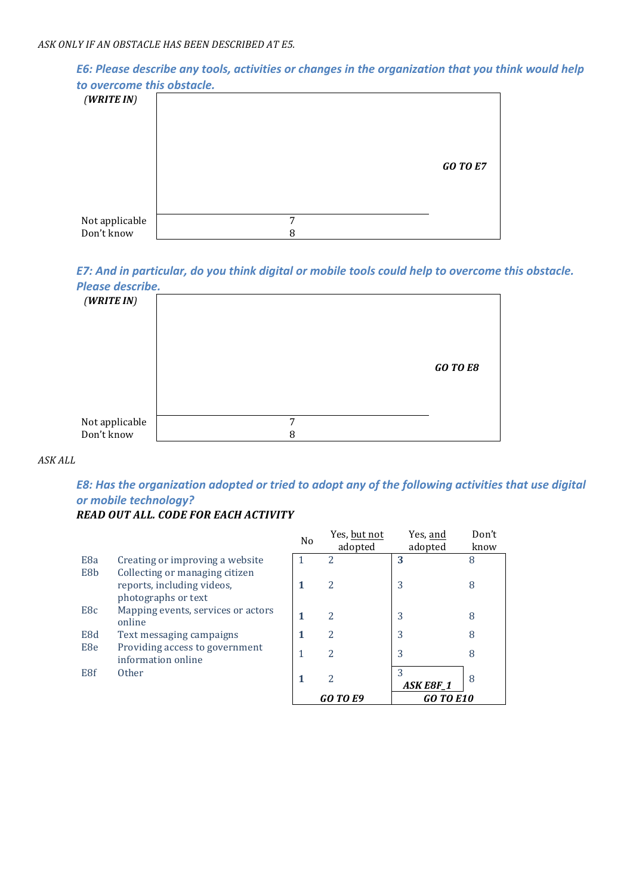*ASK ONLY IF AN OBSTACLE HAS BEEN DESCRIBED AT E5.*

***E6: Please describe any tools, activities or changes in the organization that you think would help to overcome this obstacle.***

| | | |
|---|---|---|
| ***(WRITE IN)*** | | ***GO TO E7*** |
| Not applicable | 7 | |
| Don't know | 8 | |

***E7: And in particular, do you think digital or mobile tools could help to overcome this obstacle. Please describe.***

| | | |
|---|---|---|
| ***(WRITE IN)*** | | ***GO TO E8*** |
| Not applicable | 7 | |
| Don't know | 8 | |

*ASK ALL*

***E8: Has the organization adopted or tried to adopt any of the following activities that use digital or mobile technology?***

***READ OUT ALL. CODE FOR EACH ACTIVITY***

| | | No | Yes, but not adopted | Yes, and adopted | Don't know |
|---|---|---|---|---|---|
| E8a | Creating or improving a website | 1 | 2 | **3** | 8 |
| E8b | Collecting or managing citizen reports, including videos, photographs or text | **1** | 2 | 3 | 8 |
| E8c | Mapping events, services or actors online | **1** | 2 | 3 | 8 |
| E8d | Text messaging campaigns | **1** | 2 | 3 | 8 |
| E8e | Providing access to government information online | 1 | 2 | 3 | 8 |
| E8f | Other | **1** | 2 | 3 ***ASK E8F_1*** | 8 |
| | | ***GO TO E9*** | | ***GO TO E10*** | |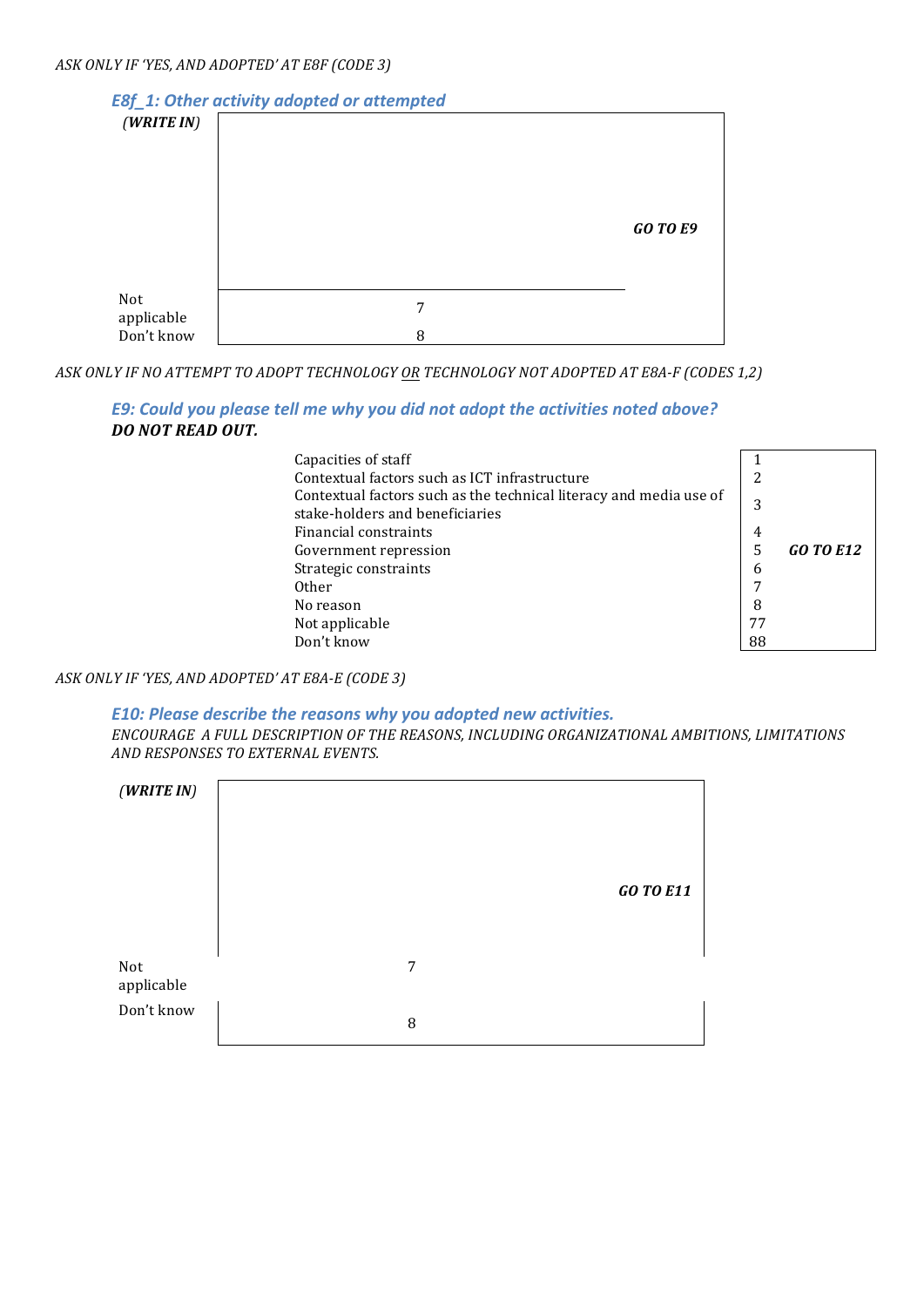*ASK ONLY IF 'YES, AND ADOPTED' AT E8F (CODE 3)*

### *E8f_1: Other activity adopted or attempted*

| | | |
|---|---|---|
| *(WRITE IN)* | | ***GO TO E9*** |
| Not applicable | 7 | |
| Don't know | 8 | |

*ASK ONLY IF NO ATTEMPT TO ADOPT TECHNOLOGY OR TECHNOLOGY NOT ADOPTED AT E8A-F (CODES 1,2)*

### *E9: Could you please tell me why you did not adopt the activities noted above?*

***DO NOT READ OUT.***

| | | |
|---|---|---|
| Capacities of staff | 1 | |
| Contextual factors such as ICT infrastructure | 2 | |
| Contextual factors such as the technical literacy and media use of stake-holders and beneficiaries | 3 | |
| Financial constraints | 4 | |
| Government repression | 5 | ***GO TO E12*** |
| Strategic constraints | 6 | |
| Other | 7 | |
| No reason | 8 | |
| Not applicable | 77 | |
| Don't know | 88 | |

*ASK ONLY IF 'YES, AND ADOPTED' AT E8A-E (CODE 3)*

### *E10: Please describe the reasons why you adopted new activities.*

*ENCOURAGE A FULL DESCRIPTION OF THE REASONS, INCLUDING ORGANIZATIONAL AMBITIONS, LIMITATIONS AND RESPONSES TO EXTERNAL EVENTS.*

| | | |
|---|---|---|
| *(WRITE IN)* | | ***GO TO E11*** |
| Not applicable | 7 | |
| Don't know | 8 | |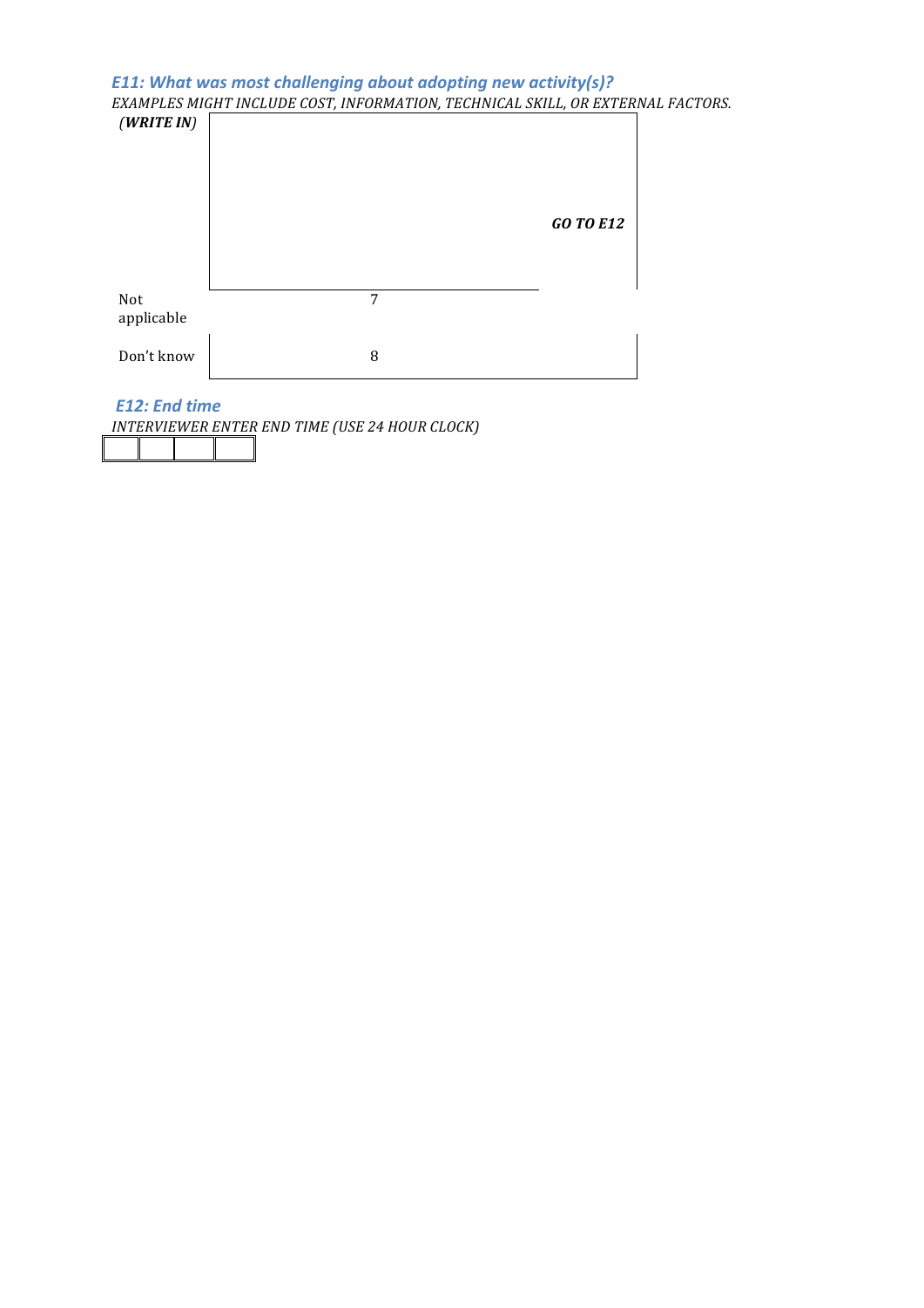### *E11: What was most challenging about adopting new activity(s)?*

*EXAMPLES MIGHT INCLUDE COST, INFORMATION, TECHNICAL SKILL, OR EXTERNAL FACTORS.*

| | | |
|---|---|---|
| *(**WRITE IN**)* | | ***GO TO E12*** |
| Not applicable | 7 | |
| Don't know | 8 | |

### *E12: End time*

*INTERVIEWER ENTER END TIME (USE 24 HOUR CLOCK)*

| | | | |
|---|---|---|---|
| | | | |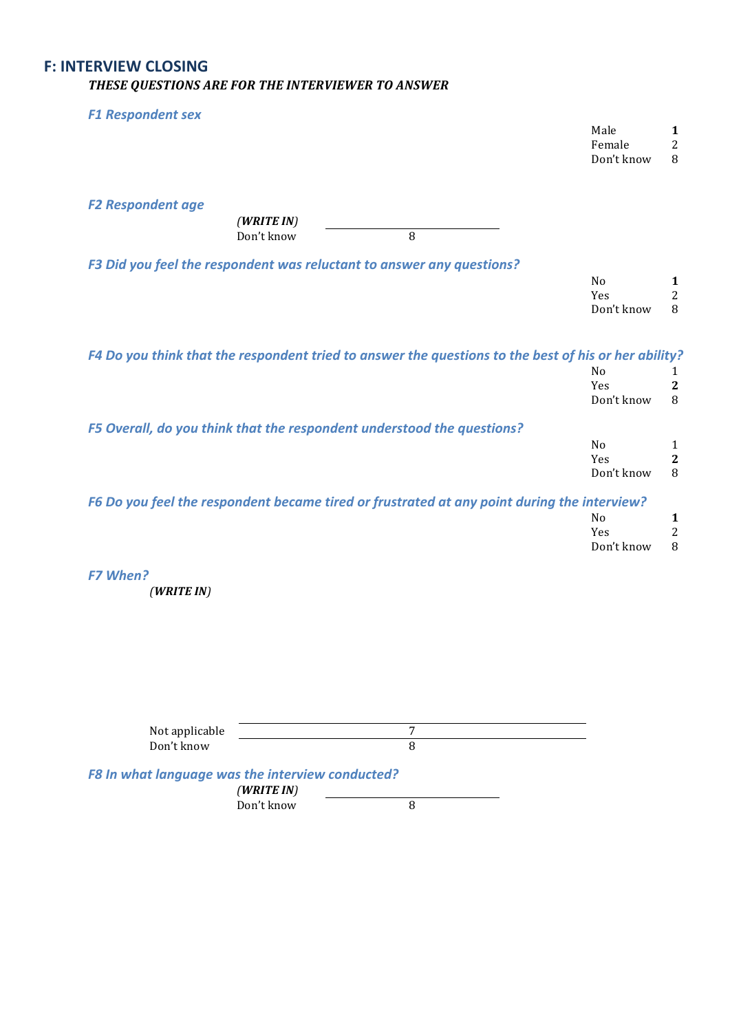## F: INTERVIEW CLOSING

***THESE QUESTIONS ARE FOR THE INTERVIEWER TO ANSWER***

***F1 Respondent sex***

| | |
|---|---|
| Male | **1** |
| Female | 2 |
| Don't know | 8 |

***F2 Respondent age***

*(WRITE IN)* \_\_\_\_\_\_\_\_\_\_\_\_\_\_\_\_\_\_\_\_

Don't know 8

***F3 Did you feel the respondent was reluctant to answer any questions?***

| | |
|---|---|
| No | **1** |
| Yes | 2 |
| Don't know | 8 |

***F4 Do you think that the respondent tried to answer the questions to the best of his or her ability?***

| | |
|---|---|
| No | 1 |
| Yes | **2** |
| Don't know | 8 |

***F5 Overall, do you think that the respondent understood the questions?***

| | |
|---|---|
| No | 1 |
| Yes | **2** |
| Don't know | 8 |

***F6 Do you feel the respondent became tired or frustrated at any point during the interview?***

| | |
|---|---|
| No | **1** |
| Yes | 2 |
| Don't know | 8 |

***F7 When?***

*(WRITE IN)*

Not applicable 7

Don't know 8

***F8 In what language was the interview conducted?***

*(WRITE IN)* \_\_\_\_\_\_\_\_\_\_\_\_\_\_\_\_\_\_\_\_

Don't know 8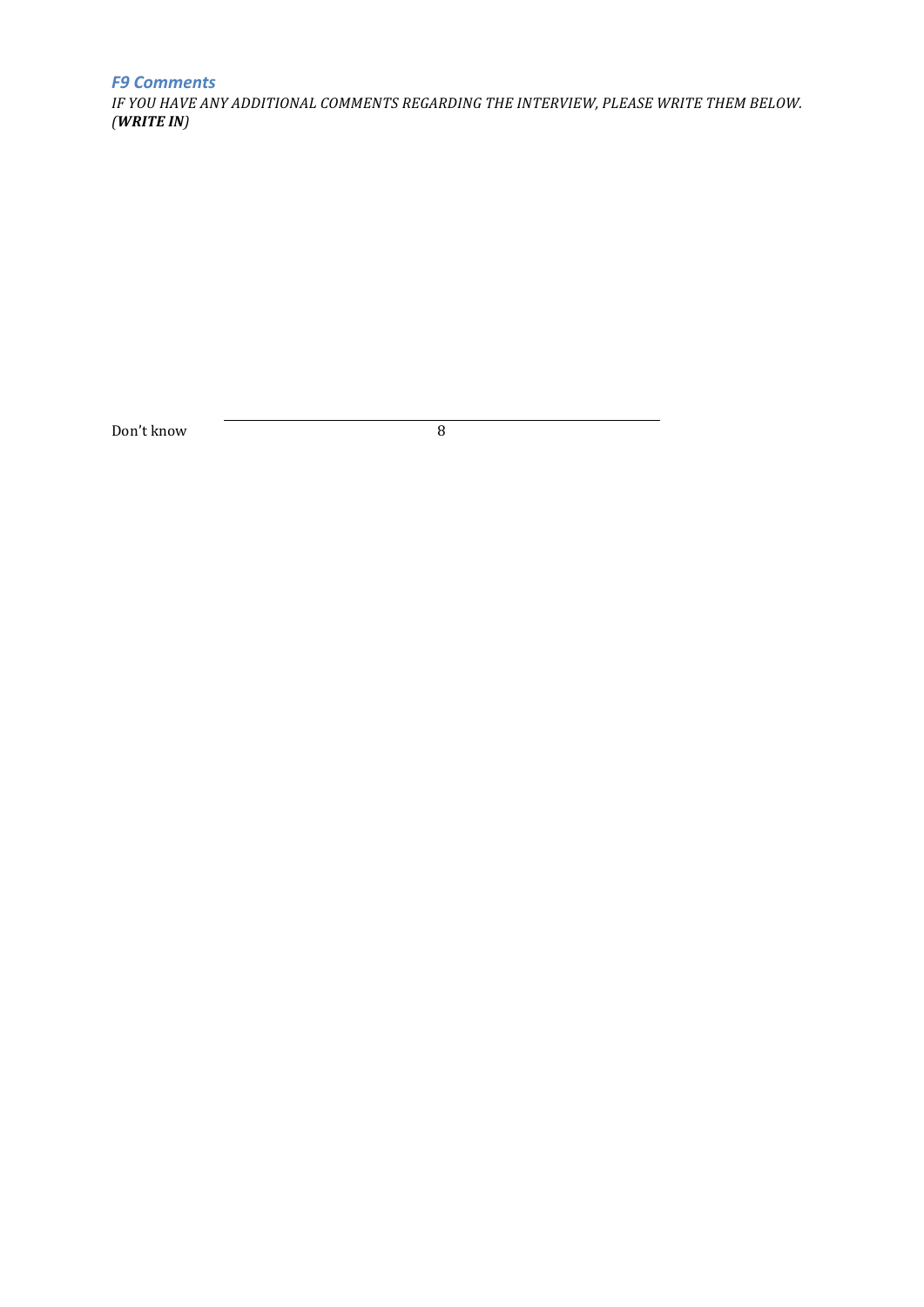### *F9 Comments*

*IF YOU HAVE ANY ADDITIONAL COMMENTS REGARDING THE INTERVIEW, PLEASE WRITE THEM BELOW.*
*(**WRITE IN**)*

| | |
|---|---|
| Don't know | 8 |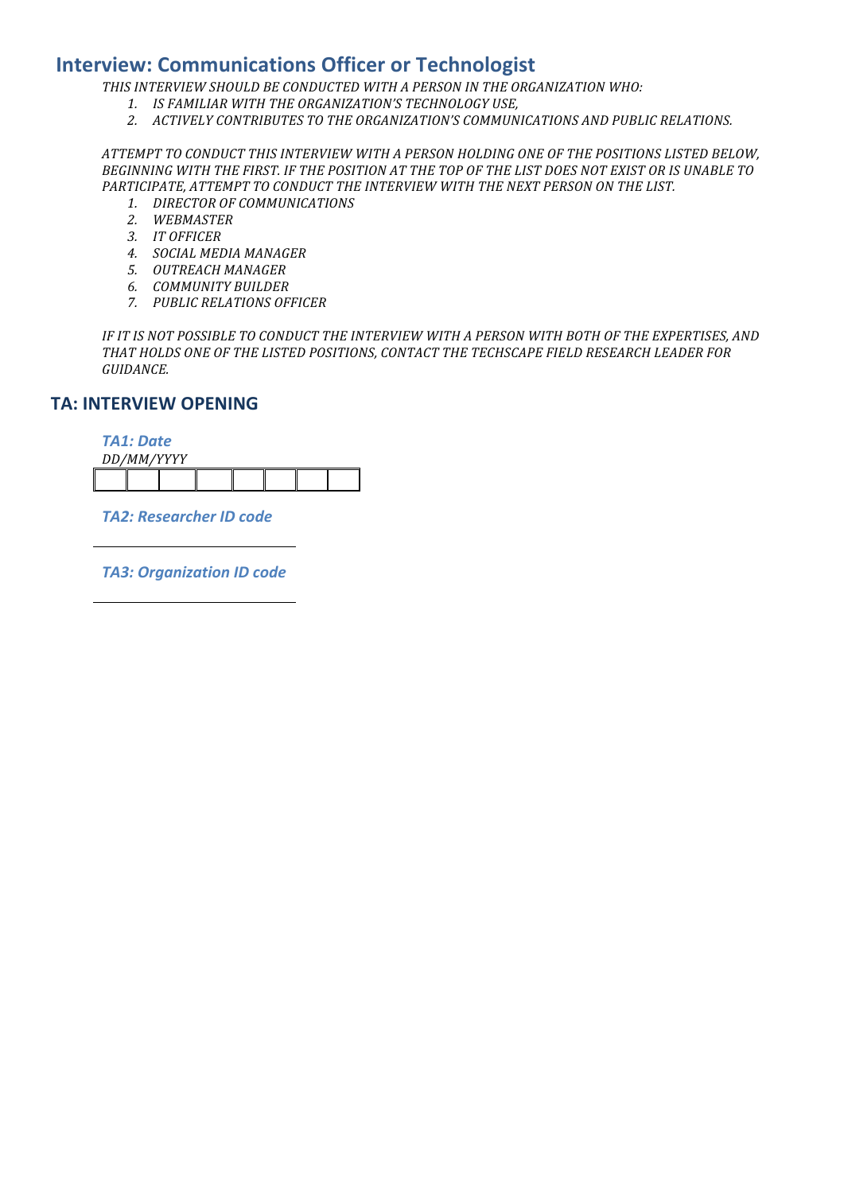# Interview: Communications Officer or Technologist

*THIS INTERVIEW SHOULD BE CONDUCTED WITH A PERSON IN THE ORGANIZATION WHO:*

1. *IS FAMILIAR WITH THE ORGANIZATION'S TECHNOLOGY USE,*
2. *ACTIVELY CONTRIBUTES TO THE ORGANIZATION'S COMMUNICATIONS AND PUBLIC RELATIONS.*

*ATTEMPT TO CONDUCT THIS INTERVIEW WITH A PERSON HOLDING ONE OF THE POSITIONS LISTED BELOW, BEGINNING WITH THE FIRST. IF THE POSITION AT THE TOP OF THE LIST DOES NOT EXIST OR IS UNABLE TO PARTICIPATE, ATTEMPT TO CONDUCT THE INTERVIEW WITH THE NEXT PERSON ON THE LIST.*

1. *DIRECTOR OF COMMUNICATIONS*
2. *WEBMASTER*
3. *IT OFFICER*
4. *SOCIAL MEDIA MANAGER*
5. *OUTREACH MANAGER*
6. *COMMUNITY BUILDER*
7. *PUBLIC RELATIONS OFFICER*

*IF IT IS NOT POSSIBLE TO CONDUCT THE INTERVIEW WITH A PERSON WITH BOTH OF THE EXPERTISES, AND THAT HOLDS ONE OF THE LISTED POSITIONS, CONTACT THE TECHSCAPE FIELD RESEARCH LEADER FOR GUIDANCE.*

## TA: INTERVIEW OPENING

### *TA1: Date*

*DD/MM/YYYY*

| | | | | | | | |
|---|---|---|---|---|---|---|---|
| | | | | | | | |

### *TA2: Researcher ID code*

______________________________

### *TA3: Organization ID code*

______________________________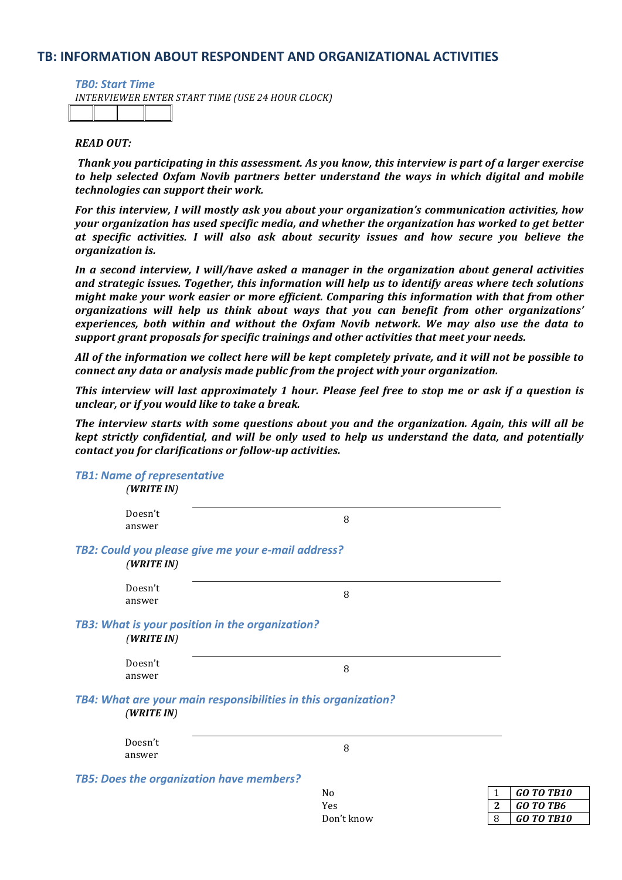## TB: INFORMATION ABOUT RESPONDENT AND ORGANIZATIONAL ACTIVITIES

***TB0: Start Time***

*INTERVIEWER ENTER START TIME (USE 24 HOUR CLOCK)*

| | | | |
|---|---|---|---|
| | | | |

***READ OUT:***

***Thank you participating in this assessment. As you know, this interview is part of a larger exercise to help selected Oxfam Novib partners better understand the ways in which digital and mobile technologies can support their work.***

***For this interview, I will mostly ask you about your organization's communication activities, how your organization has used specific media, and whether the organization has worked to get better at specific activities. I will also ask about security issues and how secure you believe the organization is.***

***In a second interview, I will/have asked a manager in the organization about general activities and strategic issues. Together, this information will help us to identify areas where tech solutions might make your work easier or more efficient. Comparing this information with that from other organizations will help us think about ways that you can benefit from other organizations' experiences, both within and without the Oxfam Novib network. We may also use the data to support grant proposals for specific trainings and other activities that meet your needs.***

***All of the information we collect here will be kept completely private, and it will not be possible to connect any data or analysis made public from the project with your organization.***

***This interview will last approximately 1 hour. Please feel free to stop me or ask if a question is unclear, or if you would like to take a break.***

***The interview starts with some questions about you and the organization. Again, this will all be kept strictly confidential, and will be only used to help us understand the data, and potentially contact you for clarifications or follow-up activities.***

***TB1: Name of representative***

*(**WRITE IN**)*

Doesn't answer ........ 8

***TB2: Could you please give me your e-mail address?***

*(**WRITE IN**)*

Doesn't answer ........ 8

***TB3: What is your position in the organization?***

*(**WRITE IN**)*

Doesn't answer ........ 8

***TB4: What are your main responsibilities in this organization?***

*(**WRITE IN**)*

Doesn't answer ........ 8

***TB5: Does the organization have members?***

| | | |
|---|---|---|
| No | 1 | ***GO TO TB10*** |
| Yes | **2** | ***GO TO TB6*** |
| Don't know | 8 | ***GO TO TB10*** |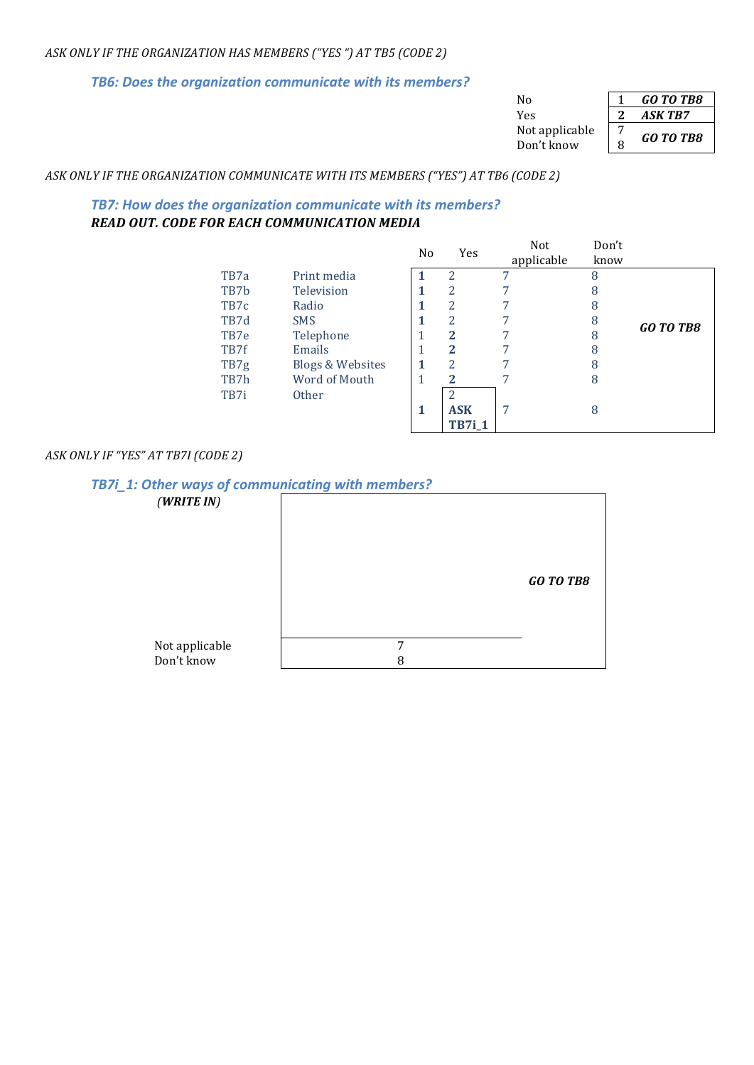*ASK ONLY IF THE ORGANIZATION HAS MEMBERS ("YES ") AT TB5 (CODE 2)*

### *TB6: Does the organization communicate with its members?*

| | | |
|---|---|---|
| No | 1 | ***GO TO TB8*** |
| Yes | **2** | ***ASK TB7*** |
| Not applicable | 7 | ***GO TO TB8*** |
| Don't know | 8 | |

*ASK ONLY IF THE ORGANIZATION COMMUNICATE WITH ITS MEMBERS ("YES") AT TB6 (CODE 2)*

### *TB7: How does the organization communicate with its members?*

***READ OUT. CODE FOR EACH COMMUNICATION MEDIA***

| | | No | Yes | Not applicable | Don't know | |
|---|---|---|---|---|---|---|
| TB7a | Print media | **1** | 2 | 7 | 8 | ***GO TO TB8*** |
| TB7b | Television | **1** | 2 | 7 | 8 | |
| TB7c | Radio | **1** | 2 | 7 | 8 | |
| TB7d | SMS | **1** | 2 | 7 | 8 | |
| TB7e | Telephone | 1 | **2** | 7 | 8 | |
| TB7f | Emails | 1 | **2** | 7 | 8 | |
| TB7g | Blogs & Websites | **1** | 2 | 7 | 8 | |
| TB7h | Word of Mouth | 1 | **2** | 7 | 8 | |
| TB7i | Other | **1** | 2 **ASK TB7i_1** | 7 | 8 | |

*ASK ONLY IF "YES" AT TB7I (CODE 2)*

### *TB7i_1: Other ways of communicating with members?*

*(WRITE IN)*

***GO TO TB8***

| | |
|---|---|
| Not applicable | 7 |
| Don't know | 8 |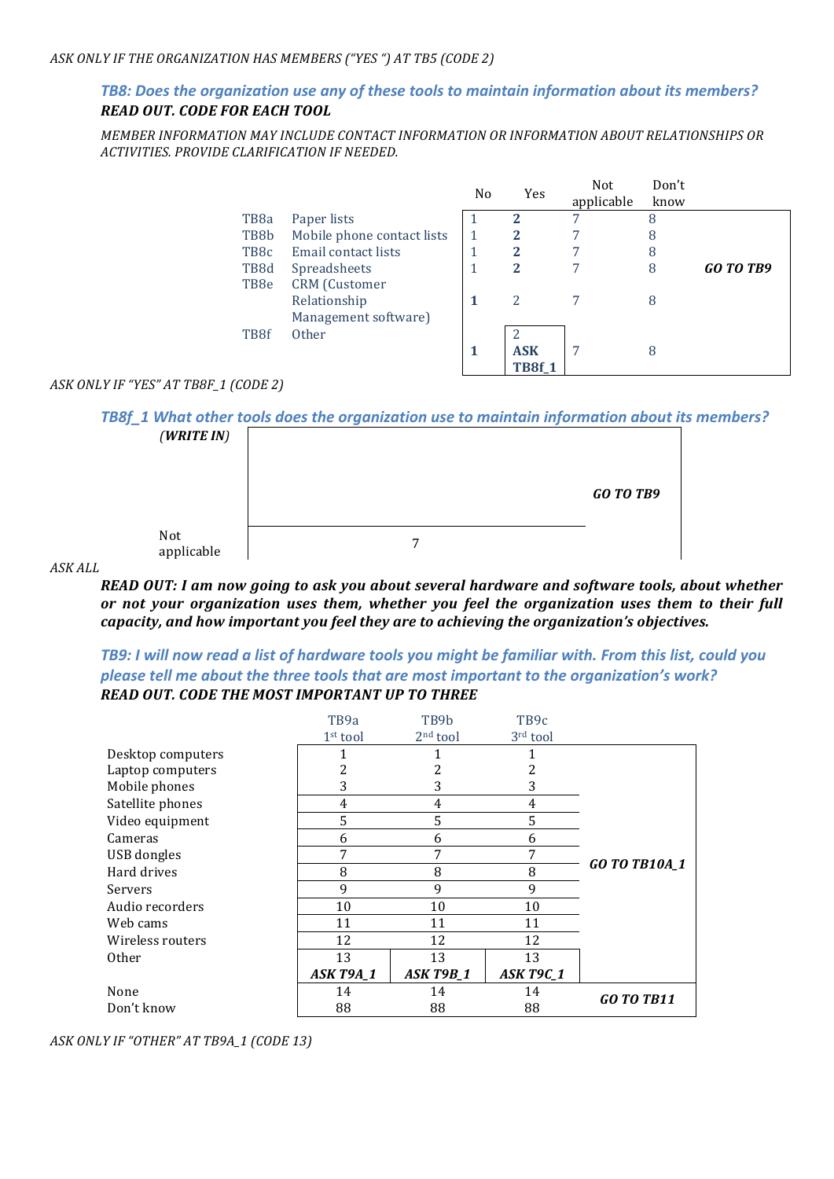*ASK ONLY IF THE ORGANIZATION HAS MEMBERS ("YES ") AT TB5 (CODE 2)*

### TB8: Does the organization use any of these tools to maintain information about its members?

***READ OUT. CODE FOR EACH TOOL***

*MEMBER INFORMATION MAY INCLUDE CONTACT INFORMATION OR INFORMATION ABOUT RELATIONSHIPS OR ACTIVITIES. PROVIDE CLARIFICATION IF NEEDED.*

| | | No | Yes | Not applicable | Don't know | |
|---|---|---|---|---|---|---|
| TB8a | Paper lists | 1 | **2** | 7 | 8 | ***GO TO TB9*** |
| TB8b | Mobile phone contact lists | 1 | **2** | 7 | 8 | |
| TB8c | Email contact lists | 1 | **2** | 7 | 8 | |
| TB8d | Spreadsheets | 1 | **2** | 7 | 8 | |
| TB8e | CRM (Customer Relationship Management software) | **1** | 2 | 7 | 8 | |
| TB8f | Other | **1** | 2 **ASK TB8f_1** | 7 | 8 | |

*ASK ONLY IF "YES" AT TB8F_1 (CODE 2)*

### TB8f_1 What other tools does the organization use to maintain information about its members?

| | | |
|---|---|---|
| *(WRITE IN)* | | ***GO TO TB9*** |
| Not applicable | 7 | |

*ASK ALL*

***READ OUT: I am now going to ask you about several hardware and software tools, about whether or not your organization uses them, whether you feel the organization uses them to their full capacity, and how important you feel they are to achieving the organization's objectives.***

### TB9: I will now read a list of hardware tools you might be familiar with. From this list, could you please tell me about the three tools that are most important to the organization's work?

***READ OUT. CODE THE MOST IMPORTANT UP TO THREE***

| | TB9a 1st tool | TB9b 2nd tool | TB9c 3rd tool | |
|---|---|---|---|---|
| Desktop computers | 1 | 1 | 1 | ***GO TO TB10A_1*** |
| Laptop computers | 2 | 2 | 2 | |
| Mobile phones | 3 | 3 | 3 | |
| Satellite phones | 4 | 4 | 4 | |
| Video equipment | 5 | 5 | 5 | |
| Cameras | 6 | 6 | 6 | |
| USB dongles | 7 | 7 | 7 | |
| Hard drives | 8 | 8 | 8 | |
| Servers | 9 | 9 | 9 | |
| Audio recorders | 10 | 10 | 10 | |
| Web cams | 11 | 11 | 11 | |
| Wireless routers | 12 | 12 | 12 | |
| Other | 13 ***ASK T9A_1*** | 13 ***ASK T9B_1*** | 13 ***ASK T9C_1*** | |
| None | 14 | 14 | 14 | ***GO TO TB11*** |
| Don't know | 88 | 88 | 88 | |

*ASK ONLY IF "OTHER" AT TB9A_1 (CODE 13)*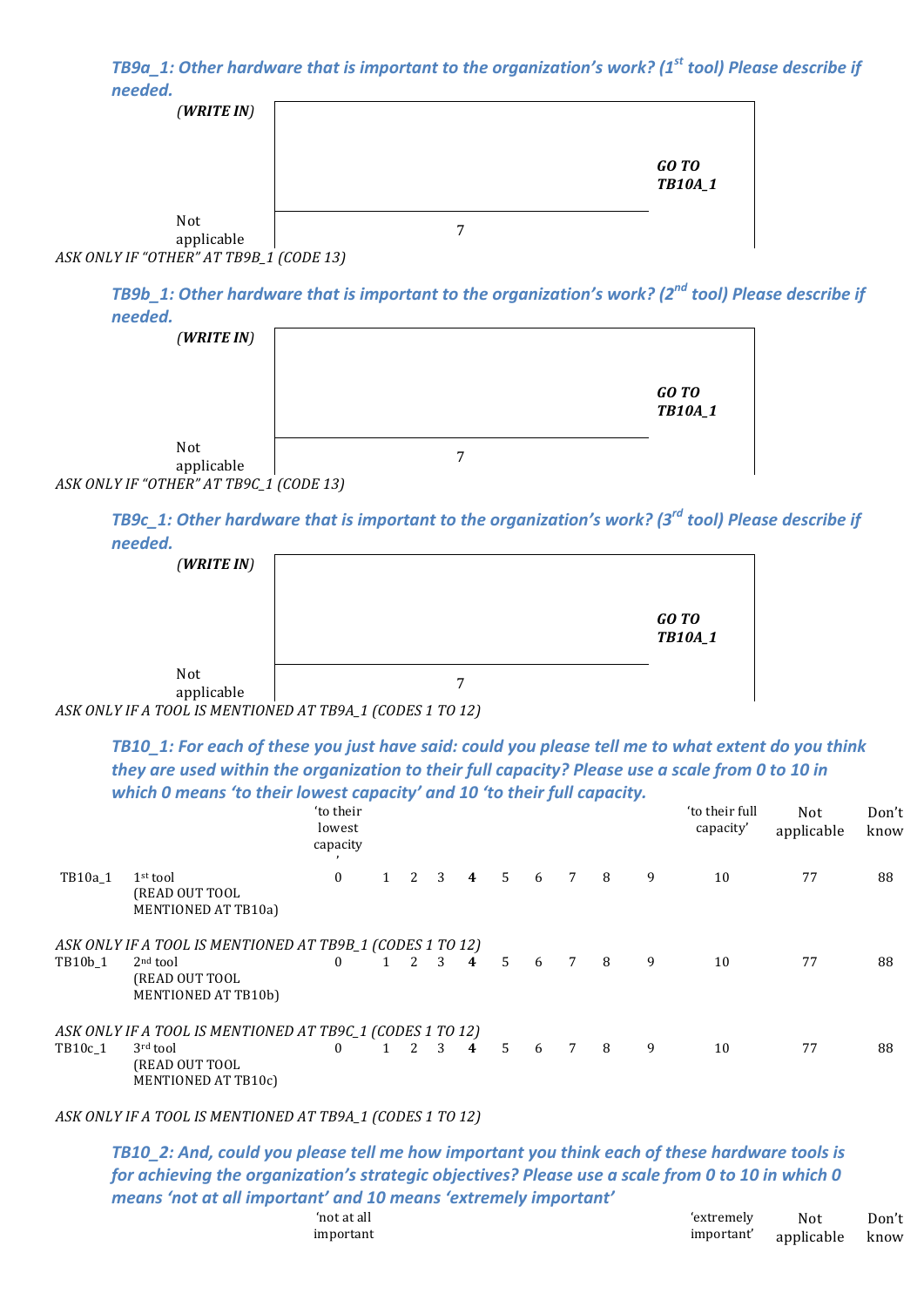***TB9a_1: Other hardware that is important to the organization's work? (1st tool) Please describe if needed.***

| | | |
|---|---|---|
| *(WRITE IN)* | | *GO TO TB10A_1* |
| Not applicable | 7 | |

*ASK ONLY IF "OTHER" AT TB9B_1 (CODE 13)*

***TB9b_1: Other hardware that is important to the organization's work? (2nd tool) Please describe if needed.***

| | | |
|---|---|---|
| *(WRITE IN)* | | *GO TO TB10A_1* |
| Not applicable | 7 | |

*ASK ONLY IF "OTHER" AT TB9C_1 (CODE 13)*

***TB9c_1: Other hardware that is important to the organization's work? (3rd tool) Please describe if needed.***

| | | |
|---|---|---|
| *(WRITE IN)* | | *GO TO TB10A_1* |
| Not applicable | 7 | |

*ASK ONLY IF A TOOL IS MENTIONED AT TB9A_1 (CODES 1 TO 12)*

***TB10_1: For each of these you just have said: could you please tell me to what extent do you think they are used within the organization to their full capacity? Please use a scale from 0 to 10 in which 0 means 'to their lowest capacity' and 10 'to their full capacity.***

| | | 'to their lowest capacity' | | | | | | | | | | 'to their full capacity' | Not applicable | Don't know |
|---|---|---|---|---|---|---|---|---|---|---|---|---|---|---|
| TB10a_1 | 1st tool (READ OUT TOOL MENTIONED AT TB10a) | 0 | 1 | 2 | 3 | 4 | 5 | 6 | 7 | 8 | 9 | 10 | 77 | 88 |
| *ASK ONLY IF A TOOL IS MENTIONED AT TB9B_1 (CODES 1 TO 12)* | | | | | | | | | | | | | | |
| TB10b_1 | 2nd tool (READ OUT TOOL MENTIONED AT TB10b) | 0 | 1 | 2 | 3 | 4 | 5 | 6 | 7 | 8 | 9 | 10 | 77 | 88 |
| *ASK ONLY IF A TOOL IS MENTIONED AT TB9C_1 (CODES 1 TO 12)* | | | | | | | | | | | | | | |
| TB10c_1 | 3rd tool (READ OUT TOOL MENTIONED AT TB10c) | 0 | 1 | 2 | 3 | 4 | 5 | 6 | 7 | 8 | 9 | 10 | 77 | 88 |

*ASK ONLY IF A TOOL IS MENTIONED AT TB9A_1 (CODES 1 TO 12)*

***TB10_2: And, could you please tell me how important you think each of these hardware tools is for achieving the organization's strategic objectives? Please use a scale from 0 to 10 in which 0 means 'not at all important' and 10 means 'extremely important'***

| 'not at all important' | 'extremely important' | Not applicable | Don't know |
|---|---|---|---|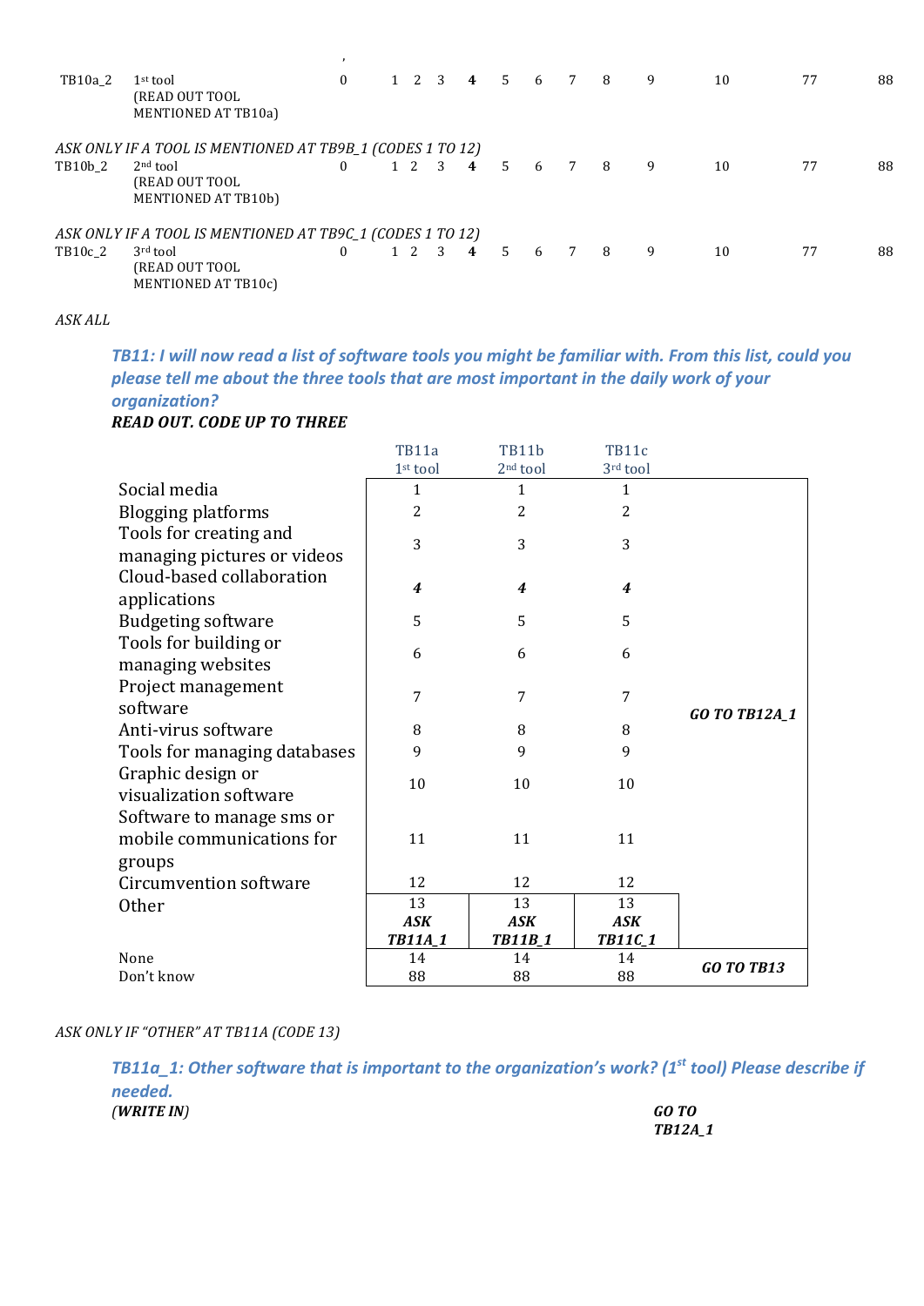| | | | | | | | | | | | | | | |
|---|---|---|---|---|---|---|---|---|---|---|---|---|---|---|
| TB10a_2 | 1st tool (READ OUT TOOL MENTIONED AT TB10a) | 0 | 1 | 2 | 3 | **4** | 5 | 6 | 7 | 8 | 9 | 10 | 77 | 88 |

*ASK ONLY IF A TOOL IS MENTIONED AT TB9B_1 (CODES 1 TO 12)*

| | | | | | | | | | | | | | | |
|---|---|---|---|---|---|---|---|---|---|---|---|---|---|---|
| TB10b_2 | 2nd tool (READ OUT TOOL MENTIONED AT TB10b) | 0 | 1 | 2 | 3 | **4** | 5 | 6 | 7 | 8 | 9 | 10 | 77 | 88 |

*ASK ONLY IF A TOOL IS MENTIONED AT TB9C_1 (CODES 1 TO 12)*

| | | | | | | | | | | | | | | |
|---|---|---|---|---|---|---|---|---|---|---|---|---|---|---|
| TB10c_2 | 3rd tool (READ OUT TOOL MENTIONED AT TB10c) | 0 | 1 | 2 | 3 | **4** | 5 | 6 | 7 | 8 | 9 | 10 | 77 | 88 |

*ASK ALL*

***TB11: I will now read a list of software tools you might be familiar with. From this list, could you please tell me about the three tools that are most important in the daily work of your organization?***
***READ OUT. CODE UP TO THREE***

| | TB11a 1st tool | TB11b 2nd tool | TB11c 3rd tool | |
|---|---|---|---|---|
| Social media | 1 | 1 | 1 | ***GO TO TB12A_1*** |
| Blogging platforms | 2 | 2 | 2 | |
| Tools for creating and managing pictures or videos | 3 | 3 | 3 | |
| Cloud-based collaboration applications | ***4*** | ***4*** | ***4*** | |
| Budgeting software | 5 | 5 | 5 | |
| Tools for building or managing websites | 6 | 6 | 6 | |
| Project management software | 7 | 7 | 7 | |
| Anti-virus software | 8 | 8 | 8 | |
| Tools for managing databases | 9 | 9 | 9 | |
| Graphic design or visualization software | 10 | 10 | 10 | |
| Software to manage sms or mobile communications for groups | 11 | 11 | 11 | |
| Circumvention software | 12 | 12 | 12 | |
| Other | 13 ***ASK TB11A_1*** | 13 ***ASK TB11B_1*** | 13 ***ASK TB11C_1*** | |
| None | 14 | 14 | 14 | ***GO TO TB13*** |
| Don't know | 88 | 88 | 88 | |

*ASK ONLY IF "OTHER" AT TB11A (CODE 13)*

***TB11a_1: Other software that is important to the organization's work? (1st tool) Please describe if needed.***
***(WRITE IN)*** ***GO TO TB12A_1***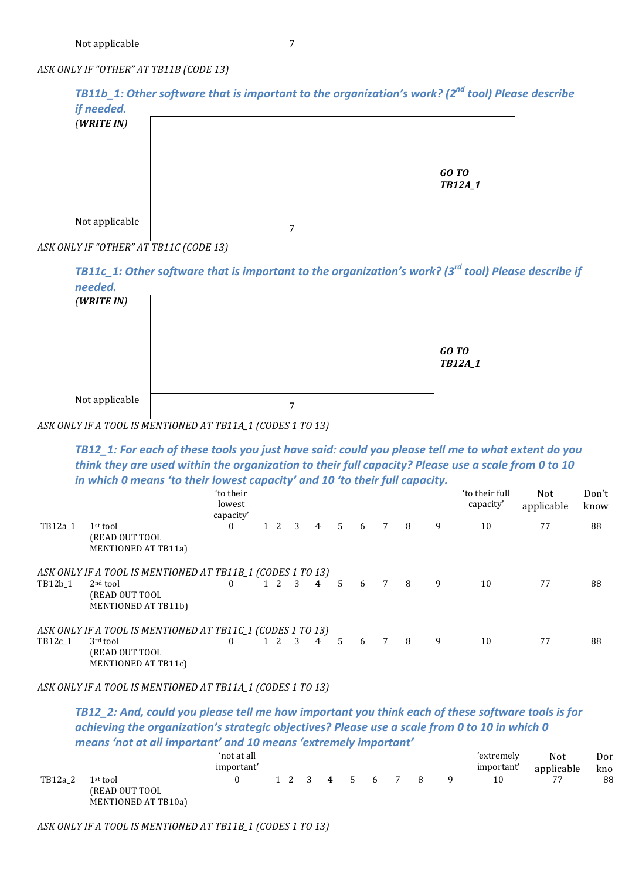Not applicable 7

*ASK ONLY IF "OTHER" AT TB11B (CODE 13)*

***TB11b_1: Other software that is important to the organization's work? (2nd tool) Please describe if needed.***

***(WRITE IN)***

| | | |
|---|---|---|
| | | ***GO TO TB12A_1*** |
| Not applicable | 7 | |

*ASK ONLY IF "OTHER" AT TB11C (CODE 13)*

***TB11c_1: Other software that is important to the organization's work? (3rd tool) Please describe if needed.***

***(WRITE IN)***

| | | |
|---|---|---|
| | | ***GO TO TB12A_1*** |
| Not applicable | 7 | |

*ASK ONLY IF A TOOL IS MENTIONED AT TB11A_1 (CODES 1 TO 13)*

***TB12_1: For each of these tools you just have said: could you please tell me to what extent do you think they are used within the organization to their full capacity? Please use a scale from 0 to 10 in which 0 means 'to their lowest capacity' and 10 'to their full capacity.***

| | | 'to their lowest capacity' | | | | | | | | | | 'to their full capacity' | Not applicable | Don't know |
|---|---|---|---|---|---|---|---|---|---|---|---|---|---|---|
| TB12a_1 | 1st tool (READ OUT TOOL MENTIONED AT TB11a) | 0 | 1 | 2 | 3 | 4 | 5 | 6 | 7 | 8 | 9 | 10 | 77 | 88 |
| *ASK ONLY IF A TOOL IS MENTIONED AT TB11B_1 (CODES 1 TO 13)* | | | | | | | | | | | | | | |
| TB12b_1 | 2nd tool (READ OUT TOOL MENTIONED AT TB11b) | 0 | 1 | 2 | 3 | 4 | 5 | 6 | 7 | 8 | 9 | 10 | 77 | 88 |
| *ASK ONLY IF A TOOL IS MENTIONED AT TB11C_1 (CODES 1 TO 13)* | | | | | | | | | | | | | | |
| TB12c_1 | 3rd tool (READ OUT TOOL MENTIONED AT TB11c) | 0 | 1 | 2 | 3 | 4 | 5 | 6 | 7 | 8 | 9 | 10 | 77 | 88 |

*ASK ONLY IF A TOOL IS MENTIONED AT TB11A_1 (CODES 1 TO 13)*

***TB12_2: And, could you please tell me how important you think each of these software tools is for achieving the organization's strategic objectives? Please use a scale from 0 to 10 in which 0 means 'not at all important' and 10 means 'extremely important'***

| | | 'not at all important' | | | | | | | | | | 'extremely important' | Not applicable | Don't know |
|---|---|---|---|---|---|---|---|---|---|---|---|---|---|---|
| TB12a_2 | 1st tool (READ OUT TOOL MENTIONED AT TB10a) | 0 | 1 | 2 | 3 | 4 | 5 | 6 | 7 | 8 | 9 | 10 | 77 | 88 |

*ASK ONLY IF A TOOL IS MENTIONED AT TB11B_1 (CODES 1 TO 13)*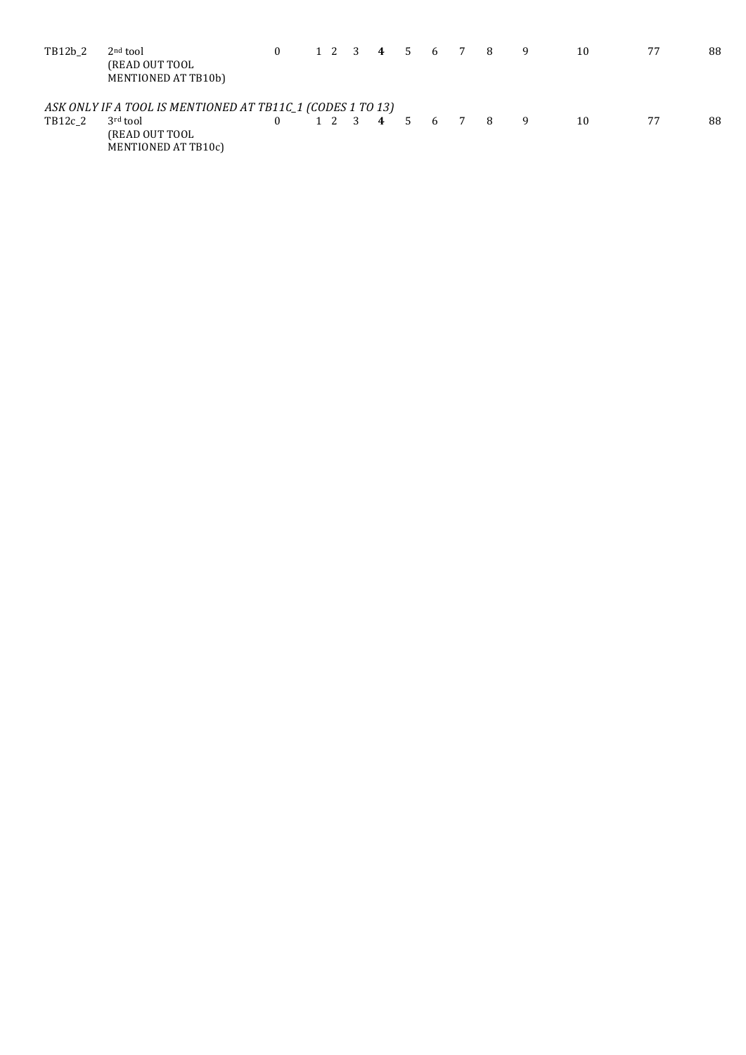| | | | | | | | | | | | | | | |
|---|---|---|---|---|---|---|---|---|---|---|---|---|---|---|
| TB12b_2 | 2nd tool<br>(READ OUT TOOL MENTIONED AT TB10b) | 0 | 1 | 2 | 3 | **4** | 5 | 6 | 7 | 8 | 9 | 10 | 77 | 88 |

*ASK ONLY IF A TOOL IS MENTIONED AT TB11C_1 (CODES 1 TO 13)*

| | | | | | | | | | | | | | | |
|---|---|---|---|---|---|---|---|---|---|---|---|---|---|---|
| TB12c_2 | 3rd tool<br>(READ OUT TOOL MENTIONED AT TB10c) | 0 | 1 | 2 | 3 | **4** | 5 | 6 | 7 | 8 | 9 | 10 | 77 | 88 |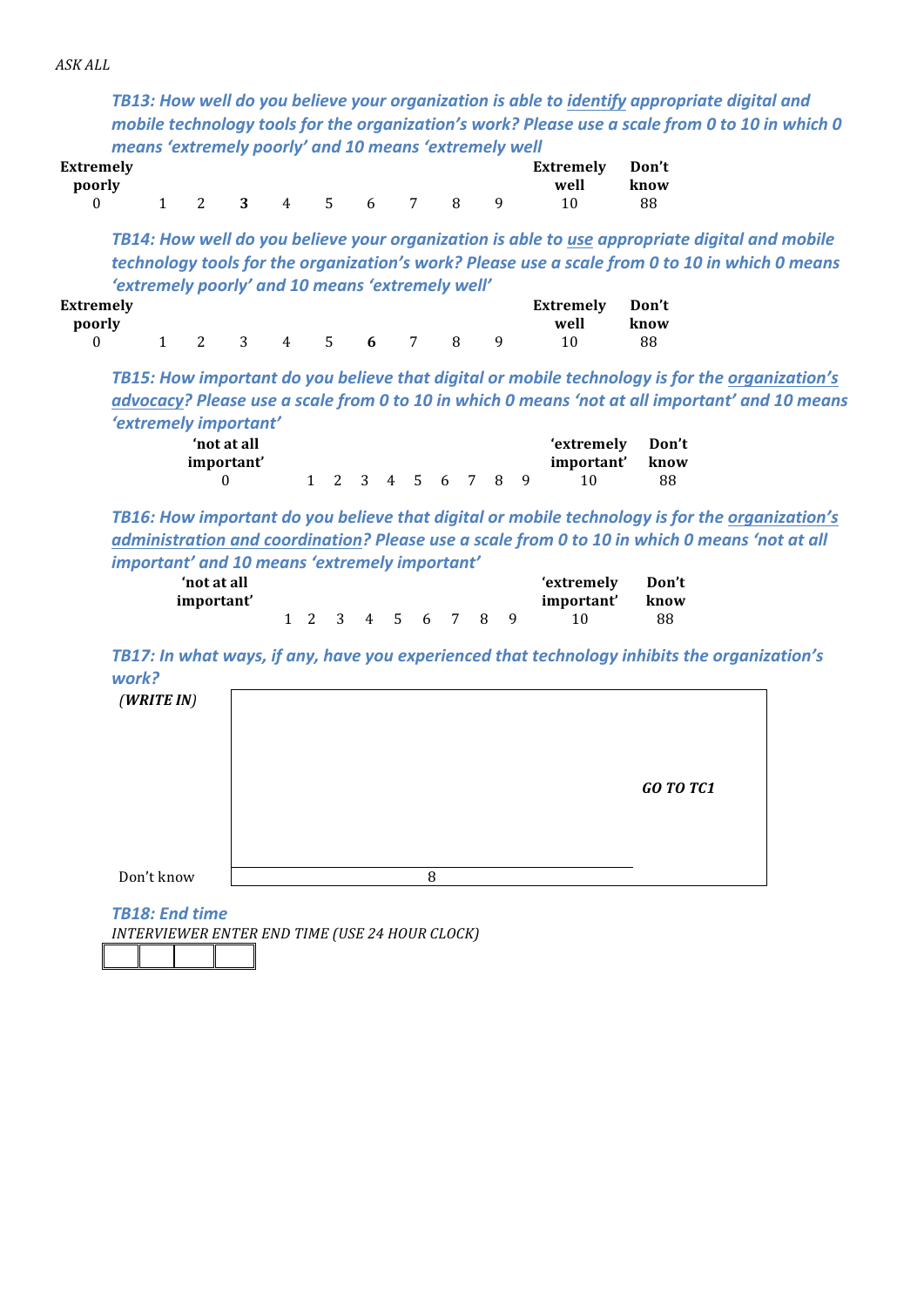*ASK ALL*

***TB13: How well do you believe your organization is able to identify appropriate digital and mobile technology tools for the organization's work? Please use a scale from 0 to 10 in which 0 means 'extremely poorly' and 10 means 'extremely well***

| Extremely poorly | | | | | | | | | | Extremely well | Don't know |
|---|---|---|---|---|---|---|---|---|---|---|---|
| 0 | 1 | 2 | **3** | 4 | 5 | 6 | 7 | 8 | 9 | 10 | 88 |

***TB14: How well do you believe your organization is able to use appropriate digital and mobile technology tools for the organization's work? Please use a scale from 0 to 10 in which 0 means 'extremely poorly' and 10 means 'extremely well'***

| Extremely poorly | | | | | | | | | | Extremely well | Don't know |
|---|---|---|---|---|---|---|---|---|---|---|---|
| 0 | 1 | 2 | 3 | 4 | 5 | **6** | 7 | 8 | 9 | 10 | 88 |

***TB15: How important do you believe that digital or mobile technology is for the organization's advocacy? Please use a scale from 0 to 10 in which 0 means 'not at all important' and 10 means 'extremely important'***

| 'not at all important' | | | | | | | | | | 'extremely important' | Don't know |
|---|---|---|---|---|---|---|---|---|---|---|---|
| 0 | 1 | 2 | 3 | 4 | 5 | 6 | 7 | 8 | 9 | 10 | 88 |

***TB16: How important do you believe that digital or mobile technology is for the organization's administration and coordination? Please use a scale from 0 to 10 in which 0 means 'not at all important' and 10 means 'extremely important'***

| 'not at all important' | | | | | | | | | 'extremely important' | Don't know |
|---|---|---|---|---|---|---|---|---|---|---|
| 1 | 2 | 3 | 4 | 5 | 6 | 7 | 8 | 9 | 10 | 88 |

***TB17: In what ways, if any, have you experienced that technology inhibits the organization's work?***

*(WRITE IN)* ______________________ ***GO TO TC1***

Don't know 8

***TB18: End time***

*INTERVIEWER ENTER END TIME (USE 24 HOUR CLOCK)*

| | | | |
|---|---|---|---|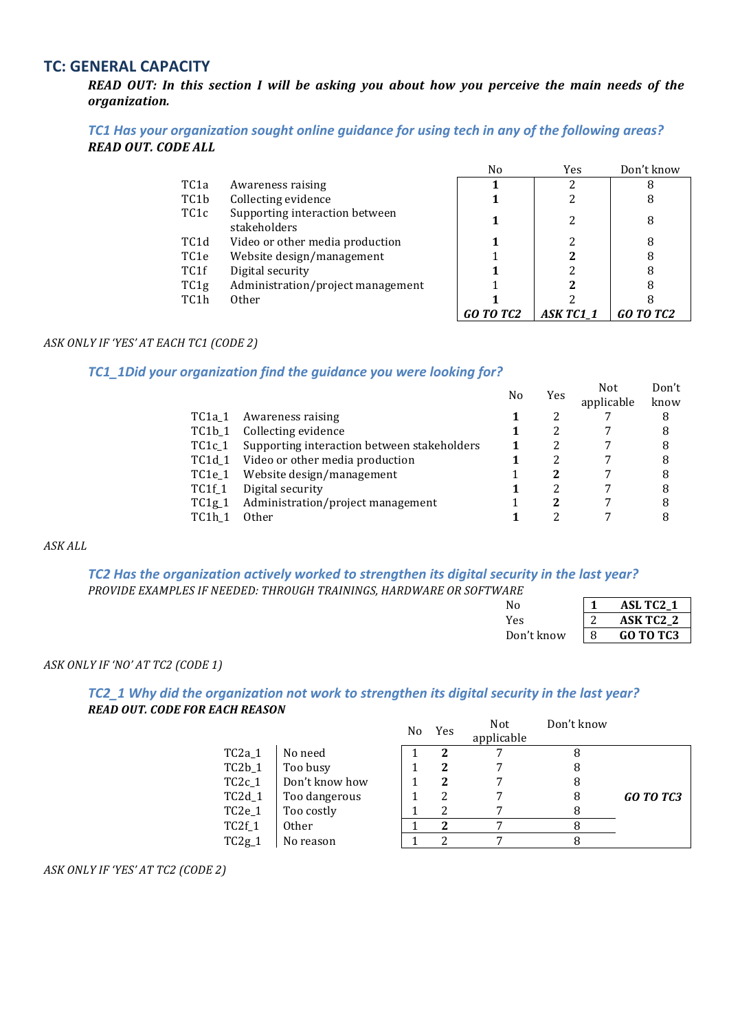## TC: GENERAL CAPACITY

***READ OUT: In this section I will be asking you about how you perceive the main needs of the organization.***

### *TC1 Has your organization sought online guidance for using tech in any of the following areas?*

***READ OUT. CODE ALL***

| | | No | Yes | Don't know |
|---|---|---|---|---|
| TC1a | Awareness raising | **1** | 2 | 8 |
| TC1b | Collecting evidence | **1** | 2 | 8 |
| TC1c | Supporting interaction between stakeholders | **1** | 2 | 8 |
| TC1d | Video or other media production | **1** | 2 | 8 |
| TC1e | Website design/management | 1 | **2** | 8 |
| TC1f | Digital security | **1** | 2 | 8 |
| TC1g | Administration/project management | 1 | **2** | 8 |
| TC1h | Other | **1** | 2 | 8 |
| | | ***GO TO TC2*** | ***ASK TC1_1*** | ***GO TO TC2*** |

*ASK ONLY IF 'YES' AT EACH TC1 (CODE 2)*

### *TC1_1Did your organization find the guidance you were looking for?*

| | | No | Yes | Not applicable | Don't know |
|---|---|---|---|---|---|
| TC1a_1 | Awareness raising | **1** | 2 | 7 | 8 |
| TC1b_1 | Collecting evidence | **1** | 2 | 7 | 8 |
| TC1c_1 | Supporting interaction between stakeholders | **1** | 2 | 7 | 8 |
| TC1d_1 | Video or other media production | **1** | 2 | 7 | 8 |
| TC1e_1 | Website design/management | 1 | **2** | 7 | 8 |
| TC1f_1 | Digital security | **1** | 2 | 7 | 8 |
| TC1g_1 | Administration/project management | 1 | **2** | 7 | 8 |
| TC1h_1 | Other | **1** | 2 | 7 | 8 |

*ASK ALL*

### *TC2 Has the organization actively worked to strengthen its digital security in the last year?*

*PROVIDE EXAMPLES IF NEEDED: THROUGH TRAININGS, HARDWARE OR SOFTWARE*

| | | |
|---|---|---|
| No | **1** | **ASL TC2_1** |
| Yes | 2 | **ASK TC2_2** |
| Don't know | 8 | **GO TO TC3** |

*ASK ONLY IF 'NO' AT TC2 (CODE 1)*

### *TC2_1 Why did the organization not work to strengthen its digital security in the last year?*

***READ OUT. CODE FOR EACH REASON***

| | | No | Yes | Not applicable | Don't know | |
|---|---|---|---|---|---|---|
| TC2a_1 | No need | 1 | **2** | 7 | 8 | ***GO TO TC3*** |
| TC2b_1 | Too busy | 1 | **2** | 7 | 8 | |
| TC2c_1 | Don't know how | 1 | **2** | 7 | 8 | |
| TC2d_1 | Too dangerous | 1 | 2 | 7 | 8 | |
| TC2e_1 | Too costly | 1 | 2 | 7 | 8 | |
| TC2f_1 | Other | 1 | **2** | 7 | 8 | |
| TC2g_1 | No reason | 1 | 2 | 7 | 8 | |

*ASK ONLY IF 'YES' AT TC2 (CODE 2)*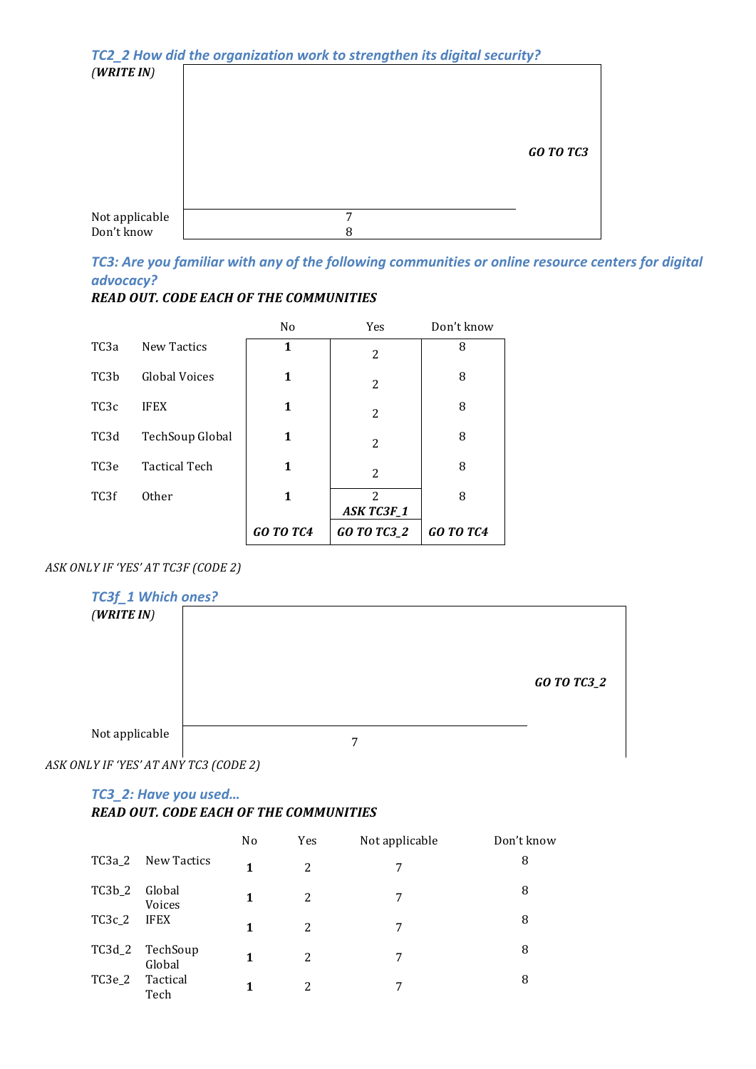### *TC2_2 How did the organization work to strengthen its digital security?*

*(WRITE IN)*

| | | |
|---|---|---|
| | | ***GO TO TC3*** |
| Not applicable | 7 | |
| Don't know | 8 | |

### *TC3: Are you familiar with any of the following communities or online resource centers for digital advocacy?*

***READ OUT. CODE EACH OF THE COMMUNITIES***

| | | No | Yes | Don't know |
|---|---|---|---|---|
| TC3a | New Tactics | **1** | 2 | 8 |
| TC3b | Global Voices | **1** | 2 | 8 |
| TC3c | IFEX | **1** | 2 | 8 |
| TC3d | TechSoup Global | **1** | 2 | 8 |
| TC3e | Tactical Tech | **1** | 2 | 8 |
| TC3f | Other | **1** | 2 ***ASK TC3F_1*** | 8 |
| | | ***GO TO TC4*** | ***GO TO TC3_2*** | ***GO TO TC4*** |

*ASK ONLY IF 'YES' AT TC3F (CODE 2)*

### *TC3f_1 Which ones?*

*(WRITE IN)*

| | | |
|---|---|---|
| | | ***GO TO TC3_2*** |
| Not applicable | 7 | |

*ASK ONLY IF 'YES' AT ANY TC3 (CODE 2)*

### *TC3_2: Have you used…*

***READ OUT. CODE EACH OF THE COMMUNITIES***

| | | No | Yes | Not applicable | Don't know |
|---|---|---|---|---|---|
| TC3a_2 | New Tactics | **1** | 2 | 7 | 8 |
| TC3b_2 | Global Voices | **1** | 2 | 7 | 8 |
| TC3c_2 | IFEX | **1** | 2 | 7 | 8 |
| TC3d_2 | TechSoup Global | **1** | 2 | 7 | 8 |
| TC3e_2 | Tactical Tech | **1** | 2 | 7 | 8 |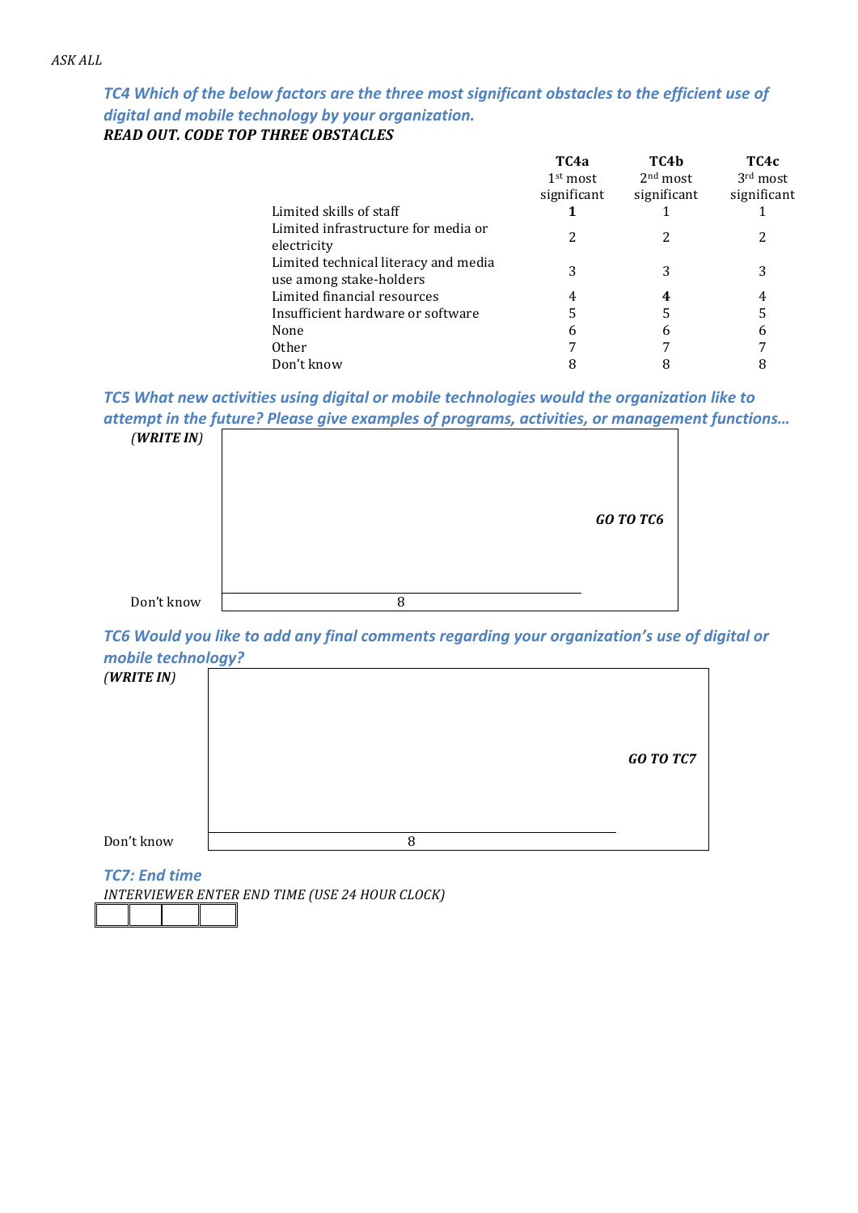*ASK ALL*

***TC4 Which of the below factors are the three most significant obstacles to the efficient use of digital and mobile technology by your organization.***
***READ OUT. CODE TOP THREE OBSTACLES***

| | TC4a 1st most significant | TC4b 2nd most significant | TC4c 3rd most significant |
|---|---|---|---|
| Limited skills of staff | **1** | 1 | 1 |
| Limited infrastructure for media or electricity | 2 | 2 | 2 |
| Limited technical literacy and media use among stake-holders | 3 | 3 | 3 |
| Limited financial resources | 4 | **4** | 4 |
| Insufficient hardware or software | 5 | 5 | 5 |
| None | 6 | 6 | 6 |
| Other | 7 | 7 | 7 |
| Don't know | 8 | 8 | 8 |

***TC5 What new activities using digital or mobile technologies would the organization like to attempt in the future? Please give examples of programs, activities, or management functions…***

*(WRITE IN)*

***GO TO TC6***

Don't know 8

***TC6 Would you like to add any final comments regarding your organization's use of digital or mobile technology?***

*(WRITE IN)*

***GO TO TC7***

Don't know 8

***TC7: End time***

*INTERVIEWER ENTER END TIME (USE 24 HOUR CLOCK)*

| | | | |
|---|---|---|---|
| | | | |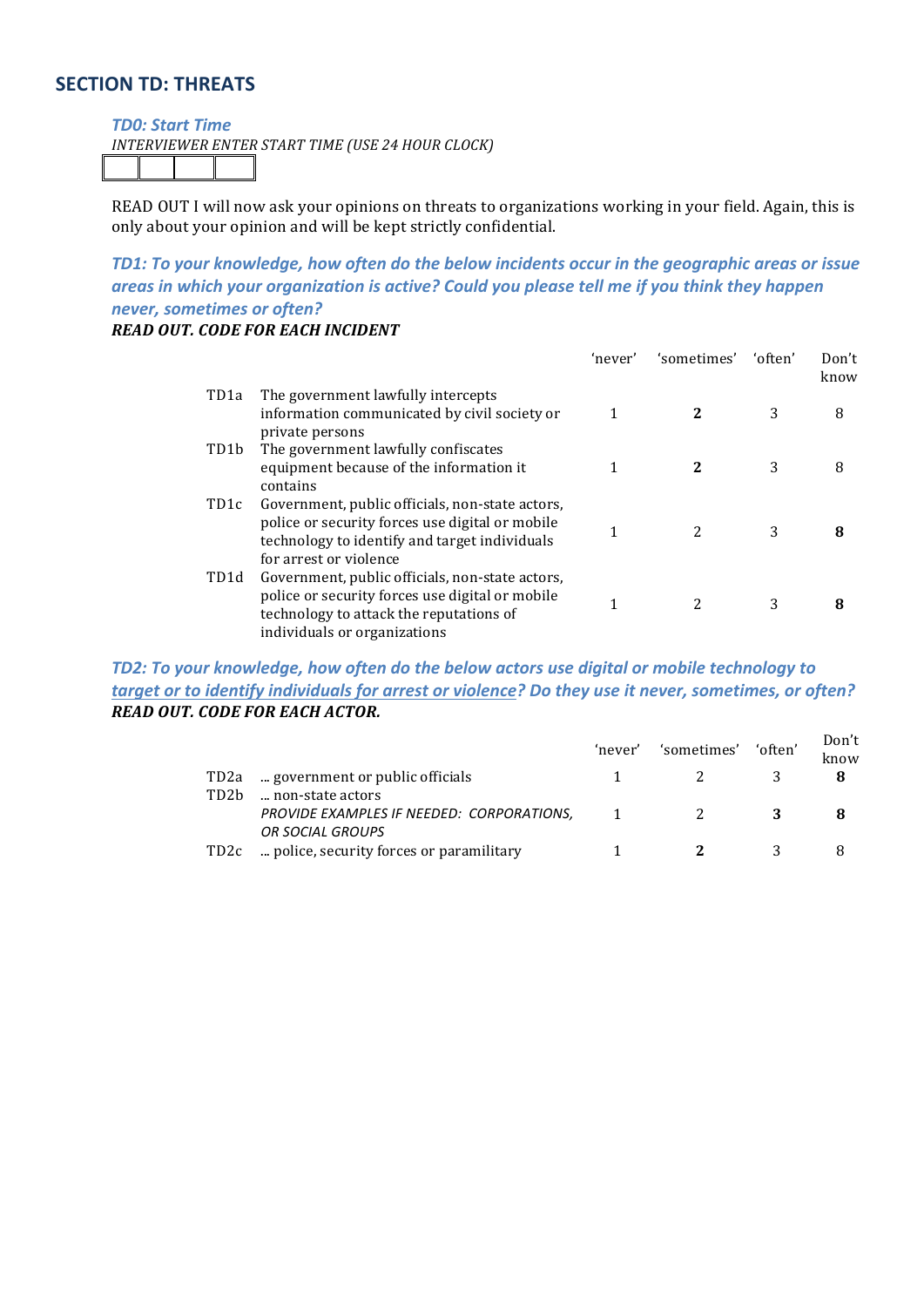## SECTION TD: THREATS

***TD0: Start Time***

*INTERVIEWER ENTER START TIME (USE 24 HOUR CLOCK)*

| | | | |
|---|---|---|---|
| | | | |

READ OUT I will now ask your opinions on threats to organizations working in your field. Again, this is only about your opinion and will be kept strictly confidential.

***TD1: To your knowledge, how often do the below incidents occur in the geographic areas or issue areas in which your organization is active? Could you please tell me if you think they happen never, sometimes or often?***

***READ OUT. CODE FOR EACH INCIDENT***

| | | 'never' | 'sometimes' | 'often' | Don't know |
|---|---|---|---|---|---|
| TD1a | The government lawfully intercepts information communicated by civil society or private persons | 1 | **2** | 3 | 8 |
| TD1b | The government lawfully confiscates equipment because of the information it contains | 1 | **2** | 3 | 8 |
| TD1c | Government, public officials, non-state actors, police or security forces use digital or mobile technology to identify and target individuals for arrest or violence | 1 | 2 | 3 | **8** |
| TD1d | Government, public officials, non-state actors, police or security forces use digital or mobile technology to attack the reputations of individuals or organizations | 1 | 2 | 3 | **8** |

***TD2: To your knowledge, how often do the below actors use digital or mobile technology to target or to identify individuals for arrest or violence? Do they use it never, sometimes, or often?***

***READ OUT. CODE FOR EACH ACTOR.***

| | | 'never' | 'sometimes' | 'often' | Don't know |
|---|---|---|---|---|---|
| TD2a | ... government or public officials | 1 | 2 | 3 | **8** |
| TD2b | ... non-state actors *PROVIDE EXAMPLES IF NEEDED: CORPORATIONS, OR SOCIAL GROUPS* | 1 | 2 | **3** | **8** |
| TD2c | ... police, security forces or paramilitary | 1 | **2** | 3 | 8 |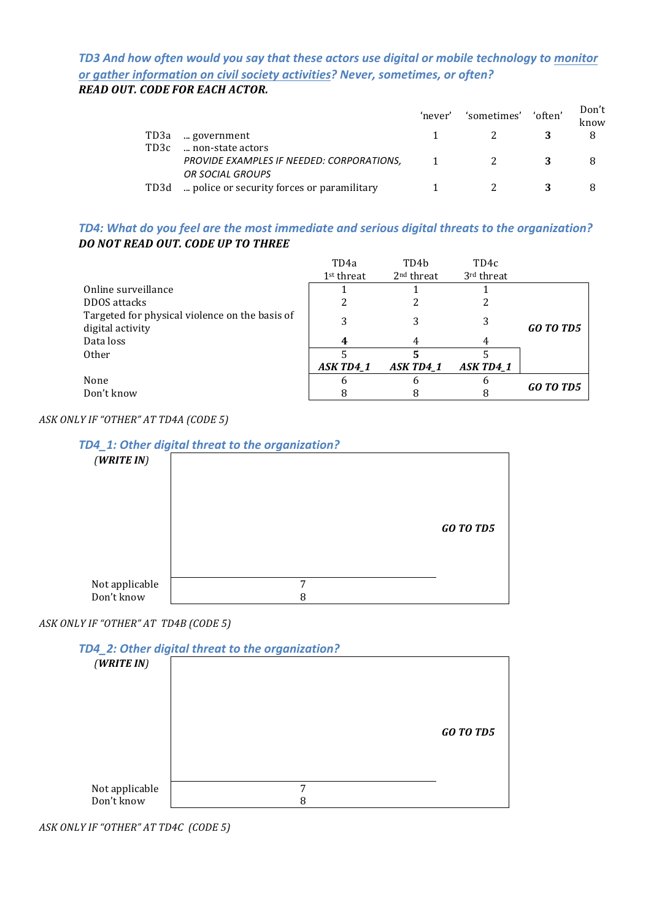***TD3 And how often would you say that these actors use digital or mobile technology to monitor or gather information on civil society activities? Never, sometimes, or often?***
***READ OUT. CODE FOR EACH ACTOR.***

| | | 'never' | 'sometimes' | 'often' | Don't know |
|---|---|---|---|---|---|
| TD3a | ... government | 1 | 2 | **3** | 8 |
| TD3c | ... non-state actors *PROVIDE EXAMPLES IF NEEDED: CORPORATIONS, OR SOCIAL GROUPS* | 1 | 2 | **3** | 8 |
| TD3d | ... police or security forces or paramilitary | 1 | 2 | **3** | 8 |

***TD4: What do you feel are the most immediate and serious digital threats to the organization?***
***DO NOT READ OUT. CODE UP TO THREE***

| | TD4a 1st threat | TD4b 2nd threat | TD4c 3rd threat | |
|---|---|---|---|---|
| Online surveillance | 1 | 1 | 1 | ***GO TO TD5*** |
| DDOS attacks | 2 | 2 | 2 | |
| Targeted for physical violence on the basis of digital activity | 3 | 3 | 3 | |
| Data loss | **4** | 4 | 4 | |
| Other | 5 ***ASK TD4_1*** | **5** ***ASK TD4_1*** | 5 ***ASK TD4_1*** | |
| None | 6 | 6 | 6 | ***GO TO TD5*** |
| Don't know | 8 | 8 | 8 | |

*ASK ONLY IF "OTHER" AT TD4A (CODE 5)*

***TD4_1: Other digital threat to the organization?***

| | | |
|---|---|---|
| ***(WRITE IN)*** | | ***GO TO TD5*** |
| Not applicable | 7 | |
| Don't know | 8 | |

*ASK ONLY IF "OTHER" AT TD4B (CODE 5)*

***TD4_2: Other digital threat to the organization?***

| | | |
|---|---|---|
| ***(WRITE IN)*** | | ***GO TO TD5*** |
| Not applicable | 7 | |
| Don't know | 8 | |

*ASK ONLY IF "OTHER" AT TD4C (CODE 5)*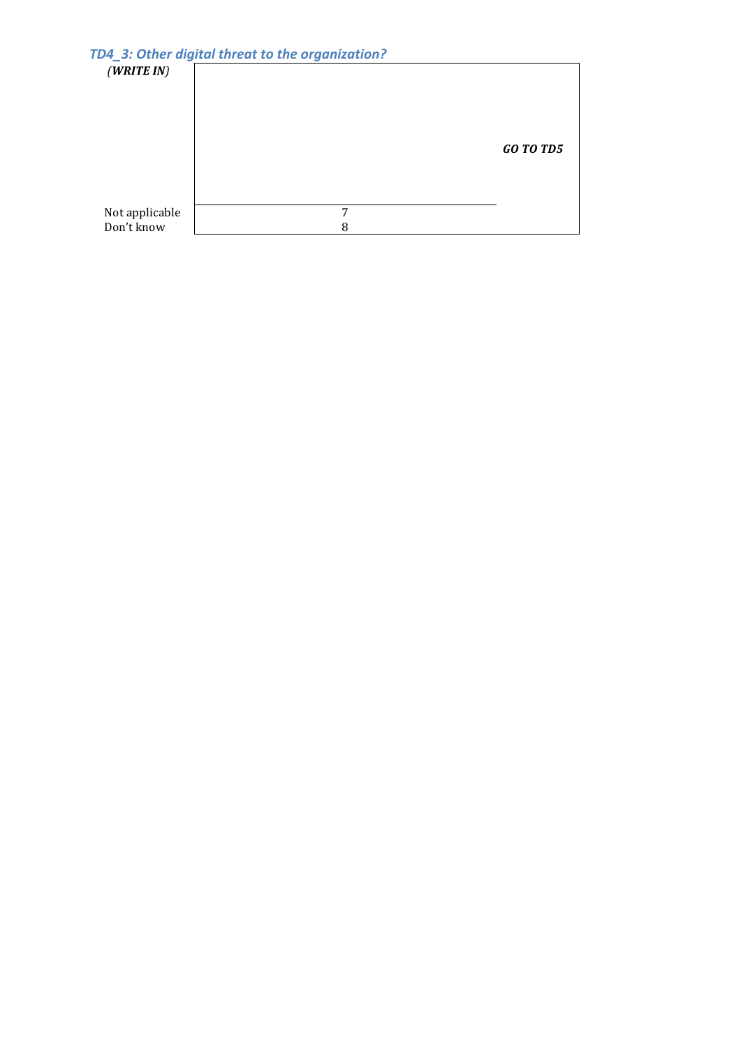### *TD4_3: Other digital threat to the organization?*

| | | |
|---|---|---|
| ***(WRITE IN)*** | | ***GO TO TD5*** |
| Not applicable | 7 | |
| Don't know | 8 | |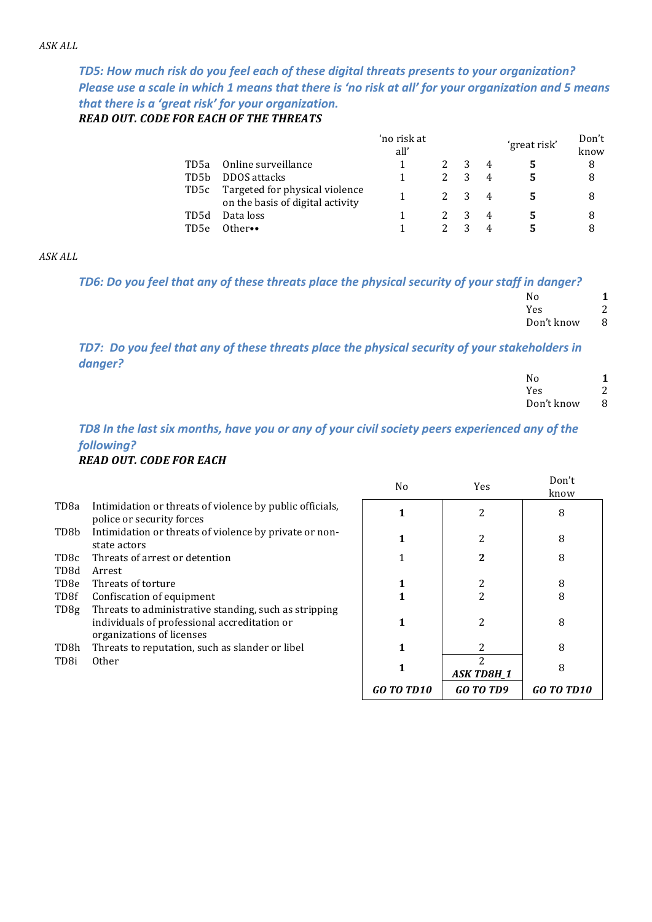*ASK ALL*

### *TD5: How much risk do you feel each of these digital threats presents to your organization? Please use a scale in which 1 means that there is 'no risk at all' for your organization and 5 means that there is a 'great risk' for your organization.*

***READ OUT. CODE FOR EACH OF THE THREATS***

| | | 'no risk at all' | | | | 'great risk' | Don't know |
|---|---|---|---|---|---|---|---|
| TD5a | Online surveillance | 1 | 2 | 3 | 4 | **5** | 8 |
| TD5b | DDOS attacks | 1 | 2 | 3 | 4 | **5** | 8 |
| TD5c | Targeted for physical violence on the basis of digital activity | 1 | 2 | 3 | 4 | **5** | 8 |
| TD5d | Data loss | 1 | 2 | 3 | 4 | **5** | 8 |
| TD5e | Other•• | 1 | 2 | 3 | 4 | **5** | 8 |

*ASK ALL*

### *TD6: Do you feel that any of these threats place the physical security of your staff in danger?*

| | |
|---|---|
| No | **1** |
| Yes | 2 |
| Don't know | 8 |

### *TD7: Do you feel that any of these threats place the physical security of your stakeholders in danger?*

| | |
|---|---|
| No | **1** |
| Yes | 2 |
| Don't know | 8 |

### *TD8 In the last six months, have you or any of your civil society peers experienced any of the following?*

***READ OUT. CODE FOR EACH***

| | | No | Yes | Don't know |
|---|---|---|---|---|
| TD8a | Intimidation or threats of violence by public officials, police or security forces | **1** | 2 | 8 |
| TD8b | Intimidation or threats of violence by private or non-state actors | **1** | 2 | 8 |
| TD8c | Threats of arrest or detention | 1 | **2** | 8 |
| TD8d | Arrest | | | |
| TD8e | Threats of torture | **1** | 2 | 8 |
| TD8f | Confiscation of equipment | **1** | 2 | 8 |
| TD8g | Threats to administrative standing, such as stripping individuals of professional accreditation or organizations of licenses | **1** | 2 | 8 |
| TD8h | Threats to reputation, such as slander or libel | **1** | 2 | 8 |
| TD8i | Other | **1** | 2 ***ASK TD8H_1*** | 8 |
| | | ***GO TO TD10*** | ***GO TO TD9*** | ***GO TO TD10*** |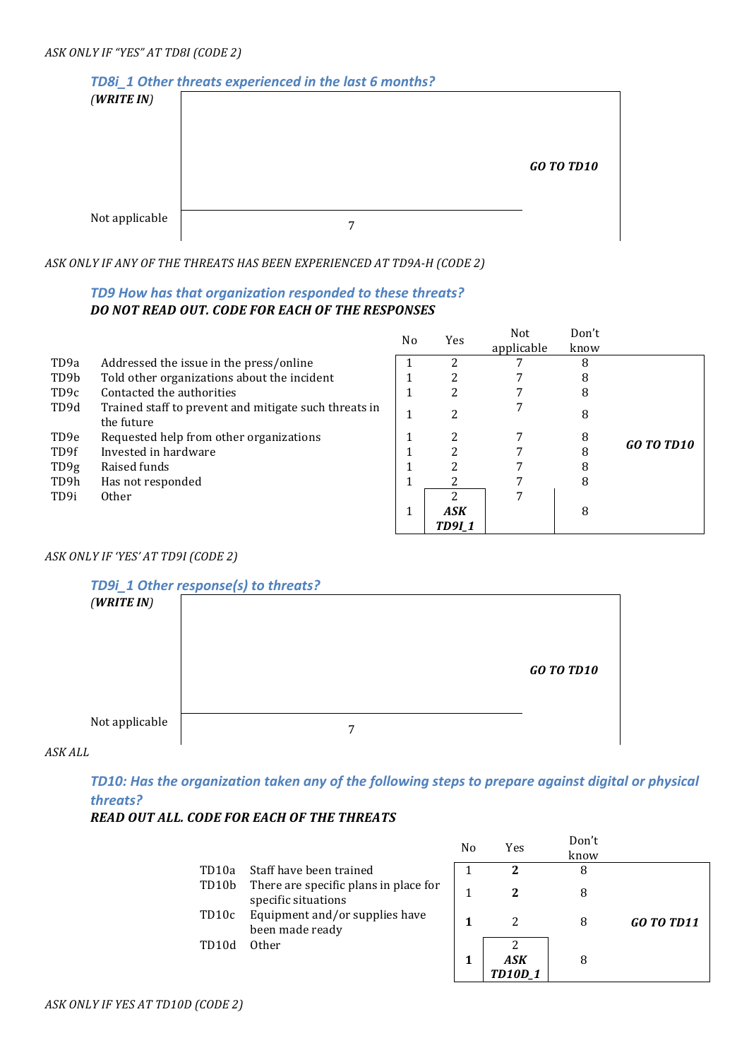*ASK ONLY IF "YES" AT TD8I (CODE 2)*

### *TD8i_1 Other threats experienced in the last 6 months?*

***(WRITE IN)***

| | | |
|---|---|---|
| | | ***GO TO TD10*** |
| Not applicable | 7 | |

*ASK ONLY IF ANY OF THE THREATS HAS BEEN EXPERIENCED AT TD9A-H (CODE 2)*

### *TD9 How has that organization responded to these threats?*

***DO NOT READ OUT. CODE FOR EACH OF THE RESPONSES***

| | | No | Yes | Not applicable | Don't know | |
|---|---|---|---|---|---|---|
| TD9a | Addressed the issue in the press/online | 1 | 2 | 7 | 8 | ***GO TO TD10*** |
| TD9b | Told other organizations about the incident | 1 | 2 | 7 | 8 | |
| TD9c | Contacted the authorities | 1 | 2 | 7 | 8 | |
| TD9d | Trained staff to prevent and mitigate such threats in the future | 1 | 2 | 7 | 8 | |
| TD9e | Requested help from other organizations | 1 | 2 | 7 | 8 | |
| TD9f | Invested in hardware | 1 | 2 | 7 | 8 | |
| TD9g | Raised funds | 1 | 2 | 7 | 8 | |
| TD9h | Has not responded | 1 | 2 | 7 | 8 | |
| TD9i | Other | 1 | 2 ***ASK TD9I_1*** | 7 | 8 | |

*ASK ONLY IF 'YES' AT TD9I (CODE 2)*

### *TD9i_1 Other response(s) to threats?*

***(WRITE IN)***

| | | |
|---|---|---|
| | | ***GO TO TD10*** |
| Not applicable | 7 | |

*ASK ALL*

### *TD10: Has the organization taken any of the following steps to prepare against digital or physical threats?*

***READ OUT ALL. CODE FOR EACH OF THE THREATS***

| | | No | Yes | Don't know | |
|---|---|---|---|---|---|
| TD10a | Staff have been trained | 1 | **2** | 8 | ***GO TO TD11*** |
| TD10b | There are specific plans in place for specific situations | 1 | **2** | 8 | |
| TD10c | Equipment and/or supplies have been made ready | **1** | 2 | 8 | |
| TD10d | Other | **1** | 2 ***ASK TD10D_1*** | 8 | |

*ASK ONLY IF YES AT TD10D (CODE 2)*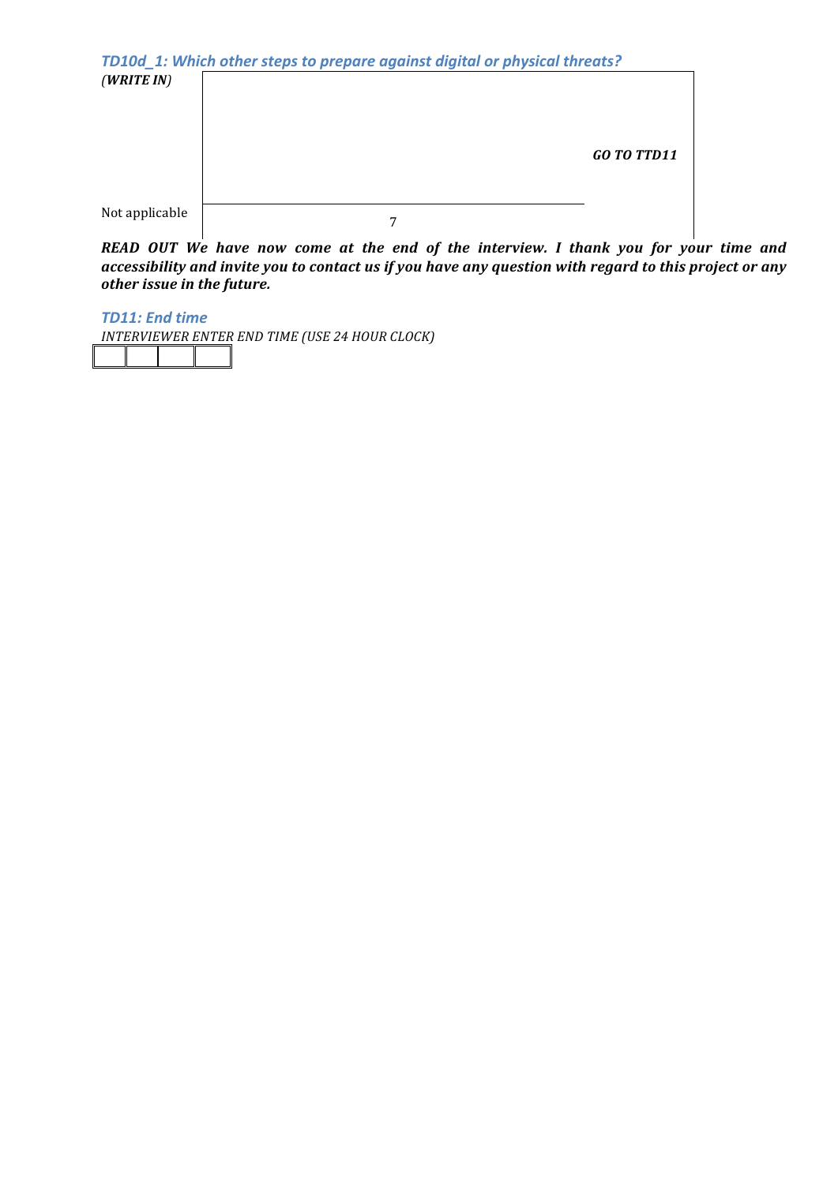### *TD10d_1: Which other steps to prepare against digital or physical threats?*

*(WRITE IN)*

| | | |
|---|---|---|
| | | ***GO TO TTD11*** |
| Not applicable | 7 | |

***READ OUT We have now come at the end of the interview. I thank you for your time and accessibility and invite you to contact us if you have any question with regard to this project or any other issue in the future.***

### *TD11: End time*

*INTERVIEWER ENTER END TIME (USE 24 HOUR CLOCK)*

| | | | |
|---|---|---|---|
| | | | |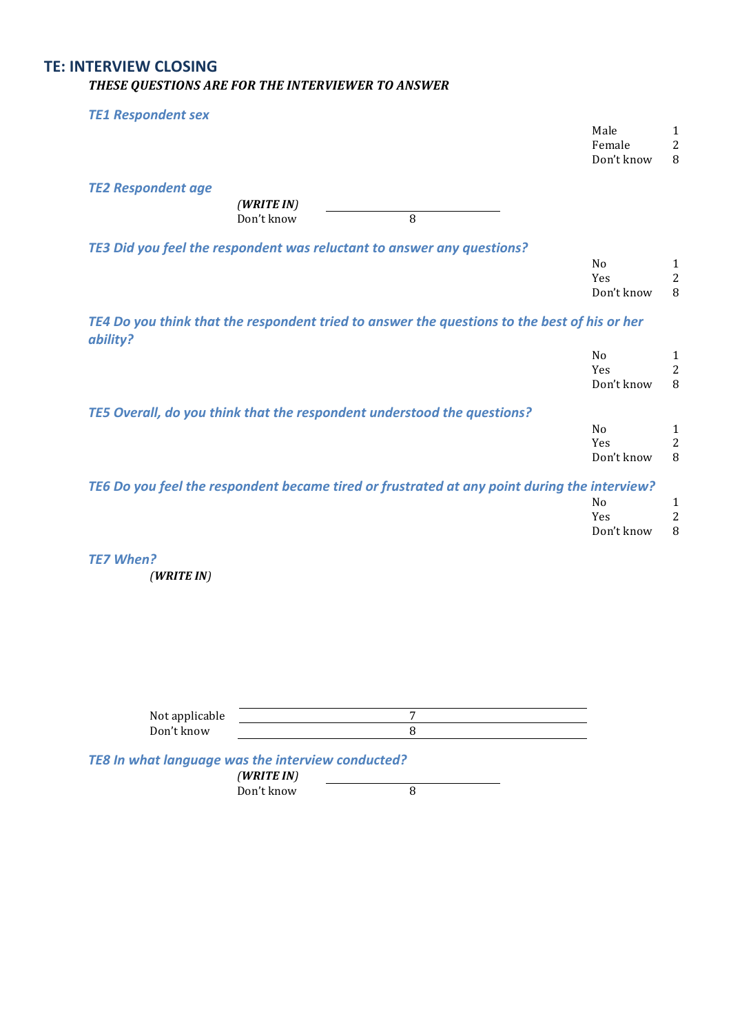## TE: INTERVIEW CLOSING

***THESE QUESTIONS ARE FOR THE INTERVIEWER TO ANSWER***

***TE1 Respondent sex***

| | |
|---|---|
| Male | 1 |
| Female | 2 |
| Don't know | 8 |

***TE2 Respondent age***

*(WRITE IN)* ____________________

Don't know 8

***TE3 Did you feel the respondent was reluctant to answer any questions?***

| | |
|---|---|
| No | 1 |
| Yes | 2 |
| Don't know | 8 |

***TE4 Do you think that the respondent tried to answer the questions to the best of his or her ability?***

| | |
|---|---|
| No | 1 |
| Yes | 2 |
| Don't know | 8 |

***TE5 Overall, do you think that the respondent understood the questions?***

| | |
|---|---|
| No | 1 |
| Yes | 2 |
| Don't know | 8 |

***TE6 Do you feel the respondent became tired or frustrated at any point during the interview?***

| | |
|---|---|
| No | 1 |
| Yes | 2 |
| Don't know | 8 |

***TE7 When?***

*(WRITE IN)*

| | |
|---|---|
| Not applicable | 7 |
| Don't know | 8 |

***TE8 In what language was the interview conducted?***

*(WRITE IN)* ____________________

Don't know 8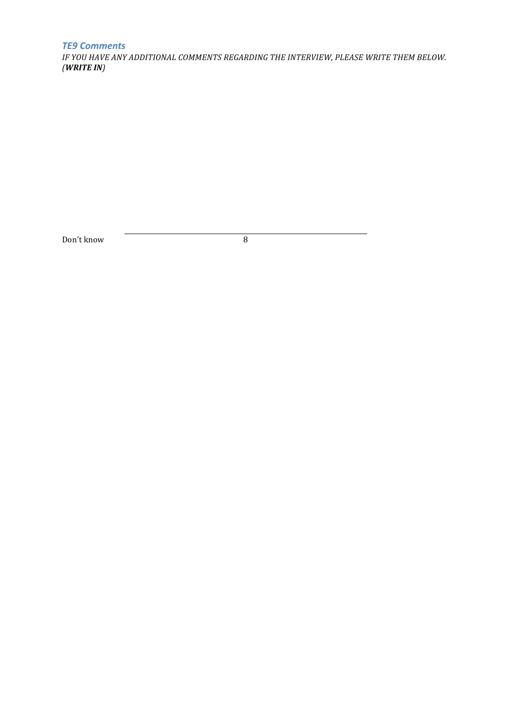### *TE9 Comments*

*IF YOU HAVE ANY ADDITIONAL COMMENTS REGARDING THE INTERVIEW, PLEASE WRITE THEM BELOW. (**WRITE IN**)*

| | |
|---|---|
| Don't know | 8 |